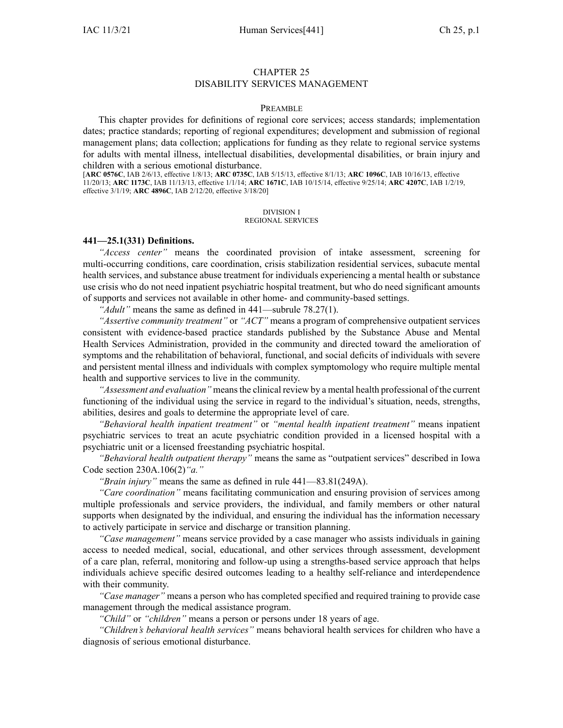# CHAPTER 25
# DISABILITY SERVICES MANAGEMENT

## PREAMBLE

This chapter provides for definitions of regional core services; access standards; implementation dates; practice standards; reporting of regional expenditures; development and submission of regional management plans; data collection; applications for funding as they relate to regional service systems for adults with mental illness, intellectual disabilities, developmental disabilities, or brain injury and children with a serious emotional disturbance.

[**ARC 0576C**, IAB 2/6/13, effective 1/8/13; **ARC 0735C**, IAB 5/15/13, effective 8/1/13; **ARC 1096C**, IAB 10/16/13, effective 11/20/13; **ARC 1173C**, IAB 11/13/13, effective 1/1/14; **ARC 1671C**, IAB 10/15/14, effective 9/25/14; **ARC 4207C**, IAB 1/2/19, effective 3/1/19; **ARC 4896C**, IAB 2/12/20, effective 3/18/20]

## DIVISION I
## REGIONAL SERVICES

### 441—25.1(331) Definitions.

*"Access center"* means the coordinated provision of intake assessment, screening for multi-occurring conditions, care coordination, crisis stabilization residential services, subacute mental health services, and substance abuse treatment for individuals experiencing a mental health or substance use crisis who do not need inpatient psychiatric hospital treatment, but who do need significant amounts of supports and services not available in other home- and community-based settings.

*"Adult"* means the same as defined in 441—subrule 78.27(1).

*"Assertive community treatment"* or *"ACT"* means a program of comprehensive outpatient services consistent with evidence-based practice standards published by the Substance Abuse and Mental Health Services Administration, provided in the community and directed toward the amelioration of symptoms and the rehabilitation of behavioral, functional, and social deficits of individuals with severe and persistent mental illness and individuals with complex symptomology who require multiple mental health and supportive services to live in the community.

*"Assessment and evaluation"* means the clinical review by a mental health professional of the current functioning of the individual using the service in regard to the individual's situation, needs, strengths, abilities, desires and goals to determine the appropriate level of care.

*"Behavioral health inpatient treatment"* or *"mental health inpatient treatment"* means inpatient psychiatric services to treat an acute psychiatric condition provided in a licensed hospital with a psychiatric unit or a licensed freestanding psychiatric hospital.

*"Behavioral health outpatient therapy"* means the same as "outpatient services" described in Iowa Code section 230A.106(2)*"a."*

*"Brain injury"* means the same as defined in rule 441—83.81(249A).

*"Care coordination"* means facilitating communication and ensuring provision of services among multiple professionals and service providers, the individual, and family members or other natural supports when designated by the individual, and ensuring the individual has the information necessary to actively participate in service and discharge or transition planning.

*"Case management"* means service provided by a case manager who assists individuals in gaining access to needed medical, social, educational, and other services through assessment, development of a care plan, referral, monitoring and follow-up using a strengths-based service approach that helps individuals achieve specific desired outcomes leading to a healthy self-reliance and interdependence with their community.

*"Case manager"* means a person who has completed specified and required training to provide case management through the medical assistance program.

*"Child"* or *"children"* means a person or persons under 18 years of age.

*"Children's behavioral health services"* means behavioral health services for children who have a diagnosis of serious emotional disturbance.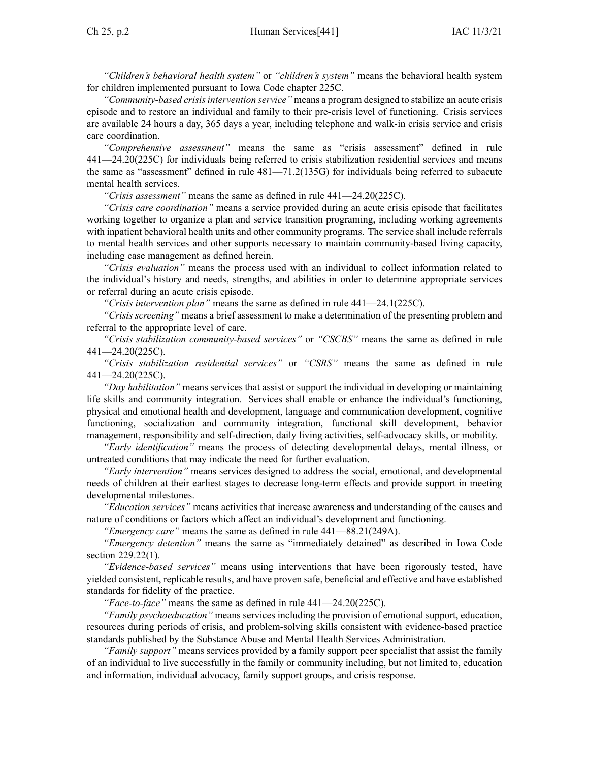*"Children's behavioral health system"* or *"children's system"* means the behavioral health system for children implemented pursuant to Iowa Code chapter 225C.

*"Community-based crisis intervention service"* means a program designed to stabilize an acute crisis episode and to restore an individual and family to their pre-crisis level of functioning. Crisis services are available 24 hours a day, 365 days a year, including telephone and walk-in crisis service and crisis care coordination.

*"Comprehensive assessment"* means the same as "crisis assessment" defined in rule 441—24.20(225C) for individuals being referred to crisis stabilization residential services and means the same as "assessment" defined in rule 481—71.2(135G) for individuals being referred to subacute mental health services.

*"Crisis assessment"* means the same as defined in rule 441—24.20(225C).

*"Crisis care coordination"* means a service provided during an acute crisis episode that facilitates working together to organize a plan and service transition programing, including working agreements with inpatient behavioral health units and other community programs. The service shall include referrals to mental health services and other supports necessary to maintain community-based living capacity, including case management as defined herein.

*"Crisis evaluation"* means the process used with an individual to collect information related to the individual's history and needs, strengths, and abilities in order to determine appropriate services or referral during an acute crisis episode.

*"Crisis intervention plan"* means the same as defined in rule 441—24.1(225C).

*"Crisis screening"* means a brief assessment to make a determination of the presenting problem and referral to the appropriate level of care.

*"Crisis stabilization community-based services"* or *"CSCBS"* means the same as defined in rule 441—24.20(225C).

*"Crisis stabilization residential services"* or *"CSRS"* means the same as defined in rule 441—24.20(225C).

*"Day habilitation"* means services that assist or support the individual in developing or maintaining life skills and community integration. Services shall enable or enhance the individual's functioning, physical and emotional health and development, language and communication development, cognitive functioning, socialization and community integration, functional skill development, behavior management, responsibility and self-direction, daily living activities, self-advocacy skills, or mobility.

*"Early identification"* means the process of detecting developmental delays, mental illness, or untreated conditions that may indicate the need for further evaluation.

*"Early intervention"* means services designed to address the social, emotional, and developmental needs of children at their earliest stages to decrease long-term effects and provide support in meeting developmental milestones.

*"Education services"* means activities that increase awareness and understanding of the causes and nature of conditions or factors which affect an individual's development and functioning.

*"Emergency care"* means the same as defined in rule 441—88.21(249A).

*"Emergency detention"* means the same as "immediately detained" as described in Iowa Code section 229.22(1).

*"Evidence-based services"* means using interventions that have been rigorously tested, have yielded consistent, replicable results, and have proven safe, beneficial and effective and have established standards for fidelity of the practice.

*"Face-to-face"* means the same as defined in rule 441—24.20(225C).

*"Family psychoeducation"* means services including the provision of emotional support, education, resources during periods of crisis, and problem-solving skills consistent with evidence-based practice standards published by the Substance Abuse and Mental Health Services Administration.

*"Family support"* means services provided by a family support peer specialist that assist the family of an individual to live successfully in the family or community including, but not limited to, education and information, individual advocacy, family support groups, and crisis response.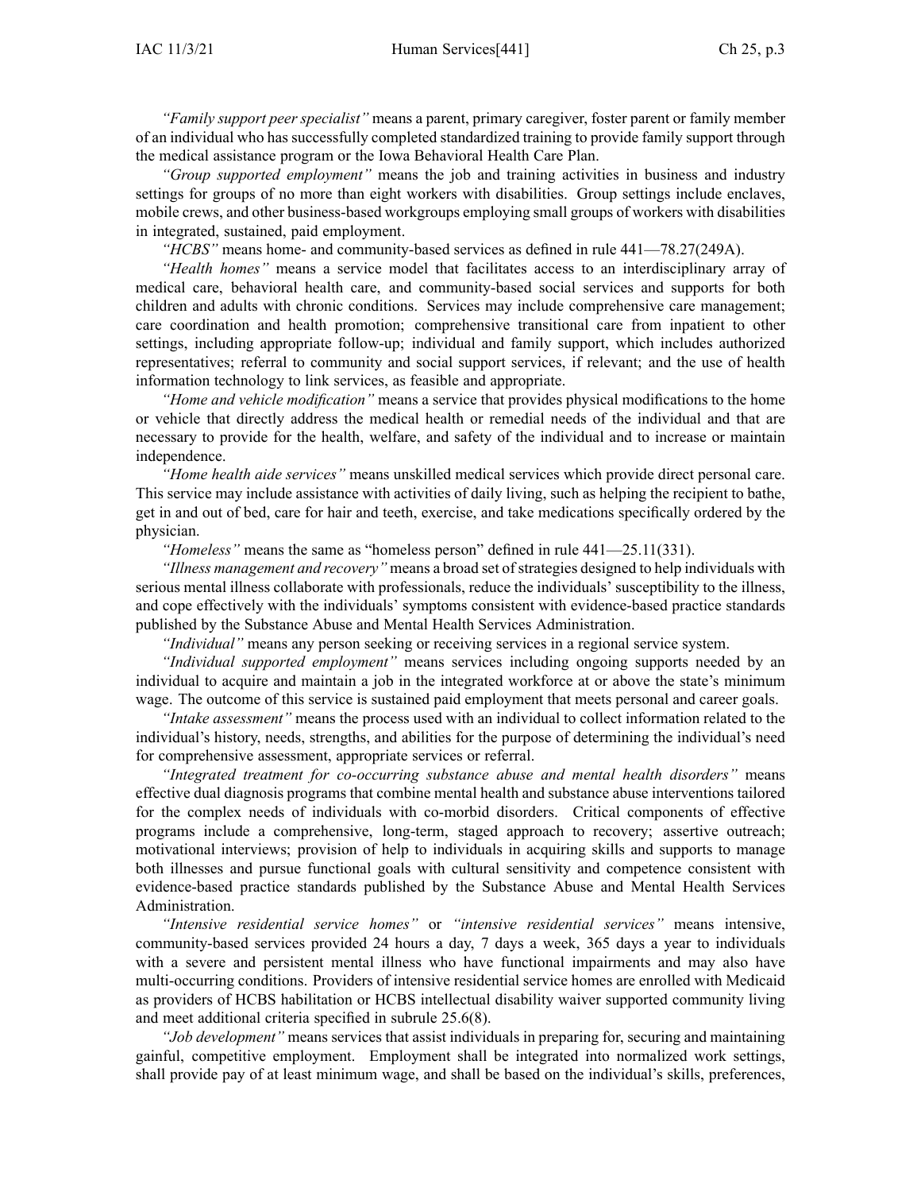*"Family support peer specialist"* means a parent, primary caregiver, foster parent or family member of an individual who has successfully completed standardized training to provide family support through the medical assistance program or the Iowa Behavioral Health Care Plan.

*"Group supported employment"* means the job and training activities in business and industry settings for groups of no more than eight workers with disabilities. Group settings include enclaves, mobile crews, and other business-based workgroups employing small groups of workers with disabilities in integrated, sustained, paid employment.

*"HCBS"* means home- and community-based services as defined in rule 441—78.27(249A).

*"Health homes"* means a service model that facilitates access to an interdisciplinary array of medical care, behavioral health care, and community-based social services and supports for both children and adults with chronic conditions. Services may include comprehensive care management; care coordination and health promotion; comprehensive transitional care from inpatient to other settings, including appropriate follow-up; individual and family support, which includes authorized representatives; referral to community and social support services, if relevant; and the use of health information technology to link services, as feasible and appropriate.

*"Home and vehicle modification"* means a service that provides physical modifications to the home or vehicle that directly address the medical health or remedial needs of the individual and that are necessary to provide for the health, welfare, and safety of the individual and to increase or maintain independence.

*"Home health aide services"* means unskilled medical services which provide direct personal care. This service may include assistance with activities of daily living, such as helping the recipient to bathe, get in and out of bed, care for hair and teeth, exercise, and take medications specifically ordered by the physician.

*"Homeless"* means the same as "homeless person" defined in rule 441—25.11(331).

*"Illness management and recovery"* means a broad set of strategies designed to help individuals with serious mental illness collaborate with professionals, reduce the individuals' susceptibility to the illness, and cope effectively with the individuals' symptoms consistent with evidence-based practice standards published by the Substance Abuse and Mental Health Services Administration.

*"Individual"* means any person seeking or receiving services in a regional service system.

*"Individual supported employment"* means services including ongoing supports needed by an individual to acquire and maintain a job in the integrated workforce at or above the state's minimum wage. The outcome of this service is sustained paid employment that meets personal and career goals.

*"Intake assessment"* means the process used with an individual to collect information related to the individual's history, needs, strengths, and abilities for the purpose of determining the individual's need for comprehensive assessment, appropriate services or referral.

*"Integrated treatment for co-occurring substance abuse and mental health disorders"* means effective dual diagnosis programs that combine mental health and substance abuse interventions tailored for the complex needs of individuals with co-morbid disorders. Critical components of effective programs include a comprehensive, long-term, staged approach to recovery; assertive outreach; motivational interviews; provision of help to individuals in acquiring skills and supports to manage both illnesses and pursue functional goals with cultural sensitivity and competence consistent with evidence-based practice standards published by the Substance Abuse and Mental Health Services Administration.

*"Intensive residential service homes"* or *"intensive residential services"* means intensive, community-based services provided 24 hours a day, 7 days a week, 365 days a year to individuals with a severe and persistent mental illness who have functional impairments and may also have multi-occurring conditions. Providers of intensive residential service homes are enrolled with Medicaid as providers of HCBS habilitation or HCBS intellectual disability waiver supported community living and meet additional criteria specified in subrule 25.6(8).

*"Job development"* means services that assist individuals in preparing for, securing and maintaining gainful, competitive employment. Employment shall be integrated into normalized work settings, shall provide pay of at least minimum wage, and shall be based on the individual's skills, preferences,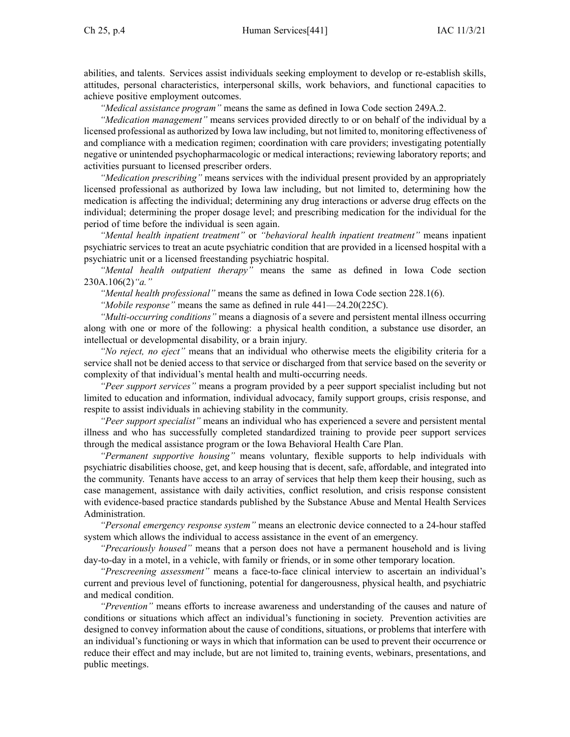abilities, and talents. Services assist individuals seeking employment to develop or re-establish skills, attitudes, personal characteristics, interpersonal skills, work behaviors, and functional capacities to achieve positive employment outcomes.

*"Medical assistance program"* means the same as defined in Iowa Code section 249A.2.

*"Medication management"* means services provided directly to or on behalf of the individual by a licensed professional as authorized by Iowa law including, but not limited to, monitoring effectiveness of and compliance with a medication regimen; coordination with care providers; investigating potentially negative or unintended psychopharmacologic or medical interactions; reviewing laboratory reports; and activities pursuant to licensed prescriber orders.

*"Medication prescribing"* means services with the individual present provided by an appropriately licensed professional as authorized by Iowa law including, but not limited to, determining how the medication is affecting the individual; determining any drug interactions or adverse drug effects on the individual; determining the proper dosage level; and prescribing medication for the individual for the period of time before the individual is seen again.

*"Mental health inpatient treatment"* or *"behavioral health inpatient treatment"* means inpatient psychiatric services to treat an acute psychiatric condition that are provided in a licensed hospital with a psychiatric unit or a licensed freestanding psychiatric hospital.

*"Mental health outpatient therapy"* means the same as defined in Iowa Code section 230A.106(2)*"a."*

*"Mental health professional"* means the same as defined in Iowa Code section 228.1(6).

*"Mobile response"* means the same as defined in rule 441—24.20(225C).

*"Multi-occurring conditions"* means a diagnosis of a severe and persistent mental illness occurring along with one or more of the following: a physical health condition, a substance use disorder, an intellectual or developmental disability, or a brain injury.

*"No reject, no eject"* means that an individual who otherwise meets the eligibility criteria for a service shall not be denied access to that service or discharged from that service based on the severity or complexity of that individual's mental health and multi-occurring needs.

*"Peer support services"* means a program provided by a peer support specialist including but not limited to education and information, individual advocacy, family support groups, crisis response, and respite to assist individuals in achieving stability in the community.

*"Peer support specialist"* means an individual who has experienced a severe and persistent mental illness and who has successfully completed standardized training to provide peer support services through the medical assistance program or the Iowa Behavioral Health Care Plan.

*"Permanent supportive housing"* means voluntary, flexible supports to help individuals with psychiatric disabilities choose, get, and keep housing that is decent, safe, affordable, and integrated into the community. Tenants have access to an array of services that help them keep their housing, such as case management, assistance with daily activities, conflict resolution, and crisis response consistent with evidence-based practice standards published by the Substance Abuse and Mental Health Services Administration.

*"Personal emergency response system"* means an electronic device connected to a 24-hour staffed system which allows the individual to access assistance in the event of an emergency.

*"Precariously housed"* means that a person does not have a permanent household and is living day-to-day in a motel, in a vehicle, with family or friends, or in some other temporary location.

*"Prescreening assessment"* means a face-to-face clinical interview to ascertain an individual's current and previous level of functioning, potential for dangerousness, physical health, and psychiatric and medical condition.

*"Prevention"* means efforts to increase awareness and understanding of the causes and nature of conditions or situations which affect an individual's functioning in society. Prevention activities are designed to convey information about the cause of conditions, situations, or problems that interfere with an individual's functioning or ways in which that information can be used to prevent their occurrence or reduce their effect and may include, but are not limited to, training events, webinars, presentations, and public meetings.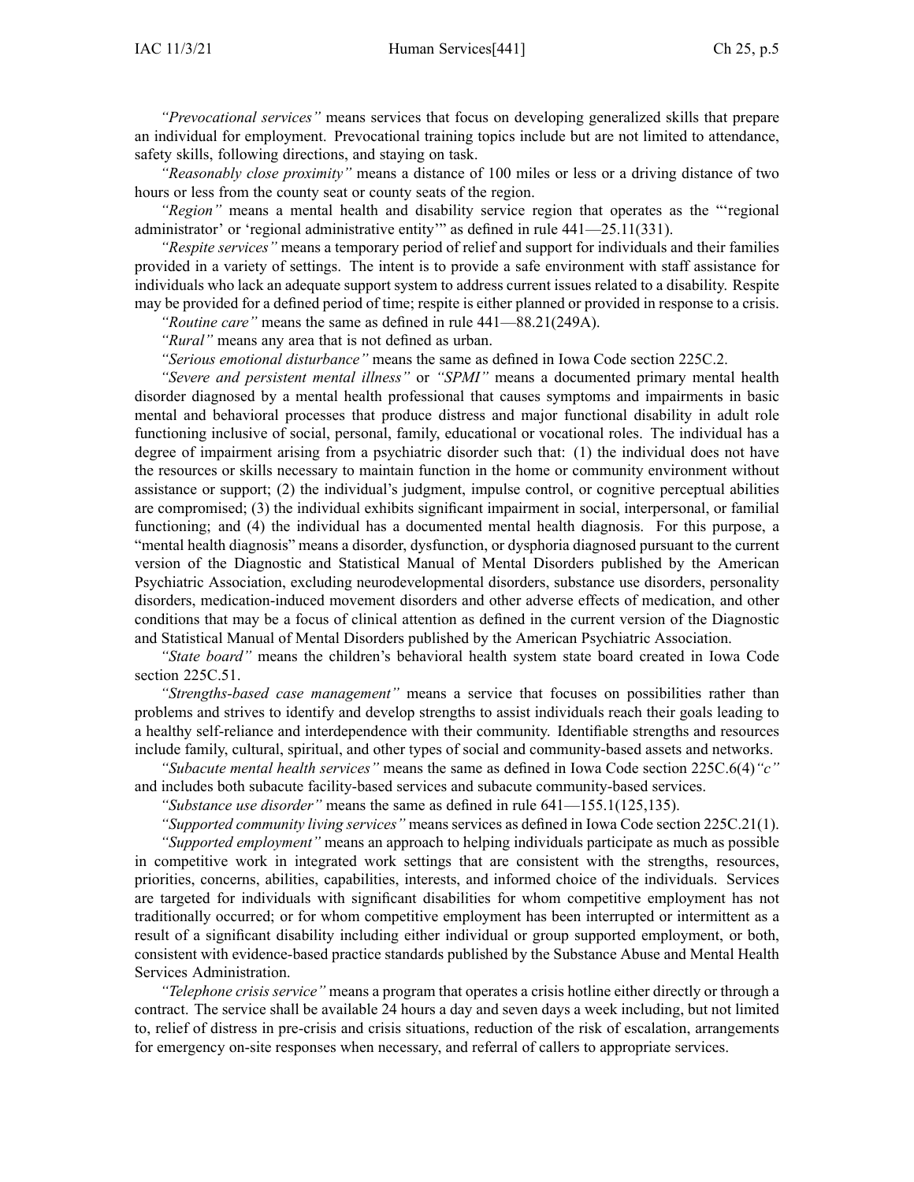*"Prevocational services"* means services that focus on developing generalized skills that prepare an individual for employment. Prevocational training topics include but are not limited to attendance, safety skills, following directions, and staying on task.

*"Reasonably close proximity"* means a distance of 100 miles or less or a driving distance of two hours or less from the county seat or county seats of the region.

*"Region"* means a mental health and disability service region that operates as the "'regional administrator' or 'regional administrative entity'" as defined in rule 441—25.11(331).

*"Respite services"* means a temporary period of relief and support for individuals and their families provided in a variety of settings. The intent is to provide a safe environment with staff assistance for individuals who lack an adequate support system to address current issues related to a disability. Respite may be provided for a defined period of time; respite is either planned or provided in response to a crisis.

*"Routine care"* means the same as defined in rule 441—88.21(249A).

*"Rural"* means any area that is not defined as urban.

*"Serious emotional disturbance"* means the same as defined in Iowa Code section 225C.2.

*"Severe and persistent mental illness"* or *"SPMI"* means a documented primary mental health disorder diagnosed by a mental health professional that causes symptoms and impairments in basic mental and behavioral processes that produce distress and major functional disability in adult role functioning inclusive of social, personal, family, educational or vocational roles. The individual has a degree of impairment arising from a psychiatric disorder such that: (1) the individual does not have the resources or skills necessary to maintain function in the home or community environment without assistance or support; (2) the individual's judgment, impulse control, or cognitive perceptual abilities are compromised; (3) the individual exhibits significant impairment in social, interpersonal, or familial functioning; and (4) the individual has a documented mental health diagnosis. For this purpose, a "mental health diagnosis" means a disorder, dysfunction, or dysphoria diagnosed pursuant to the current version of the Diagnostic and Statistical Manual of Mental Disorders published by the American Psychiatric Association, excluding neurodevelopmental disorders, substance use disorders, personality disorders, medication-induced movement disorders and other adverse effects of medication, and other conditions that may be a focus of clinical attention as defined in the current version of the Diagnostic and Statistical Manual of Mental Disorders published by the American Psychiatric Association.

*"State board"* means the children's behavioral health system state board created in Iowa Code section 225C.51.

*"Strengths-based case management"* means a service that focuses on possibilities rather than problems and strives to identify and develop strengths to assist individuals reach their goals leading to a healthy self-reliance and interdependence with their community. Identifiable strengths and resources include family, cultural, spiritual, and other types of social and community-based assets and networks.

*"Subacute mental health services"* means the same as defined in Iowa Code section 225C.6(4)*"c"* and includes both subacute facility-based services and subacute community-based services.

*"Substance use disorder"* means the same as defined in rule 641—155.1(125,135).

*"Supported community living services"* means services as defined in Iowa Code section 225C.21(1).

*"Supported employment"* means an approach to helping individuals participate as much as possible in competitive work in integrated work settings that are consistent with the strengths, resources, priorities, concerns, abilities, capabilities, interests, and informed choice of the individuals. Services are targeted for individuals with significant disabilities for whom competitive employment has not traditionally occurred; or for whom competitive employment has been interrupted or intermittent as a result of a significant disability including either individual or group supported employment, or both, consistent with evidence-based practice standards published by the Substance Abuse and Mental Health Services Administration.

*"Telephone crisis service"* means a program that operates a crisis hotline either directly or through a contract. The service shall be available 24 hours a day and seven days a week including, but not limited to, relief of distress in pre-crisis and crisis situations, reduction of the risk of escalation, arrangements for emergency on-site responses when necessary, and referral of callers to appropriate services.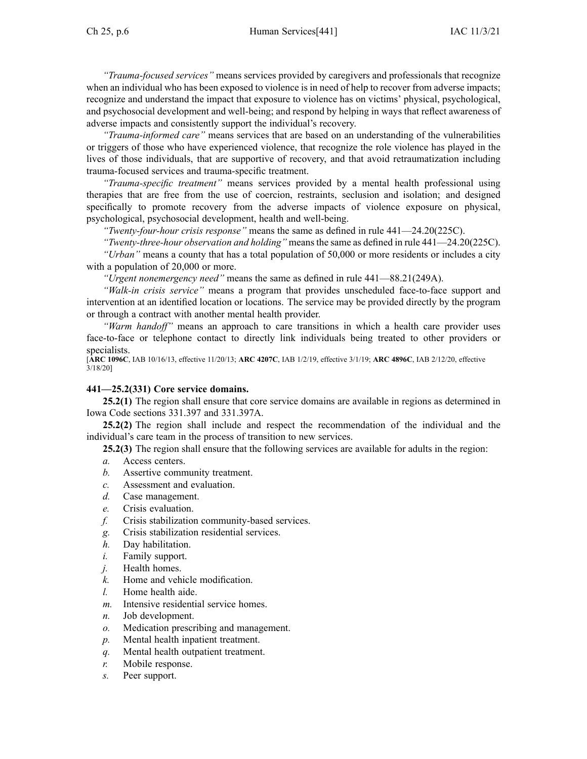*"Trauma-focused services"* means services provided by caregivers and professionals that recognize when an individual who has been exposed to violence is in need of help to recover from adverse impacts; recognize and understand the impact that exposure to violence has on victims' physical, psychological, and psychosocial development and well-being; and respond by helping in ways that reflect awareness of adverse impacts and consistently support the individual's recovery.

*"Trauma-informed care"* means services that are based on an understanding of the vulnerabilities or triggers of those who have experienced violence, that recognize the role violence has played in the lives of those individuals, that are supportive of recovery, and that avoid retraumatization including trauma-focused services and trauma-specific treatment.

*"Trauma-specific treatment"* means services provided by a mental health professional using therapies that are free from the use of coercion, restraints, seclusion and isolation; and designed specifically to promote recovery from the adverse impacts of violence exposure on physical, psychological, psychosocial development, health and well-being.

*"Twenty-four-hour crisis response"* means the same as defined in rule 441—24.20(225C).

*"Twenty-three-hour observation and holding"* means the same as defined in rule 441—24.20(225C).

*"Urban"* means a county that has a total population of 50,000 or more residents or includes a city with a population of 20,000 or more.

*"Urgent nonemergency need"* means the same as defined in rule 441—88.21(249A).

*"Walk-in crisis service"* means a program that provides unscheduled face-to-face support and intervention at an identified location or locations. The service may be provided directly by the program or through a contract with another mental health provider.

*"Warm handoff"* means an approach to care transitions in which a health care provider uses face-to-face or telephone contact to directly link individuals being treated to other providers or specialists.

[**ARC 1096C**, IAB 10/16/13, effective 11/20/13; **ARC 4207C**, IAB 1/2/19, effective 3/1/19; **ARC 4896C**, IAB 2/12/20, effective 3/18/20]

**441—25.2(331) Core service domains.**

**25.2(1)** The region shall ensure that core service domains are available in regions as determined in Iowa Code sections 331.397 and 331.397A.

**25.2(2)** The region shall include and respect the recommendation of the individual and the individual's care team in the process of transition to new services.

**25.2(3)** The region shall ensure that the following services are available for adults in the region:

*a.* Access centers.
*b.* Assertive community treatment.
*c.* Assessment and evaluation.
*d.* Case management.
*e.* Crisis evaluation.
*f.* Crisis stabilization community-based services.
*g.* Crisis stabilization residential services.
*h.* Day habilitation.
*i.* Family support.
*j.* Health homes.
*k.* Home and vehicle modification.
*l.* Home health aide.
*m.* Intensive residential service homes.
*n.* Job development.
*o.* Medication prescribing and management.
*p.* Mental health inpatient treatment.
*q.* Mental health outpatient treatment.
*r.* Mobile response.
*s.* Peer support.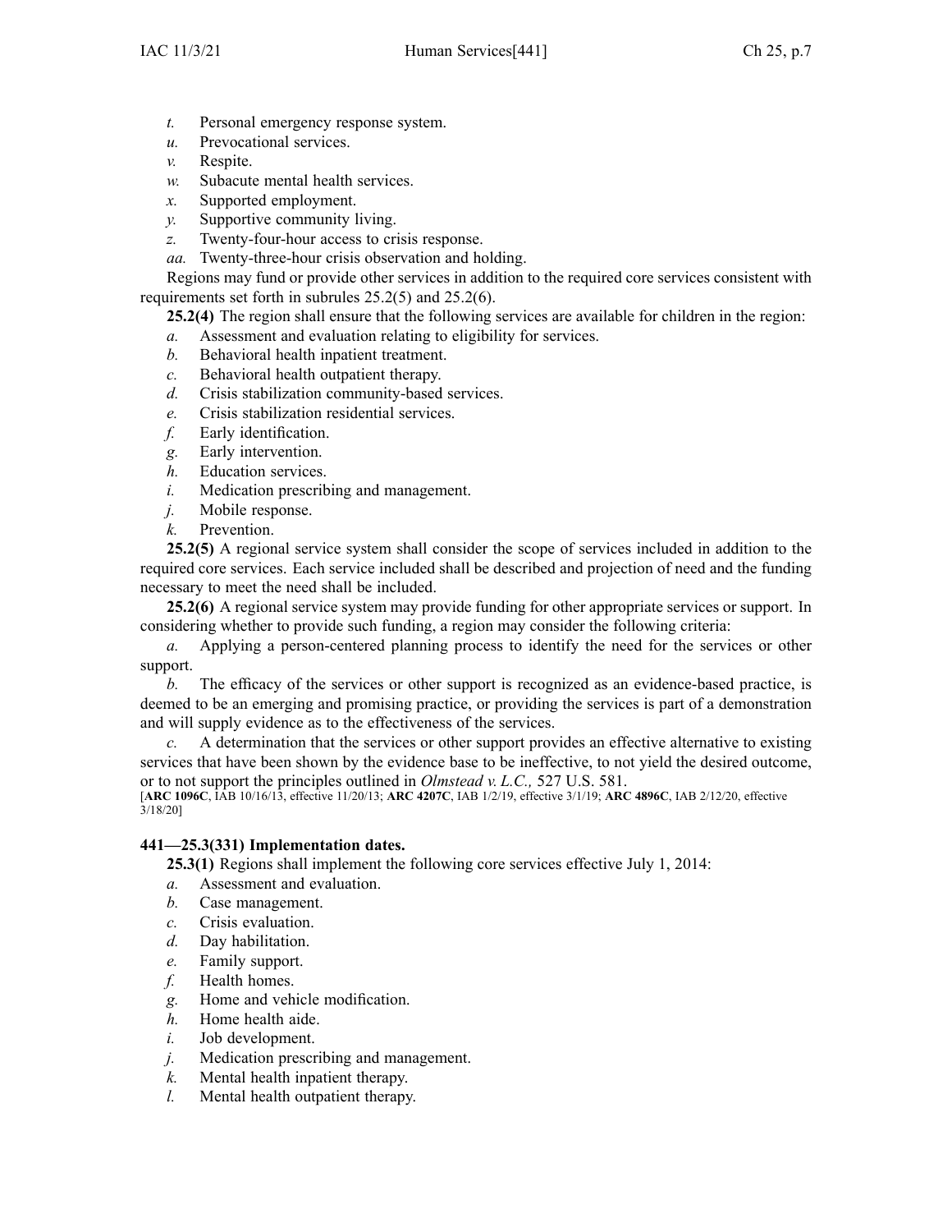*t.* Personal emergency response system.

*u.* Prevocational services.

*v.* Respite.

*w.* Subacute mental health services.

*x.* Supported employment.

*y.* Supportive community living.

*z.* Twenty-four-hour access to crisis response.

*aa.* Twenty-three-hour crisis observation and holding.

Regions may fund or provide other services in addition to the required core services consistent with requirements set forth in subrules 25.2(5) and 25.2(6).

**25.2(4)** The region shall ensure that the following services are available for children in the region:

*a.* Assessment and evaluation relating to eligibility for services.

*b.* Behavioral health inpatient treatment.

*c.* Behavioral health outpatient therapy.

*d.* Crisis stabilization community-based services.

*e.* Crisis stabilization residential services.

*f.* Early identification.

*g.* Early intervention.

*h.* Education services.

*i.* Medication prescribing and management.

*j.* Mobile response.

*k.* Prevention.

**25.2(5)** A regional service system shall consider the scope of services included in addition to the required core services. Each service included shall be described and projection of need and the funding necessary to meet the need shall be included.

**25.2(6)** A regional service system may provide funding for other appropriate services or support. In considering whether to provide such funding, a region may consider the following criteria:

*a.* Applying a person-centered planning process to identify the need for the services or other support.

*b.* The efficacy of the services or other support is recognized as an evidence-based practice, is deemed to be an emerging and promising practice, or providing the services is part of a demonstration and will supply evidence as to the effectiveness of the services.

*c.* A determination that the services or other support provides an effective alternative to existing services that have been shown by the evidence base to be ineffective, to not yield the desired outcome, or to not support the principles outlined in *Olmstead v. L.C.,* 527 U.S. 581.

[**ARC 1096C**, IAB 10/16/13, effective 11/20/13; **ARC 4207C**, IAB 1/2/19, effective 3/1/19; **ARC 4896C**, IAB 2/12/20, effective 3/18/20]

### 441—25.3(331) Implementation dates.

**25.3(1)** Regions shall implement the following core services effective July 1, 2014:

*a.* Assessment and evaluation.

*b.* Case management.

*c.* Crisis evaluation.

*d.* Day habilitation.

*e.* Family support.

*f.* Health homes.

*g.* Home and vehicle modification.

*h.* Home health aide.

*i.* Job development.

*j.* Medication prescribing and management.

*k.* Mental health inpatient therapy.

*l.* Mental health outpatient therapy.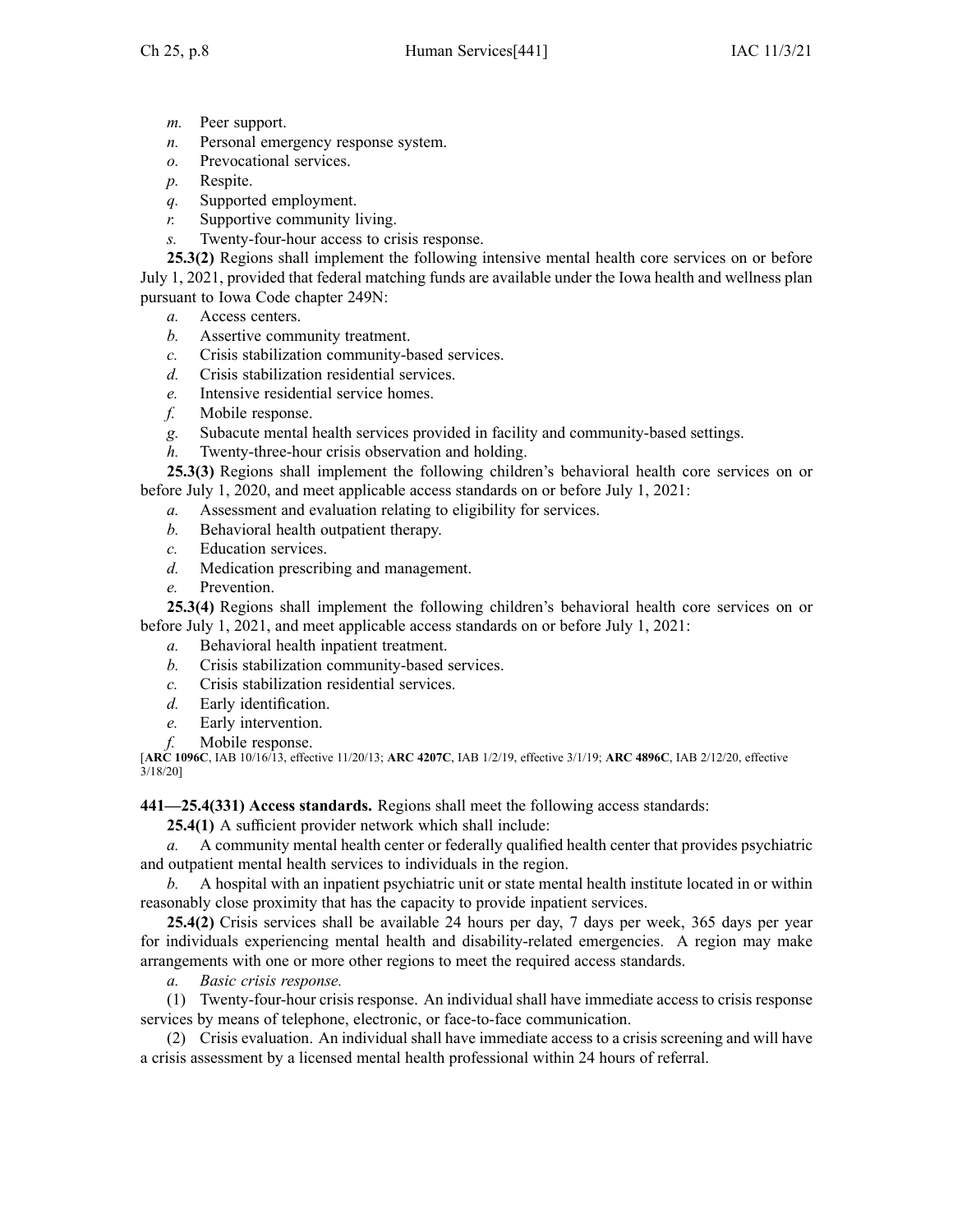*m.* Peer support.

*n.* Personal emergency response system.

*o.* Prevocational services.

*p.* Respite.

*q.* Supported employment.

*r.* Supportive community living.

*s.* Twenty-four-hour access to crisis response.

**25.3(2)** Regions shall implement the following intensive mental health core services on or before July 1, 2021, provided that federal matching funds are available under the Iowa health and wellness plan pursuant to Iowa Code chapter 249N:

*a.* Access centers.

*b.* Assertive community treatment.

*c.* Crisis stabilization community-based services.

*d.* Crisis stabilization residential services.

*e.* Intensive residential service homes.

*f.* Mobile response.

*g.* Subacute mental health services provided in facility and community-based settings.

*h.* Twenty-three-hour crisis observation and holding.

**25.3(3)** Regions shall implement the following children's behavioral health core services on or before July 1, 2020, and meet applicable access standards on or before July 1, 2021:

*a.* Assessment and evaluation relating to eligibility for services.

*b.* Behavioral health outpatient therapy.

*c.* Education services.

*d.* Medication prescribing and management.

*e.* Prevention.

**25.3(4)** Regions shall implement the following children's behavioral health core services on or before July 1, 2021, and meet applicable access standards on or before July 1, 2021:

*a.* Behavioral health inpatient treatment.

*b.* Crisis stabilization community-based services.

*c.* Crisis stabilization residential services.

*d.* Early identification.

*e.* Early intervention.

*f.* Mobile response.

[**ARC 1096C**, IAB 10/16/13, effective 11/20/13; **ARC 4207C**, IAB 1/2/19, effective 3/1/19; **ARC 4896C**, IAB 2/12/20, effective 3/18/20]

**441—25.4(331) Access standards.** Regions shall meet the following access standards:

**25.4(1)** A sufficient provider network which shall include:

*a.* A community mental health center or federally qualified health center that provides psychiatric and outpatient mental health services to individuals in the region.

*b.* A hospital with an inpatient psychiatric unit or state mental health institute located in or within reasonably close proximity that has the capacity to provide inpatient services.

**25.4(2)** Crisis services shall be available 24 hours per day, 7 days per week, 365 days per year for individuals experiencing mental health and disability-related emergencies. A region may make arrangements with one or more other regions to meet the required access standards.

*a.* *Basic crisis response.*

(1) Twenty-four-hour crisis response. An individual shall have immediate access to crisis response services by means of telephone, electronic, or face-to-face communication.

(2) Crisis evaluation. An individual shall have immediate access to a crisis screening and will have a crisis assessment by a licensed mental health professional within 24 hours of referral.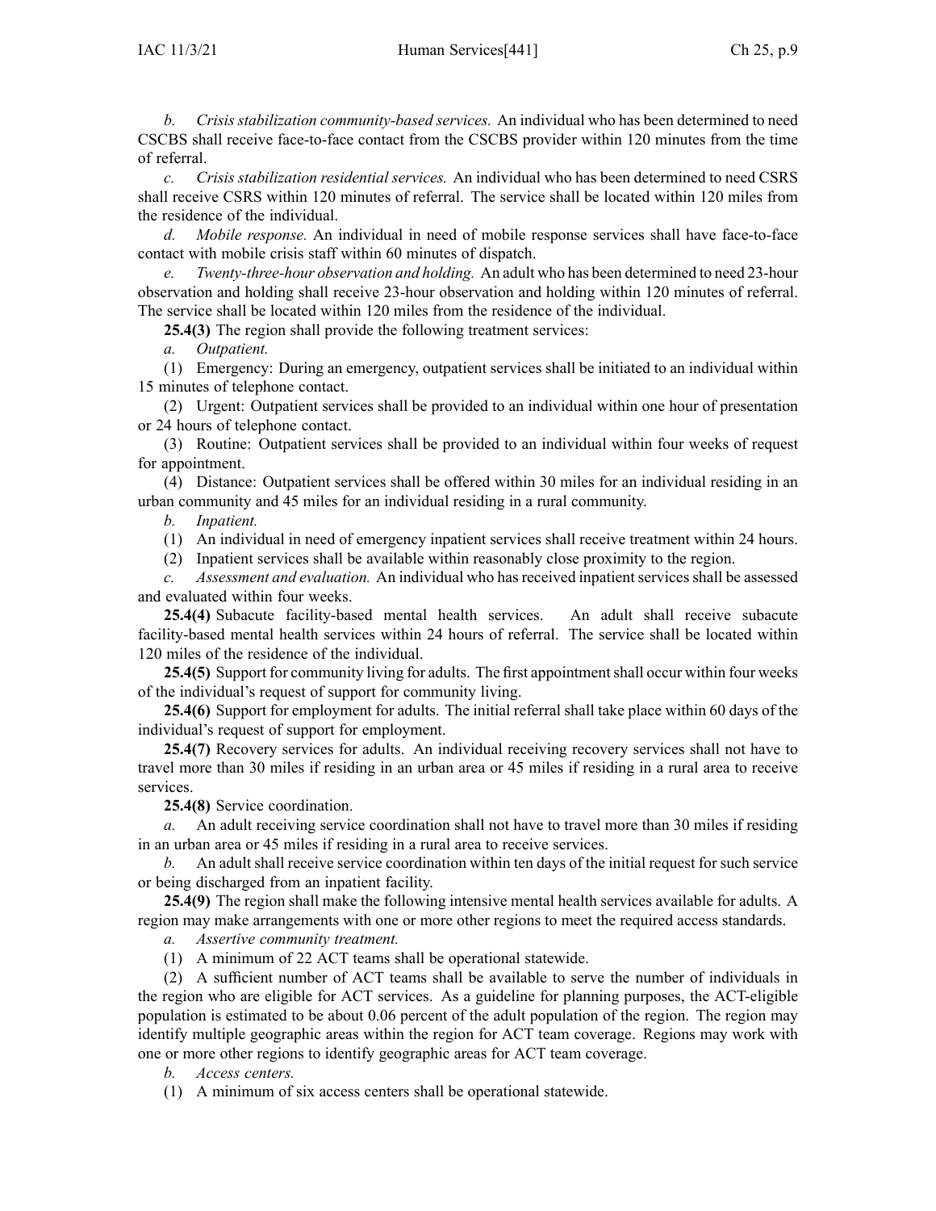*b. Crisis stabilization community-based services.* An individual who has been determined to need CSCBS shall receive face-to-face contact from the CSCBS provider within 120 minutes from the time of referral.

*c. Crisis stabilization residential services.* An individual who has been determined to need CSRS shall receive CSRS within 120 minutes of referral. The service shall be located within 120 miles from the residence of the individual.

*d. Mobile response.* An individual in need of mobile response services shall have face-to-face contact with mobile crisis staff within 60 minutes of dispatch.

*e. Twenty-three-hour observation and holding.* An adult who has been determined to need 23-hour observation and holding shall receive 23-hour observation and holding within 120 minutes of referral. The service shall be located within 120 miles from the residence of the individual.

**25.4(3)** The region shall provide the following treatment services:

*a. Outpatient.*

(1) Emergency: During an emergency, outpatient services shall be initiated to an individual within 15 minutes of telephone contact.

(2) Urgent: Outpatient services shall be provided to an individual within one hour of presentation or 24 hours of telephone contact.

(3) Routine: Outpatient services shall be provided to an individual within four weeks of request for appointment.

(4) Distance: Outpatient services shall be offered within 30 miles for an individual residing in an urban community and 45 miles for an individual residing in a rural community.

*b. Inpatient.*

(1) An individual in need of emergency inpatient services shall receive treatment within 24 hours.

(2) Inpatient services shall be available within reasonably close proximity to the region.

*c. Assessment and evaluation.* An individual who has received inpatient services shall be assessed and evaluated within four weeks.

**25.4(4)** Subacute facility-based mental health services. An adult shall receive subacute facility-based mental health services within 24 hours of referral. The service shall be located within 120 miles of the residence of the individual.

**25.4(5)** Support for community living for adults. The first appointment shall occur within four weeks of the individual's request of support for community living.

**25.4(6)** Support for employment for adults. The initial referral shall take place within 60 days of the individual's request of support for employment.

**25.4(7)** Recovery services for adults. An individual receiving recovery services shall not have to travel more than 30 miles if residing in an urban area or 45 miles if residing in a rural area to receive services.

**25.4(8)** Service coordination.

*a.* An adult receiving service coordination shall not have to travel more than 30 miles if residing in an urban area or 45 miles if residing in a rural area to receive services.

*b.* An adult shall receive service coordination within ten days of the initial request for such service or being discharged from an inpatient facility.

**25.4(9)** The region shall make the following intensive mental health services available for adults. A region may make arrangements with one or more other regions to meet the required access standards.

*a. Assertive community treatment.*

(1) A minimum of 22 ACT teams shall be operational statewide.

(2) A sufficient number of ACT teams shall be available to serve the number of individuals in the region who are eligible for ACT services. As a guideline for planning purposes, the ACT-eligible population is estimated to be about 0.06 percent of the adult population of the region. The region may identify multiple geographic areas within the region for ACT team coverage. Regions may work with one or more other regions to identify geographic areas for ACT team coverage.

*b. Access centers.*

(1) A minimum of six access centers shall be operational statewide.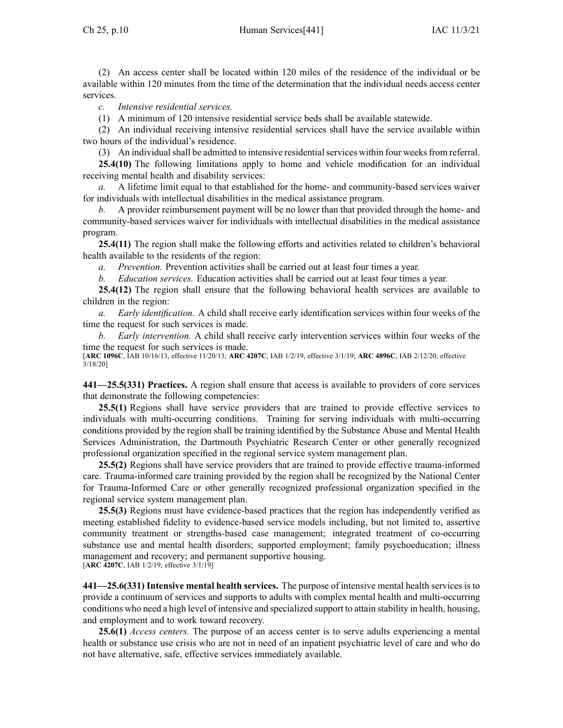(2) An access center shall be located within 120 miles of the residence of the individual or be available within 120 minutes from the time of the determination that the individual needs access center services.

*c. Intensive residential services.*

(1) A minimum of 120 intensive residential service beds shall be available statewide.

(2) An individual receiving intensive residential services shall have the service available within two hours of the individual's residence.

(3) An individual shall be admitted to intensive residential services within four weeks from referral.

**25.4(10)** The following limitations apply to home and vehicle modification for an individual receiving mental health and disability services:

*a.* A lifetime limit equal to that established for the home- and community-based services waiver for individuals with intellectual disabilities in the medical assistance program.

*b.* A provider reimbursement payment will be no lower than that provided through the home- and community-based services waiver for individuals with intellectual disabilities in the medical assistance program.

**25.4(11)** The region shall make the following efforts and activities related to children's behavioral health available to the residents of the region:

*a. Prevention.* Prevention activities shall be carried out at least four times a year.

*b. Education services.* Education activities shall be carried out at least four times a year.

**25.4(12)** The region shall ensure that the following behavioral health services are available to children in the region:

*a. Early identification.* A child shall receive early identification services within four weeks of the time the request for such services is made.

*b. Early intervention.* A child shall receive early intervention services within four weeks of the time the request for such services is made.

[**ARC 1096C**, IAB 10/16/13, effective 11/20/13; **ARC 4207C**, IAB 1/2/19, effective 3/1/19; **ARC 4896C**, IAB 2/12/20, effective 3/18/20]

**441—25.5(331) Practices.** A region shall ensure that access is available to providers of core services that demonstrate the following competencies:

**25.5(1)** Regions shall have service providers that are trained to provide effective services to individuals with multi-occurring conditions. Training for serving individuals with multi-occurring conditions provided by the region shall be training identified by the Substance Abuse and Mental Health Services Administration, the Dartmouth Psychiatric Research Center or other generally recognized professional organization specified in the regional service system management plan.

**25.5(2)** Regions shall have service providers that are trained to provide effective trauma-informed care. Trauma-informed care training provided by the region shall be recognized by the National Center for Trauma-Informed Care or other generally recognized professional organization specified in the regional service system management plan.

**25.5(3)** Regions must have evidence-based practices that the region has independently verified as meeting established fidelity to evidence-based service models including, but not limited to, assertive community treatment or strengths-based case management; integrated treatment of co-occurring substance use and mental health disorders; supported employment; family psychoeducation; illness management and recovery; and permanent supportive housing.

[**ARC 4207C**, IAB 1/2/19, effective 3/1/19]

**441—25.6(331) Intensive mental health services.** The purpose of intensive mental health services is to provide a continuum of services and supports to adults with complex mental health and multi-occurring conditions who need a high level of intensive and specialized support to attain stability in health, housing, and employment and to work toward recovery.

**25.6(1)** *Access centers.* The purpose of an access center is to serve adults experiencing a mental health or substance use crisis who are not in need of an inpatient psychiatric level of care and who do not have alternative, safe, effective services immediately available.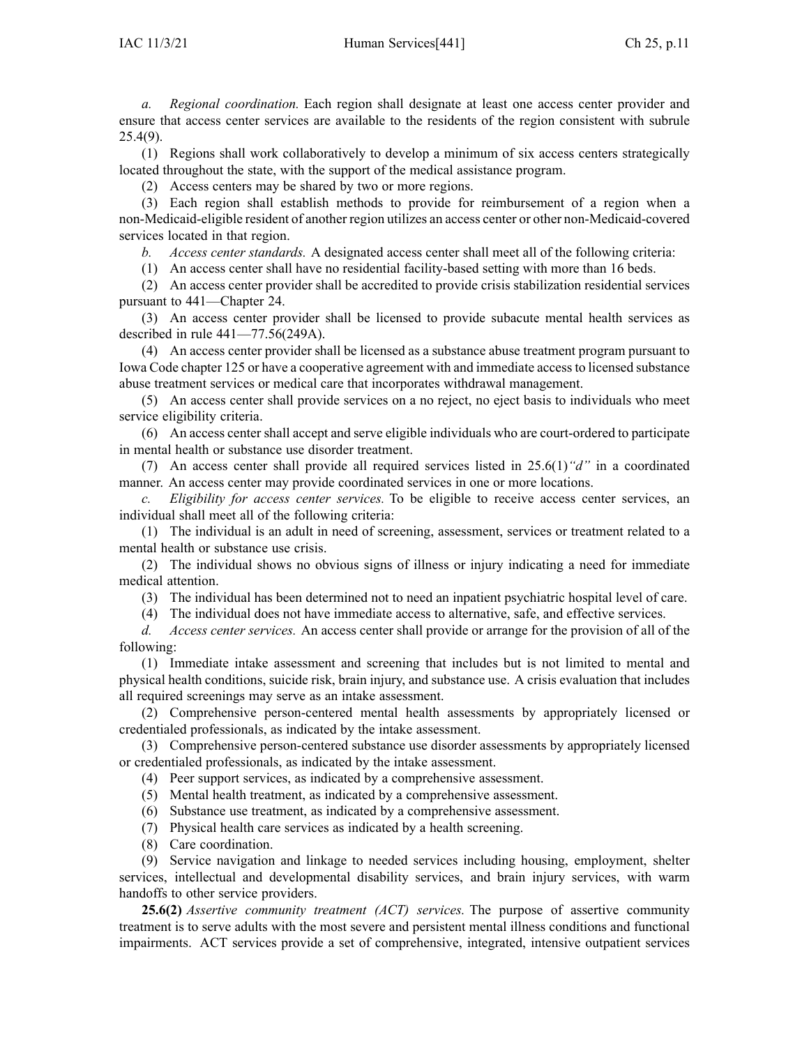*a. Regional coordination.* Each region shall designate at least one access center provider and ensure that access center services are available to the residents of the region consistent with subrule 25.4(9).

(1) Regions shall work collaboratively to develop a minimum of six access centers strategically located throughout the state, with the support of the medical assistance program.

(2) Access centers may be shared by two or more regions.

(3) Each region shall establish methods to provide for reimbursement of a region when a non-Medicaid-eligible resident of another region utilizes an access center or other non-Medicaid-covered services located in that region.

*b. Access center standards.* A designated access center shall meet all of the following criteria:

(1) An access center shall have no residential facility-based setting with more than 16 beds.

(2) An access center provider shall be accredited to provide crisis stabilization residential services pursuant to 441—Chapter 24.

(3) An access center provider shall be licensed to provide subacute mental health services as described in rule 441—77.56(249A).

(4) An access center provider shall be licensed as a substance abuse treatment program pursuant to Iowa Code chapter 125 or have a cooperative agreement with and immediate access to licensed substance abuse treatment services or medical care that incorporates withdrawal management.

(5) An access center shall provide services on a no reject, no eject basis to individuals who meet service eligibility criteria.

(6) An access center shall accept and serve eligible individuals who are court-ordered to participate in mental health or substance use disorder treatment.

(7) An access center shall provide all required services listed in 25.6(1)*"d"* in a coordinated manner. An access center may provide coordinated services in one or more locations.

*c. Eligibility for access center services.* To be eligible to receive access center services, an individual shall meet all of the following criteria:

(1) The individual is an adult in need of screening, assessment, services or treatment related to a mental health or substance use crisis.

(2) The individual shows no obvious signs of illness or injury indicating a need for immediate medical attention.

(3) The individual has been determined not to need an inpatient psychiatric hospital level of care.

(4) The individual does not have immediate access to alternative, safe, and effective services.

*d. Access center services.* An access center shall provide or arrange for the provision of all of the following:

(1) Immediate intake assessment and screening that includes but is not limited to mental and physical health conditions, suicide risk, brain injury, and substance use. A crisis evaluation that includes all required screenings may serve as an intake assessment.

(2) Comprehensive person-centered mental health assessments by appropriately licensed or credentialed professionals, as indicated by the intake assessment.

(3) Comprehensive person-centered substance use disorder assessments by appropriately licensed or credentialed professionals, as indicated by the intake assessment.

(4) Peer support services, as indicated by a comprehensive assessment.

(5) Mental health treatment, as indicated by a comprehensive assessment.

(6) Substance use treatment, as indicated by a comprehensive assessment.

(7) Physical health care services as indicated by a health screening.

(8) Care coordination.

(9) Service navigation and linkage to needed services including housing, employment, shelter services, intellectual and developmental disability services, and brain injury services, with warm handoffs to other service providers.

**25.6(2)** *Assertive community treatment (ACT) services.* The purpose of assertive community treatment is to serve adults with the most severe and persistent mental illness conditions and functional impairments. ACT services provide a set of comprehensive, integrated, intensive outpatient services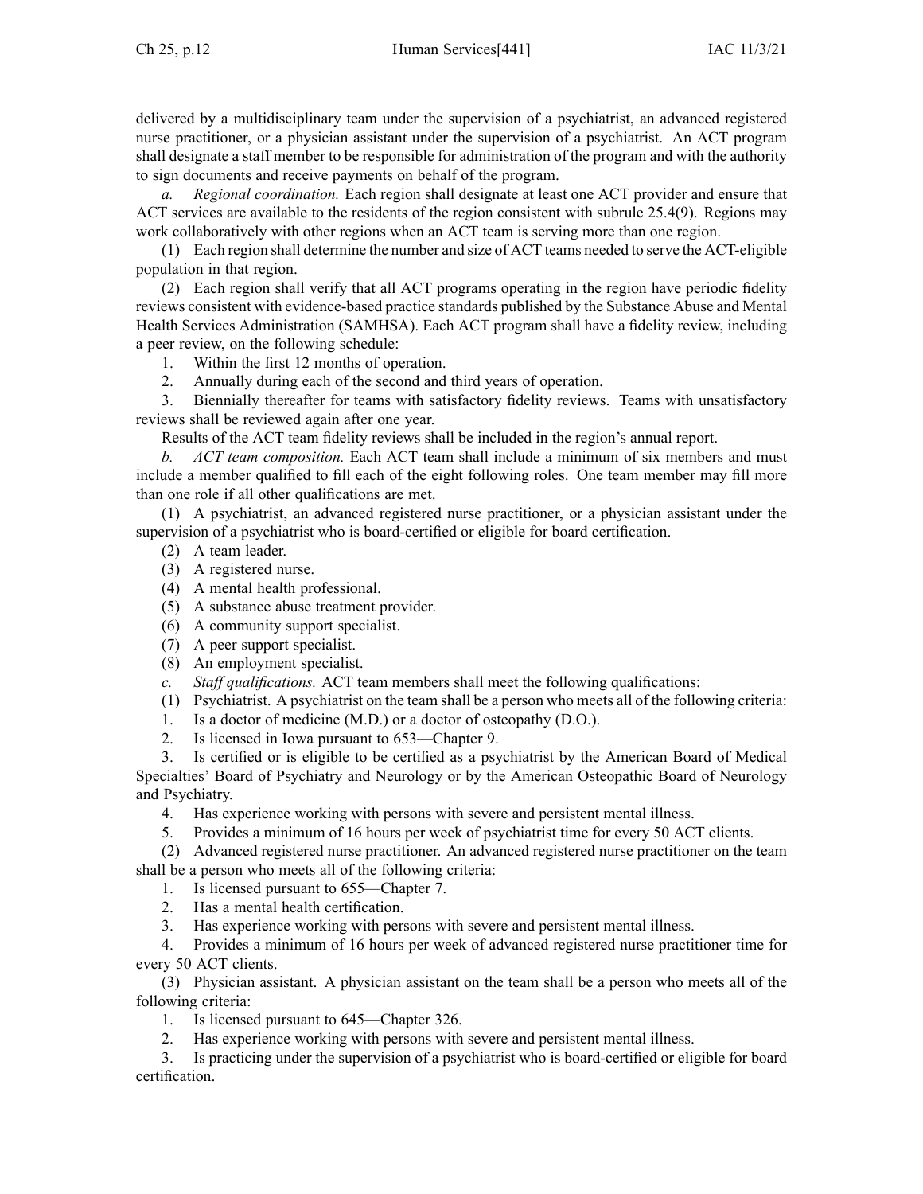delivered by a multidisciplinary team under the supervision of a psychiatrist, an advanced registered nurse practitioner, or a physician assistant under the supervision of a psychiatrist. An ACT program shall designate a staff member to be responsible for administration of the program and with the authority to sign documents and receive payments on behalf of the program.

*a. Regional coordination.* Each region shall designate at least one ACT provider and ensure that ACT services are available to the residents of the region consistent with subrule 25.4(9). Regions may work collaboratively with other regions when an ACT team is serving more than one region.

(1) Each region shall determine the number and size of ACT teams needed to serve the ACT-eligible population in that region.

(2) Each region shall verify that all ACT programs operating in the region have periodic fidelity reviews consistent with evidence-based practice standards published by the Substance Abuse and Mental Health Services Administration (SAMHSA). Each ACT program shall have a fidelity review, including a peer review, on the following schedule:

1. Within the first 12 months of operation.
2. Annually during each of the second and third years of operation.
3. Biennially thereafter for teams with satisfactory fidelity reviews. Teams with unsatisfactory reviews shall be reviewed again after one year.

Results of the ACT team fidelity reviews shall be included in the region's annual report.

*b. ACT team composition.* Each ACT team shall include a minimum of six members and must include a member qualified to fill each of the eight following roles. One team member may fill more than one role if all other qualifications are met.

(1) A psychiatrist, an advanced registered nurse practitioner, or a physician assistant under the supervision of a psychiatrist who is board-certified or eligible for board certification.

(2) A team leader.

(3) A registered nurse.

(4) A mental health professional.

(5) A substance abuse treatment provider.

(6) A community support specialist.

(7) A peer support specialist.

(8) An employment specialist.

*c. Staff qualifications.* ACT team members shall meet the following qualifications:

(1) Psychiatrist. A psychiatrist on the team shall be a person who meets all of the following criteria:

1. Is a doctor of medicine (M.D.) or a doctor of osteopathy (D.O.).
2. Is licensed in Iowa pursuant to 653—Chapter 9.
3. Is certified or is eligible to be certified as a psychiatrist by the American Board of Medical Specialties' Board of Psychiatry and Neurology or by the American Osteopathic Board of Neurology and Psychiatry.
4. Has experience working with persons with severe and persistent mental illness.
5. Provides a minimum of 16 hours per week of psychiatrist time for every 50 ACT clients.

(2) Advanced registered nurse practitioner. An advanced registered nurse practitioner on the team shall be a person who meets all of the following criteria:

1. Is licensed pursuant to 655—Chapter 7.
2. Has a mental health certification.
3. Has experience working with persons with severe and persistent mental illness.
4. Provides a minimum of 16 hours per week of advanced registered nurse practitioner time for every 50 ACT clients.

(3) Physician assistant. A physician assistant on the team shall be a person who meets all of the following criteria:

1. Is licensed pursuant to 645—Chapter 326.
2. Has experience working with persons with severe and persistent mental illness.
3. Is practicing under the supervision of a psychiatrist who is board-certified or eligible for board certification.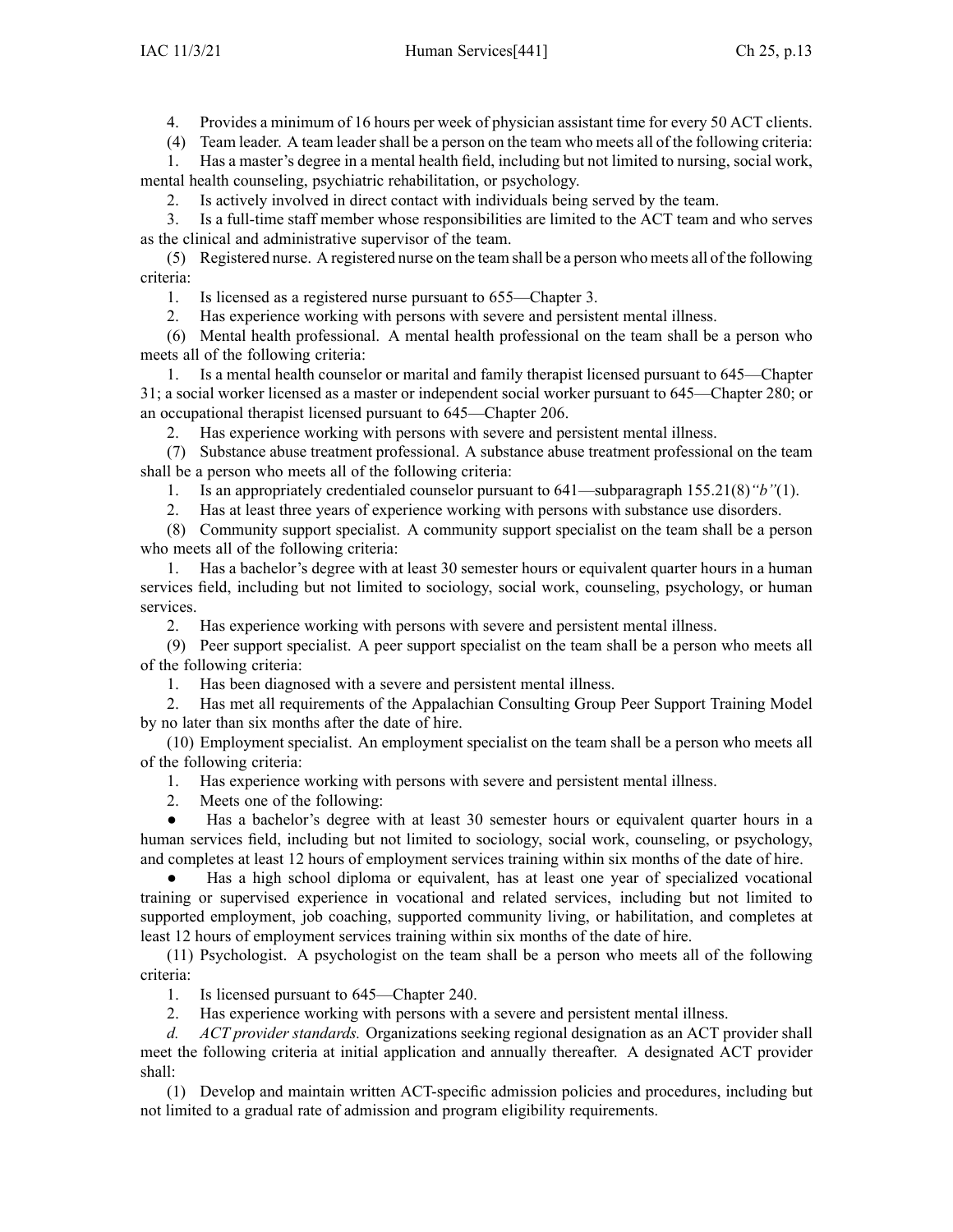4. Provides a minimum of 16 hours per week of physician assistant time for every 50 ACT clients.

(4) Team leader. A team leader shall be a person on the team who meets all of the following criteria:

1. Has a master's degree in a mental health field, including but not limited to nursing, social work, mental health counseling, psychiatric rehabilitation, or psychology.

2. Is actively involved in direct contact with individuals being served by the team.

3. Is a full-time staff member whose responsibilities are limited to the ACT team and who serves as the clinical and administrative supervisor of the team.

(5) Registered nurse. A registered nurse on the team shall be a person who meets all of the following criteria:

1. Is licensed as a registered nurse pursuant to 655—Chapter 3.

2. Has experience working with persons with severe and persistent mental illness.

(6) Mental health professional. A mental health professional on the team shall be a person who meets all of the following criteria:

1. Is a mental health counselor or marital and family therapist licensed pursuant to 645—Chapter 31; a social worker licensed as a master or independent social worker pursuant to 645—Chapter 280; or an occupational therapist licensed pursuant to 645—Chapter 206.

2. Has experience working with persons with severe and persistent mental illness.

(7) Substance abuse treatment professional. A substance abuse treatment professional on the team shall be a person who meets all of the following criteria:

1. Is an appropriately credentialed counselor pursuant to 641—subparagraph 155.21(8)*"b"*(1).

2. Has at least three years of experience working with persons with substance use disorders.

(8) Community support specialist. A community support specialist on the team shall be a person who meets all of the following criteria:

1. Has a bachelor's degree with at least 30 semester hours or equivalent quarter hours in a human services field, including but not limited to sociology, social work, counseling, psychology, or human services.

2. Has experience working with persons with severe and persistent mental illness.

(9) Peer support specialist. A peer support specialist on the team shall be a person who meets all of the following criteria:

1. Has been diagnosed with a severe and persistent mental illness.

2. Has met all requirements of the Appalachian Consulting Group Peer Support Training Model by no later than six months after the date of hire.

(10) Employment specialist. An employment specialist on the team shall be a person who meets all of the following criteria:

1. Has experience working with persons with severe and persistent mental illness.

2. Meets one of the following:

● Has a bachelor's degree with at least 30 semester hours or equivalent quarter hours in a human services field, including but not limited to sociology, social work, counseling, or psychology, and completes at least 12 hours of employment services training within six months of the date of hire.

● Has a high school diploma or equivalent, has at least one year of specialized vocational training or supervised experience in vocational and related services, including but not limited to supported employment, job coaching, supported community living, or habilitation, and completes at least 12 hours of employment services training within six months of the date of hire.

(11) Psychologist. A psychologist on the team shall be a person who meets all of the following criteria:

1. Is licensed pursuant to 645—Chapter 240.

2. Has experience working with persons with a severe and persistent mental illness.

*d. ACT provider standards.* Organizations seeking regional designation as an ACT provider shall meet the following criteria at initial application and annually thereafter. A designated ACT provider shall:

(1) Develop and maintain written ACT-specific admission policies and procedures, including but not limited to a gradual rate of admission and program eligibility requirements.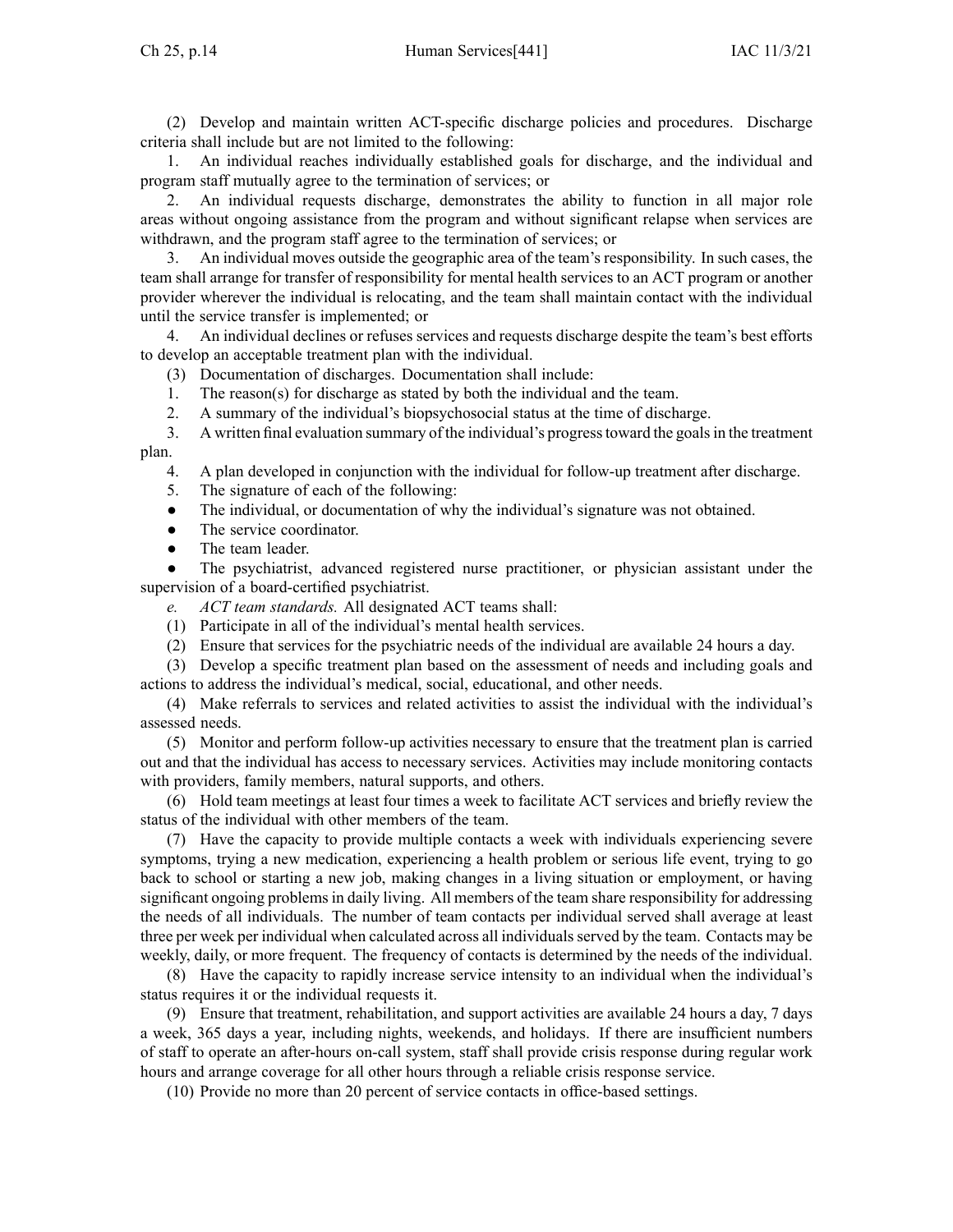(2) Develop and maintain written ACT-specific discharge policies and procedures. Discharge criteria shall include but are not limited to the following:

1. An individual reaches individually established goals for discharge, and the individual and program staff mutually agree to the termination of services; or

2. An individual requests discharge, demonstrates the ability to function in all major role areas without ongoing assistance from the program and without significant relapse when services are withdrawn, and the program staff agree to the termination of services; or

3. An individual moves outside the geographic area of the team's responsibility. In such cases, the team shall arrange for transfer of responsibility for mental health services to an ACT program or another provider wherever the individual is relocating, and the team shall maintain contact with the individual until the service transfer is implemented; or

4. An individual declines or refuses services and requests discharge despite the team's best efforts to develop an acceptable treatment plan with the individual.

(3) Documentation of discharges. Documentation shall include:

1. The reason(s) for discharge as stated by both the individual and the team.

2. A summary of the individual's biopsychosocial status at the time of discharge.

3. A written final evaluation summary of the individual's progress toward the goals in the treatment plan.

4. A plan developed in conjunction with the individual for follow-up treatment after discharge.

5. The signature of each of the following:

- The individual, or documentation of why the individual's signature was not obtained.
- The service coordinator.
- The team leader.
- The psychiatrist, advanced registered nurse practitioner, or physician assistant under the supervision of a board-certified psychiatrist.

*e. ACT team standards.* All designated ACT teams shall:

(1) Participate in all of the individual's mental health services.

(2) Ensure that services for the psychiatric needs of the individual are available 24 hours a day.

(3) Develop a specific treatment plan based on the assessment of needs and including goals and actions to address the individual's medical, social, educational, and other needs.

(4) Make referrals to services and related activities to assist the individual with the individual's assessed needs.

(5) Monitor and perform follow-up activities necessary to ensure that the treatment plan is carried out and that the individual has access to necessary services. Activities may include monitoring contacts with providers, family members, natural supports, and others.

(6) Hold team meetings at least four times a week to facilitate ACT services and briefly review the status of the individual with other members of the team.

(7) Have the capacity to provide multiple contacts a week with individuals experiencing severe symptoms, trying a new medication, experiencing a health problem or serious life event, trying to go back to school or starting a new job, making changes in a living situation or employment, or having significant ongoing problems in daily living. All members of the team share responsibility for addressing the needs of all individuals. The number of team contacts per individual served shall average at least three per week per individual when calculated across all individuals served by the team. Contacts may be weekly, daily, or more frequent. The frequency of contacts is determined by the needs of the individual.

(8) Have the capacity to rapidly increase service intensity to an individual when the individual's status requires it or the individual requests it.

(9) Ensure that treatment, rehabilitation, and support activities are available 24 hours a day, 7 days a week, 365 days a year, including nights, weekends, and holidays. If there are insufficient numbers of staff to operate an after-hours on-call system, staff shall provide crisis response during regular work hours and arrange coverage for all other hours through a reliable crisis response service.

(10) Provide no more than 20 percent of service contacts in office-based settings.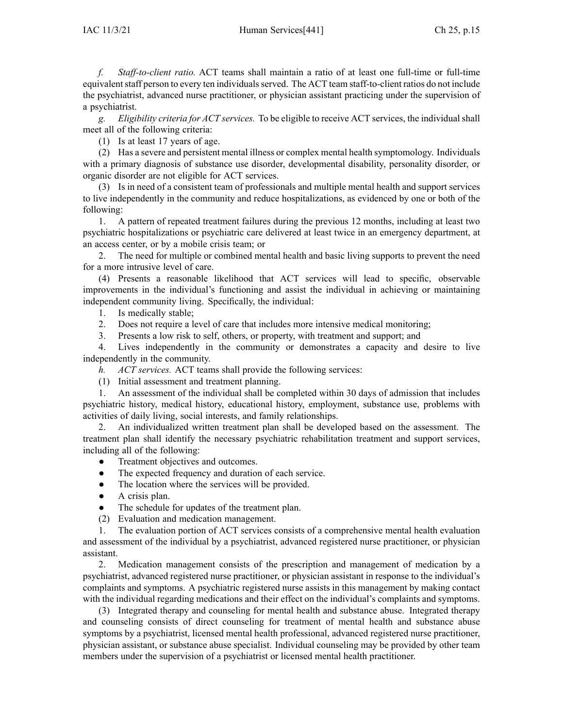*f. Staff-to-client ratio.* ACT teams shall maintain a ratio of at least one full-time or full-time equivalent staff person to every ten individuals served. The ACT team staff-to-client ratios do not include the psychiatrist, advanced nurse practitioner, or physician assistant practicing under the supervision of a psychiatrist.

*g. Eligibility criteria for ACT services.* To be eligible to receive ACT services, the individual shall meet all of the following criteria:

(1) Is at least 17 years of age.

(2) Has a severe and persistent mental illness or complex mental health symptomology. Individuals with a primary diagnosis of substance use disorder, developmental disability, personality disorder, or organic disorder are not eligible for ACT services.

(3) Is in need of a consistent team of professionals and multiple mental health and support services to live independently in the community and reduce hospitalizations, as evidenced by one or both of the following:

1. A pattern of repeated treatment failures during the previous 12 months, including at least two psychiatric hospitalizations or psychiatric care delivered at least twice in an emergency department, at an access center, or by a mobile crisis team; or

2. The need for multiple or combined mental health and basic living supports to prevent the need for a more intrusive level of care.

(4) Presents a reasonable likelihood that ACT services will lead to specific, observable improvements in the individual's functioning and assist the individual in achieving or maintaining independent community living. Specifically, the individual:

1. Is medically stable;

2. Does not require a level of care that includes more intensive medical monitoring;

3. Presents a low risk to self, others, or property, with treatment and support; and

4. Lives independently in the community or demonstrates a capacity and desire to live independently in the community.

*h. ACT services.* ACT teams shall provide the following services:

(1) Initial assessment and treatment planning.

1. An assessment of the individual shall be completed within 30 days of admission that includes psychiatric history, medical history, educational history, employment, substance use, problems with activities of daily living, social interests, and family relationships.

2. An individualized written treatment plan shall be developed based on the assessment. The treatment plan shall identify the necessary psychiatric rehabilitation treatment and support services, including all of the following:

- Treatment objectives and outcomes.
- The expected frequency and duration of each service.
- The location where the services will be provided.
- A crisis plan.
- The schedule for updates of the treatment plan.

(2) Evaluation and medication management.

1. The evaluation portion of ACT services consists of a comprehensive mental health evaluation and assessment of the individual by a psychiatrist, advanced registered nurse practitioner, or physician assistant.

2. Medication management consists of the prescription and management of medication by a psychiatrist, advanced registered nurse practitioner, or physician assistant in response to the individual's complaints and symptoms. A psychiatric registered nurse assists in this management by making contact with the individual regarding medications and their effect on the individual's complaints and symptoms.

(3) Integrated therapy and counseling for mental health and substance abuse. Integrated therapy and counseling consists of direct counseling for treatment of mental health and substance abuse symptoms by a psychiatrist, licensed mental health professional, advanced registered nurse practitioner, physician assistant, or substance abuse specialist. Individual counseling may be provided by other team members under the supervision of a psychiatrist or licensed mental health practitioner.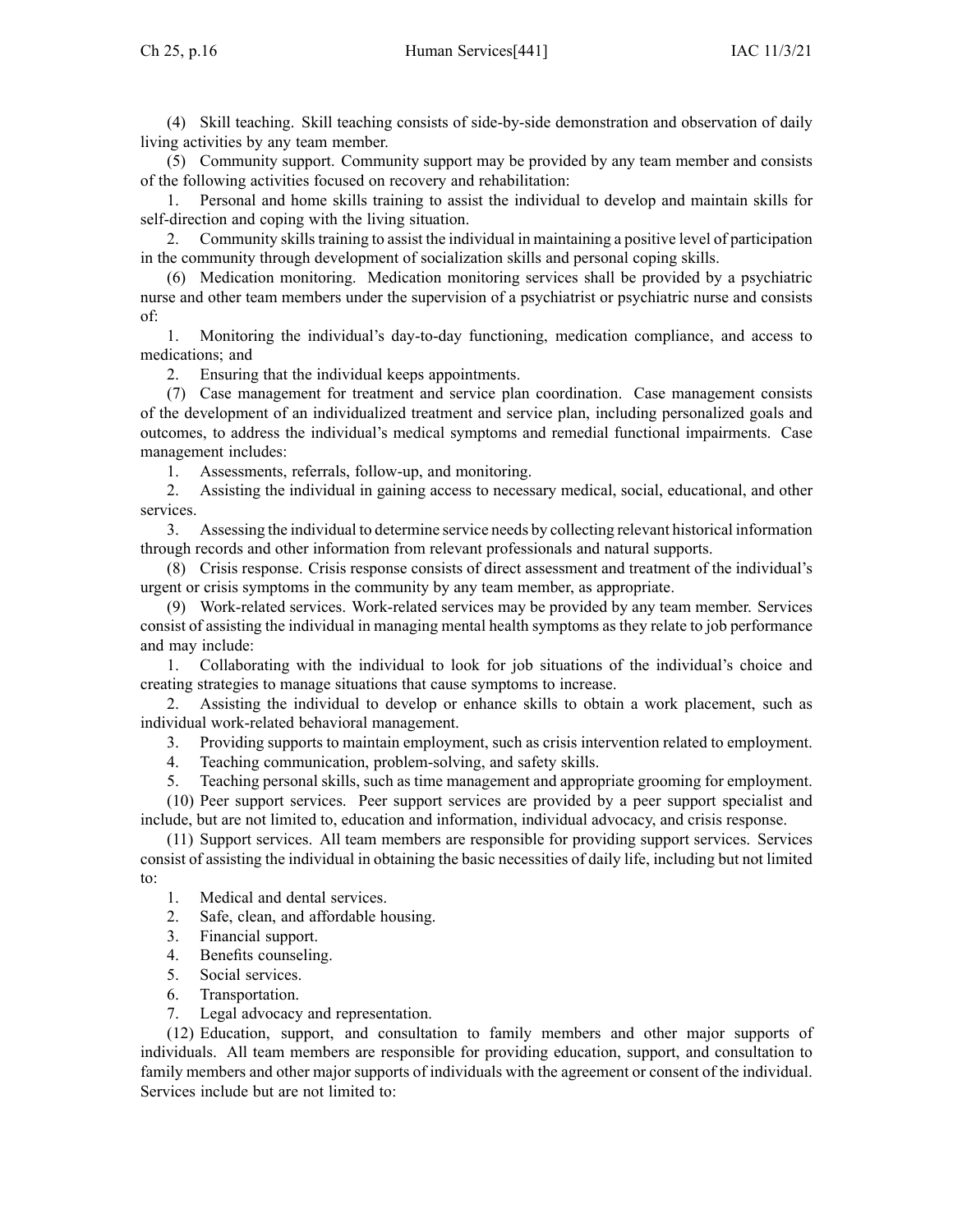(4) Skill teaching. Skill teaching consists of side-by-side demonstration and observation of daily living activities by any team member.

(5) Community support. Community support may be provided by any team member and consists of the following activities focused on recovery and rehabilitation:

1. Personal and home skills training to assist the individual to develop and maintain skills for self-direction and coping with the living situation.

2. Community skills training to assist the individual in maintaining a positive level of participation in the community through development of socialization skills and personal coping skills.

(6) Medication monitoring. Medication monitoring services shall be provided by a psychiatric nurse and other team members under the supervision of a psychiatrist or psychiatric nurse and consists of:

1. Monitoring the individual's day-to-day functioning, medication compliance, and access to medications; and

2. Ensuring that the individual keeps appointments.

(7) Case management for treatment and service plan coordination. Case management consists of the development of an individualized treatment and service plan, including personalized goals and outcomes, to address the individual's medical symptoms and remedial functional impairments. Case management includes:

1. Assessments, referrals, follow-up, and monitoring.

2. Assisting the individual in gaining access to necessary medical, social, educational, and other services.

3. Assessing the individual to determine service needs by collecting relevant historical information through records and other information from relevant professionals and natural supports.

(8) Crisis response. Crisis response consists of direct assessment and treatment of the individual's urgent or crisis symptoms in the community by any team member, as appropriate.

(9) Work-related services. Work-related services may be provided by any team member. Services consist of assisting the individual in managing mental health symptoms as they relate to job performance and may include:

1. Collaborating with the individual to look for job situations of the individual's choice and creating strategies to manage situations that cause symptoms to increase.

2. Assisting the individual to develop or enhance skills to obtain a work placement, such as individual work-related behavioral management.

3. Providing supports to maintain employment, such as crisis intervention related to employment.

4. Teaching communication, problem-solving, and safety skills.

5. Teaching personal skills, such as time management and appropriate grooming for employment.

(10) Peer support services. Peer support services are provided by a peer support specialist and include, but are not limited to, education and information, individual advocacy, and crisis response.

(11) Support services. All team members are responsible for providing support services. Services consist of assisting the individual in obtaining the basic necessities of daily life, including but not limited to:

1. Medical and dental services.

2. Safe, clean, and affordable housing.

3. Financial support.

4. Benefits counseling.

5. Social services.

6. Transportation.

7. Legal advocacy and representation.

(12) Education, support, and consultation to family members and other major supports of individuals. All team members are responsible for providing education, support, and consultation to family members and other major supports of individuals with the agreement or consent of the individual. Services include but are not limited to: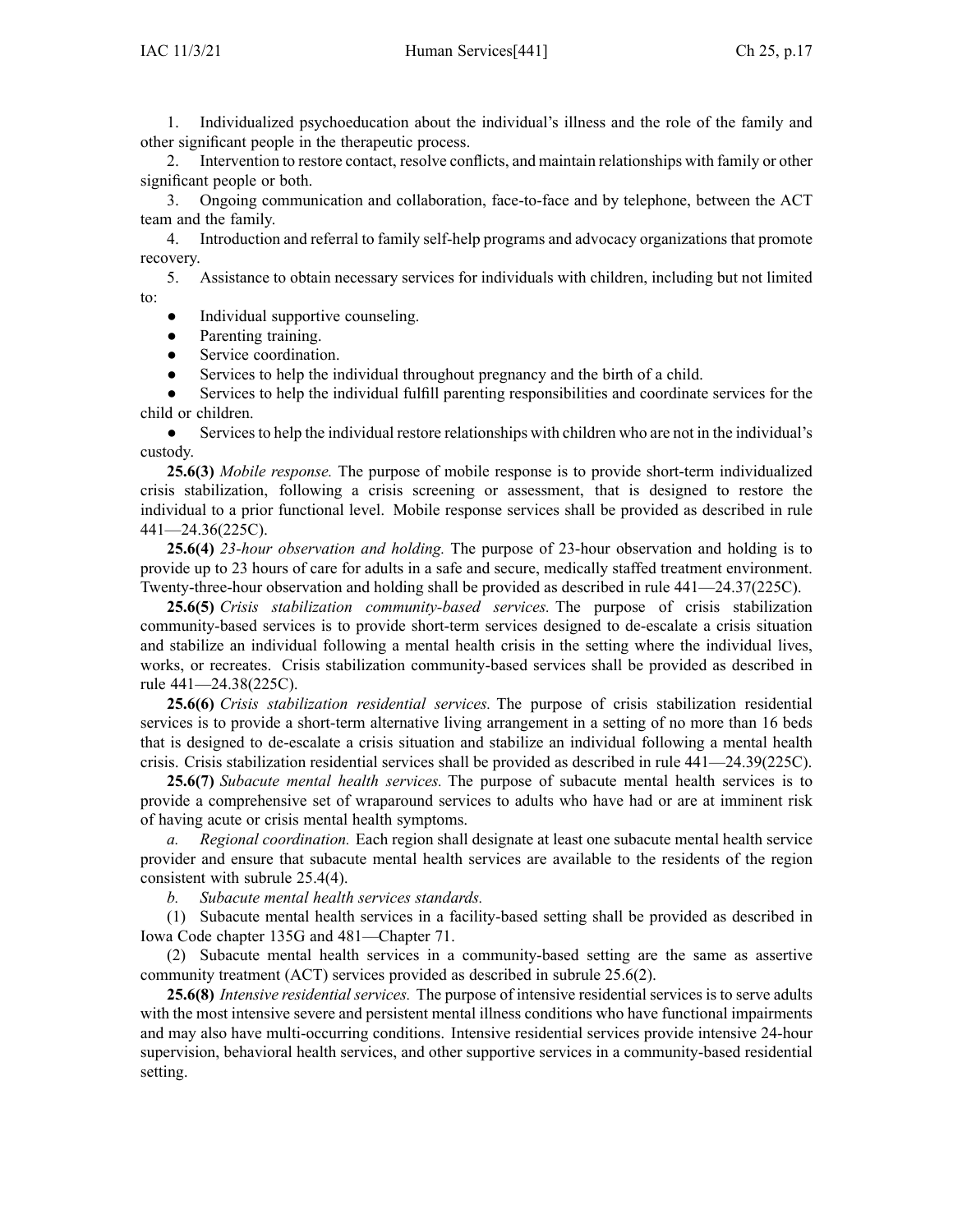1. Individualized psychoeducation about the individual's illness and the role of the family and other significant people in the therapeutic process.

2. Intervention to restore contact, resolve conflicts, and maintain relationships with family or other significant people or both.

3. Ongoing communication and collaboration, face-to-face and by telephone, between the ACT team and the family.

4. Introduction and referral to family self-help programs and advocacy organizations that promote recovery.

5. Assistance to obtain necessary services for individuals with children, including but not limited to:

- Individual supportive counseling.
- Parenting training.
- Service coordination.
- Services to help the individual throughout pregnancy and the birth of a child.
- Services to help the individual fulfill parenting responsibilities and coordinate services for the child or children.
- Services to help the individual restore relationships with children who are not in the individual's custody.

**25.6(3)** *Mobile response.* The purpose of mobile response is to provide short-term individualized crisis stabilization, following a crisis screening or assessment, that is designed to restore the individual to a prior functional level. Mobile response services shall be provided as described in rule 441—24.36(225C).

**25.6(4)** *23-hour observation and holding.* The purpose of 23-hour observation and holding is to provide up to 23 hours of care for adults in a safe and secure, medically staffed treatment environment. Twenty-three-hour observation and holding shall be provided as described in rule 441—24.37(225C).

**25.6(5)** *Crisis stabilization community-based services.* The purpose of crisis stabilization community-based services is to provide short-term services designed to de-escalate a crisis situation and stabilize an individual following a mental health crisis in the setting where the individual lives, works, or recreates. Crisis stabilization community-based services shall be provided as described in rule 441—24.38(225C).

**25.6(6)** *Crisis stabilization residential services.* The purpose of crisis stabilization residential services is to provide a short-term alternative living arrangement in a setting of no more than 16 beds that is designed to de-escalate a crisis situation and stabilize an individual following a mental health crisis. Crisis stabilization residential services shall be provided as described in rule 441—24.39(225C).

**25.6(7)** *Subacute mental health services.* The purpose of subacute mental health services is to provide a comprehensive set of wraparound services to adults who have had or are at imminent risk of having acute or crisis mental health symptoms.

*a. Regional coordination.* Each region shall designate at least one subacute mental health service provider and ensure that subacute mental health services are available to the residents of the region consistent with subrule 25.4(4).

*b. Subacute mental health services standards.*

(1) Subacute mental health services in a facility-based setting shall be provided as described in Iowa Code chapter 135G and 481—Chapter 71.

(2) Subacute mental health services in a community-based setting are the same as assertive community treatment (ACT) services provided as described in subrule 25.6(2).

**25.6(8)** *Intensive residential services.* The purpose of intensive residential services is to serve adults with the most intensive severe and persistent mental illness conditions who have functional impairments and may also have multi-occurring conditions. Intensive residential services provide intensive 24-hour supervision, behavioral health services, and other supportive services in a community-based residential setting.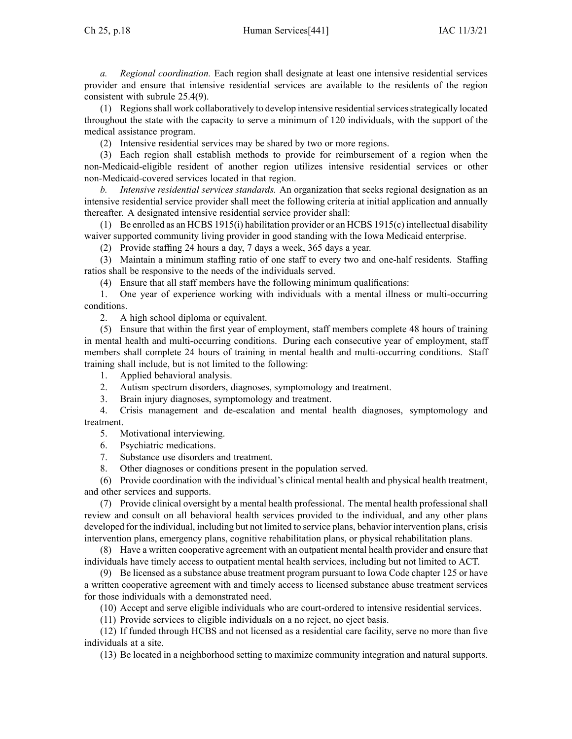*a. Regional coordination.* Each region shall designate at least one intensive residential services provider and ensure that intensive residential services are available to the residents of the region consistent with subrule 25.4(9).

(1) Regions shall work collaboratively to develop intensive residential services strategically located throughout the state with the capacity to serve a minimum of 120 individuals, with the support of the medical assistance program.

(2) Intensive residential services may be shared by two or more regions.

(3) Each region shall establish methods to provide for reimbursement of a region when the non-Medicaid-eligible resident of another region utilizes intensive residential services or other non-Medicaid-covered services located in that region.

*b. Intensive residential services standards.* An organization that seeks regional designation as an intensive residential service provider shall meet the following criteria at initial application and annually thereafter. A designated intensive residential service provider shall:

(1) Be enrolled as an HCBS 1915(i) habilitation provider or an HCBS 1915(c) intellectual disability waiver supported community living provider in good standing with the Iowa Medicaid enterprise.

(2) Provide staffing 24 hours a day, 7 days a week, 365 days a year.

(3) Maintain a minimum staffing ratio of one staff to every two and one-half residents. Staffing ratios shall be responsive to the needs of the individuals served.

(4) Ensure that all staff members have the following minimum qualifications:

1. One year of experience working with individuals with a mental illness or multi-occurring conditions.

2. A high school diploma or equivalent.

(5) Ensure that within the first year of employment, staff members complete 48 hours of training in mental health and multi-occurring conditions. During each consecutive year of employment, staff members shall complete 24 hours of training in mental health and multi-occurring conditions. Staff training shall include, but is not limited to the following:

1. Applied behavioral analysis.

2. Autism spectrum disorders, diagnoses, symptomology and treatment.

3. Brain injury diagnoses, symptomology and treatment.

4. Crisis management and de-escalation and mental health diagnoses, symptomology and treatment.

5. Motivational interviewing.

6. Psychiatric medications.

7. Substance use disorders and treatment.

8. Other diagnoses or conditions present in the population served.

(6) Provide coordination with the individual's clinical mental health and physical health treatment, and other services and supports.

(7) Provide clinical oversight by a mental health professional. The mental health professional shall review and consult on all behavioral health services provided to the individual, and any other plans developed for the individual, including but not limited to service plans, behavior intervention plans, crisis intervention plans, emergency plans, cognitive rehabilitation plans, or physical rehabilitation plans.

(8) Have a written cooperative agreement with an outpatient mental health provider and ensure that individuals have timely access to outpatient mental health services, including but not limited to ACT.

(9) Be licensed as a substance abuse treatment program pursuant to Iowa Code chapter 125 or have a written cooperative agreement with and timely access to licensed substance abuse treatment services for those individuals with a demonstrated need.

(10) Accept and serve eligible individuals who are court-ordered to intensive residential services.

(11) Provide services to eligible individuals on a no reject, no eject basis.

(12) If funded through HCBS and not licensed as a residential care facility, serve no more than five individuals at a site.

(13) Be located in a neighborhood setting to maximize community integration and natural supports.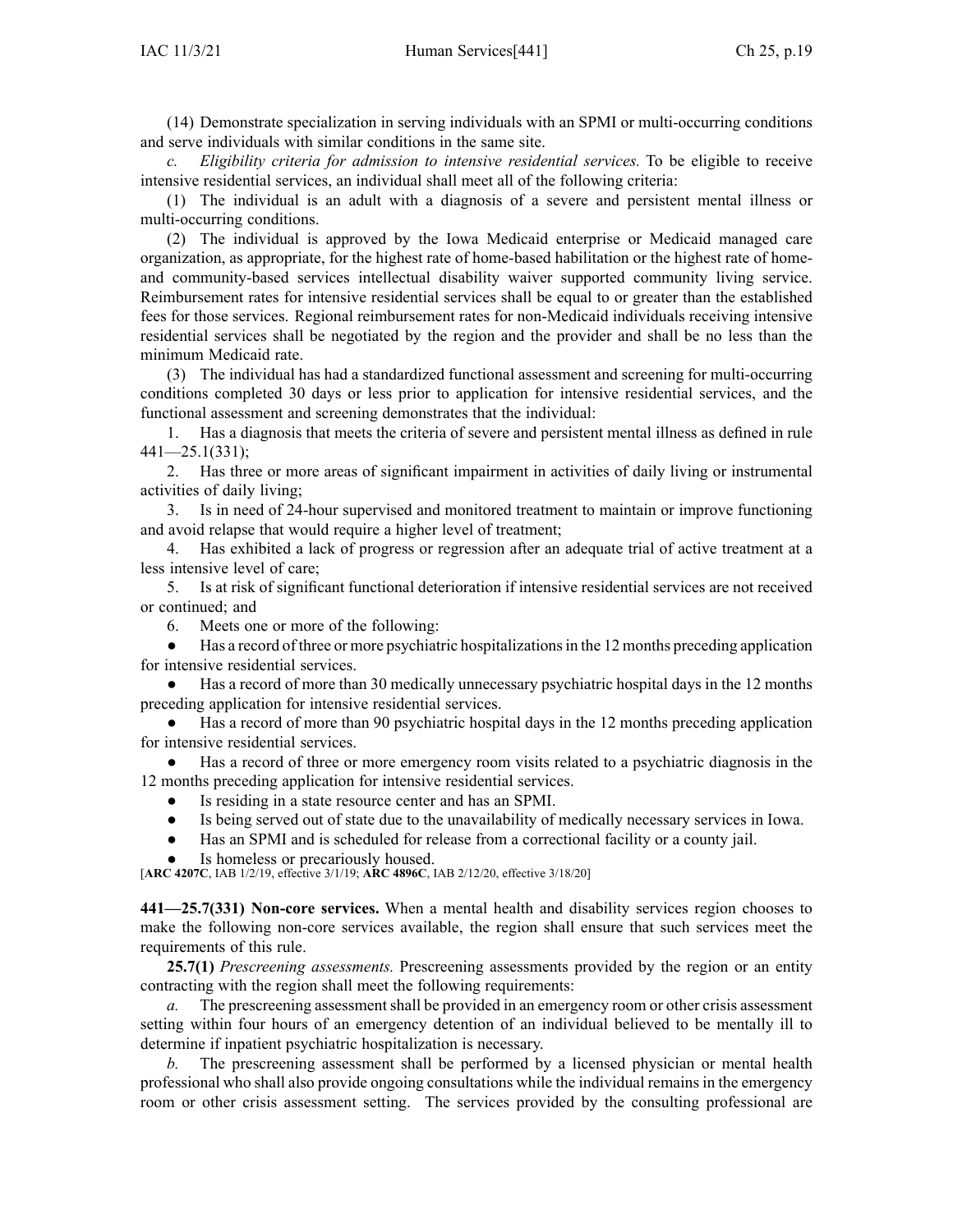(14) Demonstrate specialization in serving individuals with an SPMI or multi-occurring conditions and serve individuals with similar conditions in the same site.

*c. Eligibility criteria for admission to intensive residential services.* To be eligible to receive intensive residential services, an individual shall meet all of the following criteria:

(1) The individual is an adult with a diagnosis of a severe and persistent mental illness or multi-occurring conditions.

(2) The individual is approved by the Iowa Medicaid enterprise or Medicaid managed care organization, as appropriate, for the highest rate of home-based habilitation or the highest rate of home- and community-based services intellectual disability waiver supported community living service. Reimbursement rates for intensive residential services shall be equal to or greater than the established fees for those services. Regional reimbursement rates for non-Medicaid individuals receiving intensive residential services shall be negotiated by the region and the provider and shall be no less than the minimum Medicaid rate.

(3) The individual has had a standardized functional assessment and screening for multi-occurring conditions completed 30 days or less prior to application for intensive residential services, and the functional assessment and screening demonstrates that the individual:

1. Has a diagnosis that meets the criteria of severe and persistent mental illness as defined in rule 441—25.1(331);
2. Has three or more areas of significant impairment in activities of daily living or instrumental activities of daily living;
3. Is in need of 24-hour supervised and monitored treatment to maintain or improve functioning and avoid relapse that would require a higher level of treatment;
4. Has exhibited a lack of progress or regression after an adequate trial of active treatment at a less intensive level of care;
5. Is at risk of significant functional deterioration if intensive residential services are not received or continued; and
6. Meets one or more of the following:

- Has a record of three or more psychiatric hospitalizations in the 12 months preceding application for intensive residential services.
- Has a record of more than 30 medically unnecessary psychiatric hospital days in the 12 months preceding application for intensive residential services.
- Has a record of more than 90 psychiatric hospital days in the 12 months preceding application for intensive residential services.
- Has a record of three or more emergency room visits related to a psychiatric diagnosis in the 12 months preceding application for intensive residential services.
- Is residing in a state resource center and has an SPMI.
- Is being served out of state due to the unavailability of medically necessary services in Iowa.
- Has an SPMI and is scheduled for release from a correctional facility or a county jail.
- Is homeless or precariously housed.

[**ARC 4207C**, IAB 1/2/19, effective 3/1/19; **ARC 4896C**, IAB 2/12/20, effective 3/18/20]

**441—25.7(331) Non-core services.** When a mental health and disability services region chooses to make the following non-core services available, the region shall ensure that such services meet the requirements of this rule.

**25.7(1)** *Prescreening assessments.* Prescreening assessments provided by the region or an entity contracting with the region shall meet the following requirements:

*a.* The prescreening assessment shall be provided in an emergency room or other crisis assessment setting within four hours of an emergency detention of an individual believed to be mentally ill to determine if inpatient psychiatric hospitalization is necessary.

*b.* The prescreening assessment shall be performed by a licensed physician or mental health professional who shall also provide ongoing consultations while the individual remains in the emergency room or other crisis assessment setting. The services provided by the consulting professional are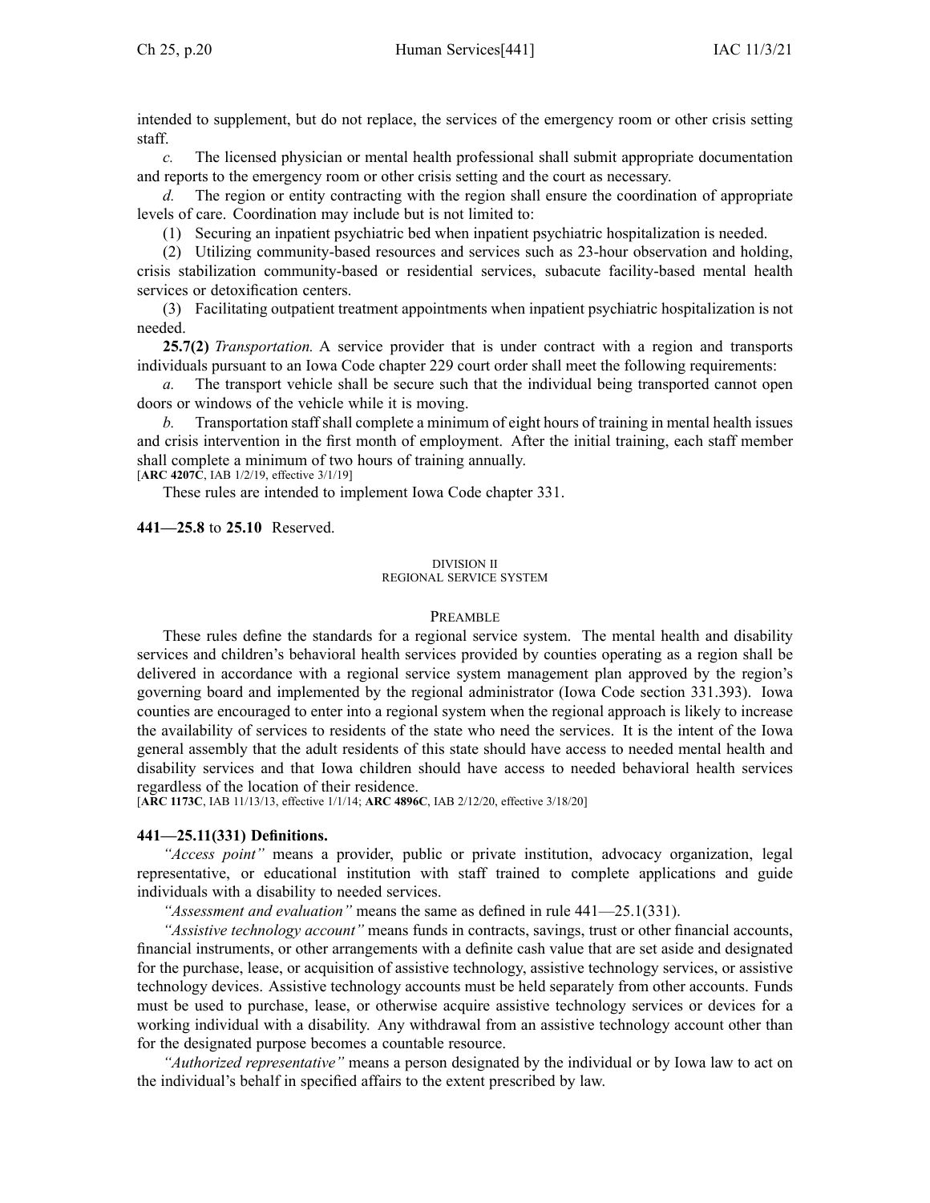intended to supplement, but do not replace, the services of the emergency room or other crisis setting staff.

*c.* The licensed physician or mental health professional shall submit appropriate documentation and reports to the emergency room or other crisis setting and the court as necessary.

*d.* The region or entity contracting with the region shall ensure the coordination of appropriate levels of care. Coordination may include but is not limited to:

(1) Securing an inpatient psychiatric bed when inpatient psychiatric hospitalization is needed.

(2) Utilizing community-based resources and services such as 23-hour observation and holding, crisis stabilization community-based or residential services, subacute facility-based mental health services or detoxification centers.

(3) Facilitating outpatient treatment appointments when inpatient psychiatric hospitalization is not needed.

**25.7(2)** *Transportation.* A service provider that is under contract with a region and transports individuals pursuant to an Iowa Code chapter 229 court order shall meet the following requirements:

*a.* The transport vehicle shall be secure such that the individual being transported cannot open doors or windows of the vehicle while it is moving.

*b.* Transportation staff shall complete a minimum of eight hours of training in mental health issues and crisis intervention in the first month of employment. After the initial training, each staff member shall complete a minimum of two hours of training annually.

[**ARC 4207C**, IAB 1/2/19, effective 3/1/19]

These rules are intended to implement Iowa Code chapter 331.

**441—25.8** to **25.10** Reserved.

DIVISION II
REGIONAL SERVICE SYSTEM

PREAMBLE

These rules define the standards for a regional service system. The mental health and disability services and children's behavioral health services provided by counties operating as a region shall be delivered in accordance with a regional service system management plan approved by the region's governing board and implemented by the regional administrator (Iowa Code section 331.393). Iowa counties are encouraged to enter into a regional system when the regional approach is likely to increase the availability of services to residents of the state who need the services. It is the intent of the Iowa general assembly that the adult residents of this state should have access to needed mental health and disability services and that Iowa children should have access to needed behavioral health services regardless of the location of their residence.

[**ARC 1173C**, IAB 11/13/13, effective 1/1/14; **ARC 4896C**, IAB 2/12/20, effective 3/18/20]

**441—25.11(331) Definitions.**

*"Access point"* means a provider, public or private institution, advocacy organization, legal representative, or educational institution with staff trained to complete applications and guide individuals with a disability to needed services.

*"Assessment and evaluation"* means the same as defined in rule 441—25.1(331).

*"Assistive technology account"* means funds in contracts, savings, trust or other financial accounts, financial instruments, or other arrangements with a definite cash value that are set aside and designated for the purchase, lease, or acquisition of assistive technology, assistive technology services, or assistive technology devices. Assistive technology accounts must be held separately from other accounts. Funds must be used to purchase, lease, or otherwise acquire assistive technology services or devices for a working individual with a disability. Any withdrawal from an assistive technology account other than for the designated purpose becomes a countable resource.

*"Authorized representative"* means a person designated by the individual or by Iowa law to act on the individual's behalf in specified affairs to the extent prescribed by law.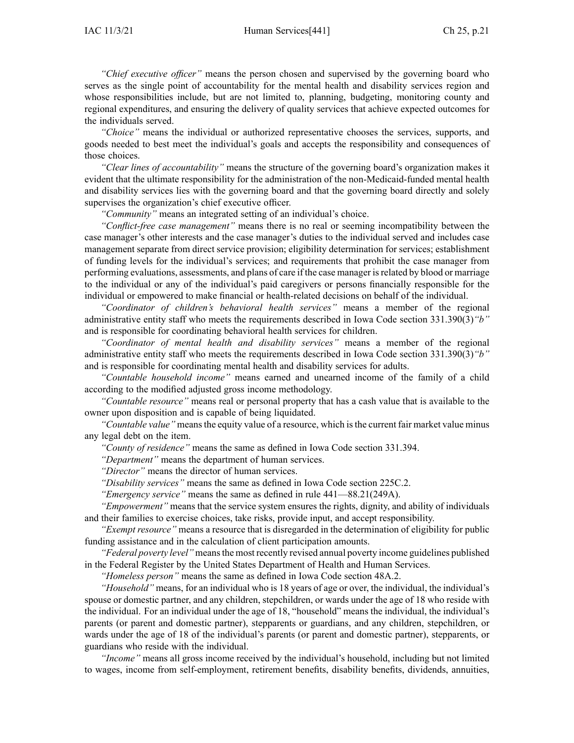*"Chief executive officer"* means the person chosen and supervised by the governing board who serves as the single point of accountability for the mental health and disability services region and whose responsibilities include, but are not limited to, planning, budgeting, monitoring county and regional expenditures, and ensuring the delivery of quality services that achieve expected outcomes for the individuals served.

*"Choice"* means the individual or authorized representative chooses the services, supports, and goods needed to best meet the individual's goals and accepts the responsibility and consequences of those choices.

*"Clear lines of accountability"* means the structure of the governing board's organization makes it evident that the ultimate responsibility for the administration of the non-Medicaid-funded mental health and disability services lies with the governing board and that the governing board directly and solely supervises the organization's chief executive officer.

*"Community"* means an integrated setting of an individual's choice.

*"Conflict-free case management"* means there is no real or seeming incompatibility between the case manager's other interests and the case manager's duties to the individual served and includes case management separate from direct service provision; eligibility determination for services; establishment of funding levels for the individual's services; and requirements that prohibit the case manager from performing evaluations, assessments, and plans of care if the case manager is related by blood or marriage to the individual or any of the individual's paid caregivers or persons financially responsible for the individual or empowered to make financial or health-related decisions on behalf of the individual.

*"Coordinator of children's behavioral health services"* means a member of the regional administrative entity staff who meets the requirements described in Iowa Code section 331.390(3)*"b"* and is responsible for coordinating behavioral health services for children.

*"Coordinator of mental health and disability services"* means a member of the regional administrative entity staff who meets the requirements described in Iowa Code section 331.390(3)*"b"* and is responsible for coordinating mental health and disability services for adults.

*"Countable household income"* means earned and unearned income of the family of a child according to the modified adjusted gross income methodology.

*"Countable resource"* means real or personal property that has a cash value that is available to the owner upon disposition and is capable of being liquidated.

*"Countable value"* means the equity value of a resource, which is the current fair market value minus any legal debt on the item.

*"County of residence"* means the same as defined in Iowa Code section 331.394.

*"Department"* means the department of human services.

*"Director"* means the director of human services.

*"Disability services"* means the same as defined in Iowa Code section 225C.2.

*"Emergency service"* means the same as defined in rule 441—88.21(249A).

*"Empowerment"* means that the service system ensures the rights, dignity, and ability of individuals and their families to exercise choices, take risks, provide input, and accept responsibility.

*"Exempt resource"* means a resource that is disregarded in the determination of eligibility for public funding assistance and in the calculation of client participation amounts.

*"Federal poverty level"* means the most recently revised annual poverty income guidelines published in the Federal Register by the United States Department of Health and Human Services.

*"Homeless person"* means the same as defined in Iowa Code section 48A.2.

*"Household"* means, for an individual who is 18 years of age or over, the individual, the individual's spouse or domestic partner, and any children, stepchildren, or wards under the age of 18 who reside with the individual. For an individual under the age of 18, "household" means the individual, the individual's parents (or parent and domestic partner), stepparents or guardians, and any children, stepchildren, or wards under the age of 18 of the individual's parents (or parent and domestic partner), stepparents, or guardians who reside with the individual.

*"Income"* means all gross income received by the individual's household, including but not limited to wages, income from self-employment, retirement benefits, disability benefits, dividends, annuities,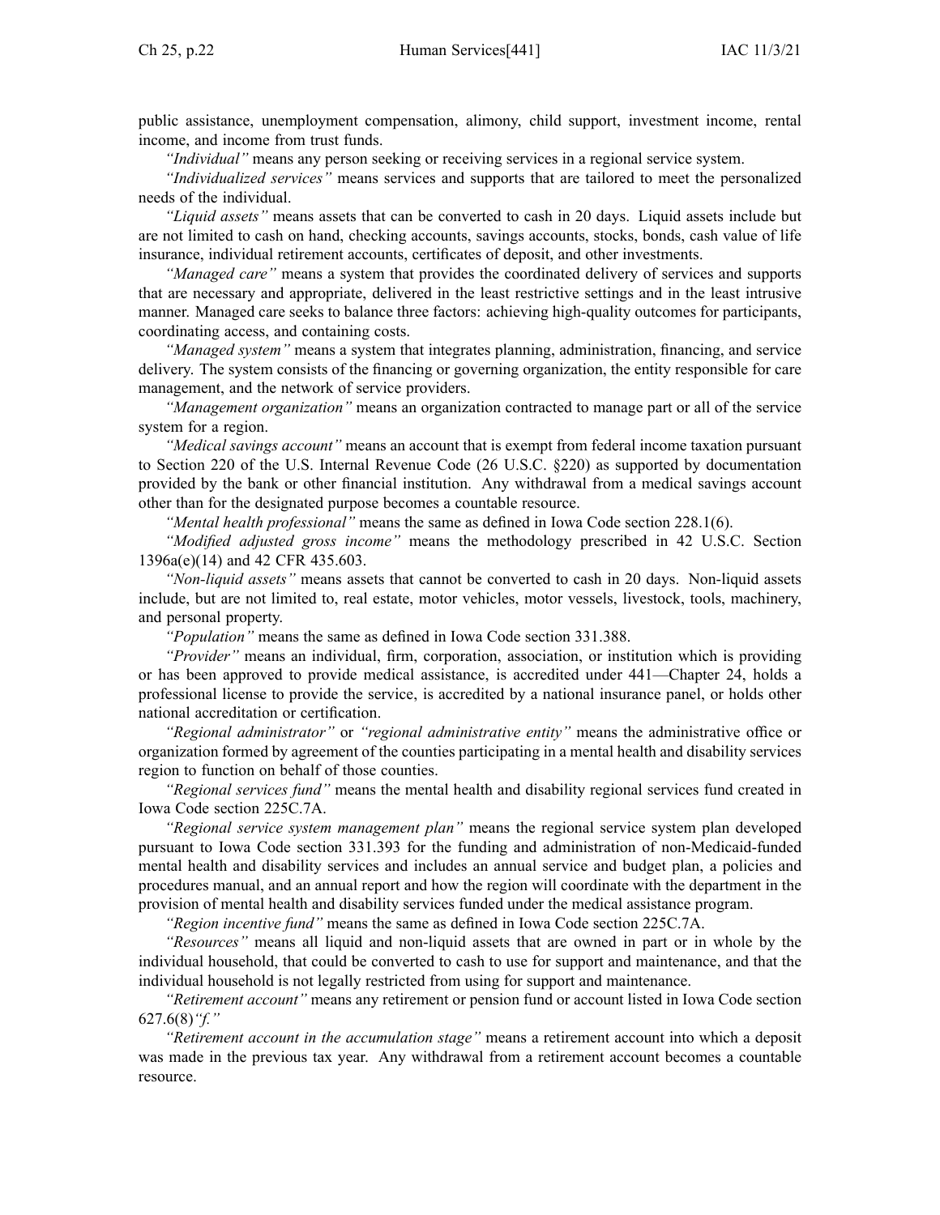public assistance, unemployment compensation, alimony, child support, investment income, rental income, and income from trust funds.

*"Individual"* means any person seeking or receiving services in a regional service system.

*"Individualized services"* means services and supports that are tailored to meet the personalized needs of the individual.

*"Liquid assets"* means assets that can be converted to cash in 20 days. Liquid assets include but are not limited to cash on hand, checking accounts, savings accounts, stocks, bonds, cash value of life insurance, individual retirement accounts, certificates of deposit, and other investments.

*"Managed care"* means a system that provides the coordinated delivery of services and supports that are necessary and appropriate, delivered in the least restrictive settings and in the least intrusive manner. Managed care seeks to balance three factors: achieving high-quality outcomes for participants, coordinating access, and containing costs.

*"Managed system"* means a system that integrates planning, administration, financing, and service delivery. The system consists of the financing or governing organization, the entity responsible for care management, and the network of service providers.

*"Management organization"* means an organization contracted to manage part or all of the service system for a region.

*"Medical savings account"* means an account that is exempt from federal income taxation pursuant to Section 220 of the U.S. Internal Revenue Code (26 U.S.C. §220) as supported by documentation provided by the bank or other financial institution. Any withdrawal from a medical savings account other than for the designated purpose becomes a countable resource.

*"Mental health professional"* means the same as defined in Iowa Code section 228.1(6).

*"Modified adjusted gross income"* means the methodology prescribed in 42 U.S.C. Section 1396a(e)(14) and 42 CFR 435.603.

*"Non-liquid assets"* means assets that cannot be converted to cash in 20 days. Non-liquid assets include, but are not limited to, real estate, motor vehicles, motor vessels, livestock, tools, machinery, and personal property.

*"Population"* means the same as defined in Iowa Code section 331.388.

*"Provider"* means an individual, firm, corporation, association, or institution which is providing or has been approved to provide medical assistance, is accredited under 441—Chapter 24, holds a professional license to provide the service, is accredited by a national insurance panel, or holds other national accreditation or certification.

*"Regional administrator"* or *"regional administrative entity"* means the administrative office or organization formed by agreement of the counties participating in a mental health and disability services region to function on behalf of those counties.

*"Regional services fund"* means the mental health and disability regional services fund created in Iowa Code section 225C.7A.

*"Regional service system management plan"* means the regional service system plan developed pursuant to Iowa Code section 331.393 for the funding and administration of non-Medicaid-funded mental health and disability services and includes an annual service and budget plan, a policies and procedures manual, and an annual report and how the region will coordinate with the department in the provision of mental health and disability services funded under the medical assistance program.

*"Region incentive fund"* means the same as defined in Iowa Code section 225C.7A.

*"Resources"* means all liquid and non-liquid assets that are owned in part or in whole by the individual household, that could be converted to cash to use for support and maintenance, and that the individual household is not legally restricted from using for support and maintenance.

*"Retirement account"* means any retirement or pension fund or account listed in Iowa Code section 627.6(8)*"f."*

*"Retirement account in the accumulation stage"* means a retirement account into which a deposit was made in the previous tax year. Any withdrawal from a retirement account becomes a countable resource.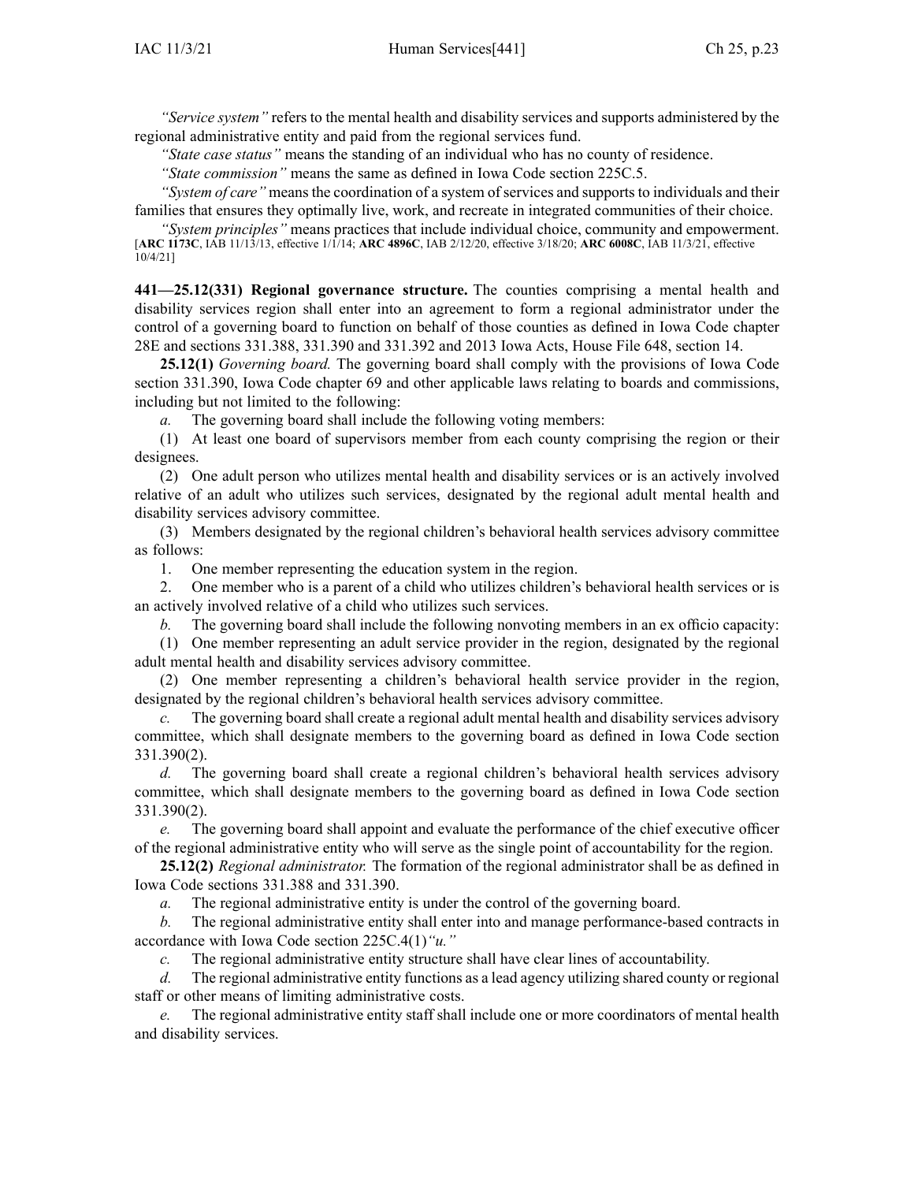*"Service system"* refers to the mental health and disability services and supports administered by the regional administrative entity and paid from the regional services fund.

*"State case status"* means the standing of an individual who has no county of residence.

*"State commission"* means the same as defined in Iowa Code section 225C.5.

*"System of care"* means the coordination of a system of services and supports to individuals and their families that ensures they optimally live, work, and recreate in integrated communities of their choice.

*"System principles"* means practices that include individual choice, community and empowerment.
[**ARC 1173C**, IAB 11/13/13, effective 1/1/14; **ARC 4896C**, IAB 2/12/20, effective 3/18/20; **ARC 6008C**, IAB 11/3/21, effective 10/4/21]

**441—25.12(331) Regional governance structure.** The counties comprising a mental health and disability services region shall enter into an agreement to form a regional administrator under the control of a governing board to function on behalf of those counties as defined in Iowa Code chapter 28E and sections 331.388, 331.390 and 331.392 and 2013 Iowa Acts, House File 648, section 14.

**25.12(1)** *Governing board.* The governing board shall comply with the provisions of Iowa Code section 331.390, Iowa Code chapter 69 and other applicable laws relating to boards and commissions, including but not limited to the following:

*a.* The governing board shall include the following voting members:

(1) At least one board of supervisors member from each county comprising the region or their designees.

(2) One adult person who utilizes mental health and disability services or is an actively involved relative of an adult who utilizes such services, designated by the regional adult mental health and disability services advisory committee.

(3) Members designated by the regional children's behavioral health services advisory committee as follows:

1. One member representing the education system in the region.

2. One member who is a parent of a child who utilizes children's behavioral health services or is an actively involved relative of a child who utilizes such services.

*b.* The governing board shall include the following nonvoting members in an ex officio capacity:

(1) One member representing an adult service provider in the region, designated by the regional adult mental health and disability services advisory committee.

(2) One member representing a children's behavioral health service provider in the region, designated by the regional children's behavioral health services advisory committee.

*c.* The governing board shall create a regional adult mental health and disability services advisory committee, which shall designate members to the governing board as defined in Iowa Code section 331.390(2).

*d.* The governing board shall create a regional children's behavioral health services advisory committee, which shall designate members to the governing board as defined in Iowa Code section 331.390(2).

*e.* The governing board shall appoint and evaluate the performance of the chief executive officer of the regional administrative entity who will serve as the single point of accountability for the region.

**25.12(2)** *Regional administrator.* The formation of the regional administrator shall be as defined in Iowa Code sections 331.388 and 331.390.

*a.* The regional administrative entity is under the control of the governing board.

*b.* The regional administrative entity shall enter into and manage performance-based contracts in accordance with Iowa Code section 225C.4(1)*"u."*

*c.* The regional administrative entity structure shall have clear lines of accountability.

*d.* The regional administrative entity functions as a lead agency utilizing shared county or regional staff or other means of limiting administrative costs.

*e.* The regional administrative entity staff shall include one or more coordinators of mental health and disability services.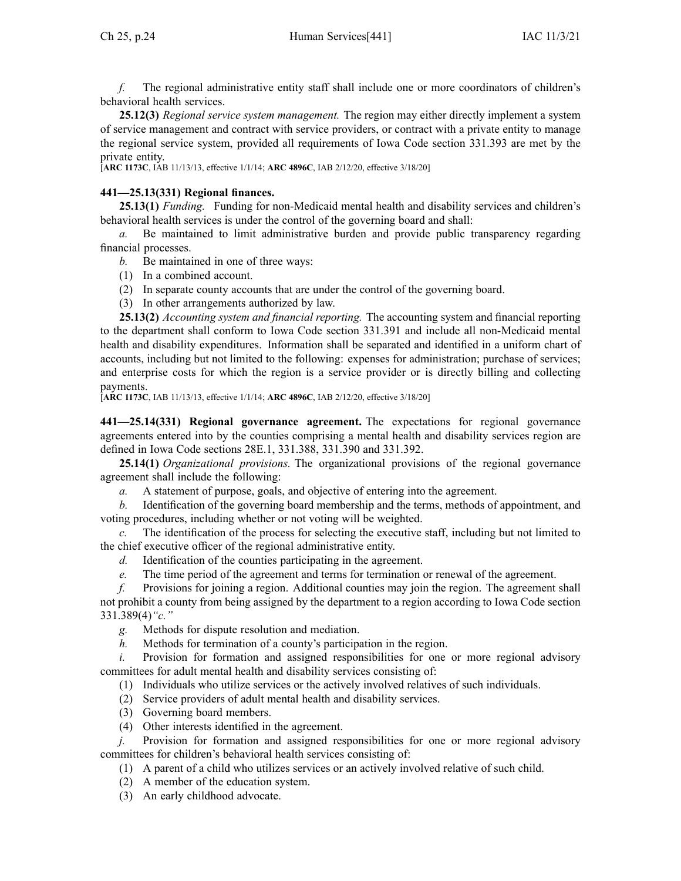*f.* The regional administrative entity staff shall include one or more coordinators of children's behavioral health services.

**25.12(3)** *Regional service system management.* The region may either directly implement a system of service management and contract with service providers, or contract with a private entity to manage the regional service system, provided all requirements of Iowa Code section 331.393 are met by the private entity.

[**ARC 1173C**, IAB 11/13/13, effective 1/1/14; **ARC 4896C**, IAB 2/12/20, effective 3/18/20]

**441—25.13(331) Regional finances.**

**25.13(1)** *Funding.* Funding for non-Medicaid mental health and disability services and children's behavioral health services is under the control of the governing board and shall:

*a.* Be maintained to limit administrative burden and provide public transparency regarding financial processes.

*b.* Be maintained in one of three ways:

(1) In a combined account.

(2) In separate county accounts that are under the control of the governing board.

(3) In other arrangements authorized by law.

**25.13(2)** *Accounting system and financial reporting.* The accounting system and financial reporting to the department shall conform to Iowa Code section 331.391 and include all non-Medicaid mental health and disability expenditures. Information shall be separated and identified in a uniform chart of accounts, including but not limited to the following: expenses for administration; purchase of services; and enterprise costs for which the region is a service provider or is directly billing and collecting payments.

[**ARC 1173C**, IAB 11/13/13, effective 1/1/14; **ARC 4896C**, IAB 2/12/20, effective 3/18/20]

**441—25.14(331) Regional governance agreement.** The expectations for regional governance agreements entered into by the counties comprising a mental health and disability services region are defined in Iowa Code sections 28E.1, 331.388, 331.390 and 331.392.

**25.14(1)** *Organizational provisions.* The organizational provisions of the regional governance agreement shall include the following:

*a.* A statement of purpose, goals, and objective of entering into the agreement.

*b.* Identification of the governing board membership and the terms, methods of appointment, and voting procedures, including whether or not voting will be weighted.

*c.* The identification of the process for selecting the executive staff, including but not limited to the chief executive officer of the regional administrative entity.

*d.* Identification of the counties participating in the agreement.

*e.* The time period of the agreement and terms for termination or renewal of the agreement.

*f.* Provisions for joining a region. Additional counties may join the region. The agreement shall not prohibit a county from being assigned by the department to a region according to Iowa Code section 331.389(4)*"c."*

*g.* Methods for dispute resolution and mediation.

*h.* Methods for termination of a county's participation in the region.

*i.* Provision for formation and assigned responsibilities for one or more regional advisory committees for adult mental health and disability services consisting of:

(1) Individuals who utilize services or the actively involved relatives of such individuals.

(2) Service providers of adult mental health and disability services.

(3) Governing board members.

(4) Other interests identified in the agreement.

*j.* Provision for formation and assigned responsibilities for one or more regional advisory committees for children's behavioral health services consisting of:

(1) A parent of a child who utilizes services or an actively involved relative of such child.

(2) A member of the education system.

(3) An early childhood advocate.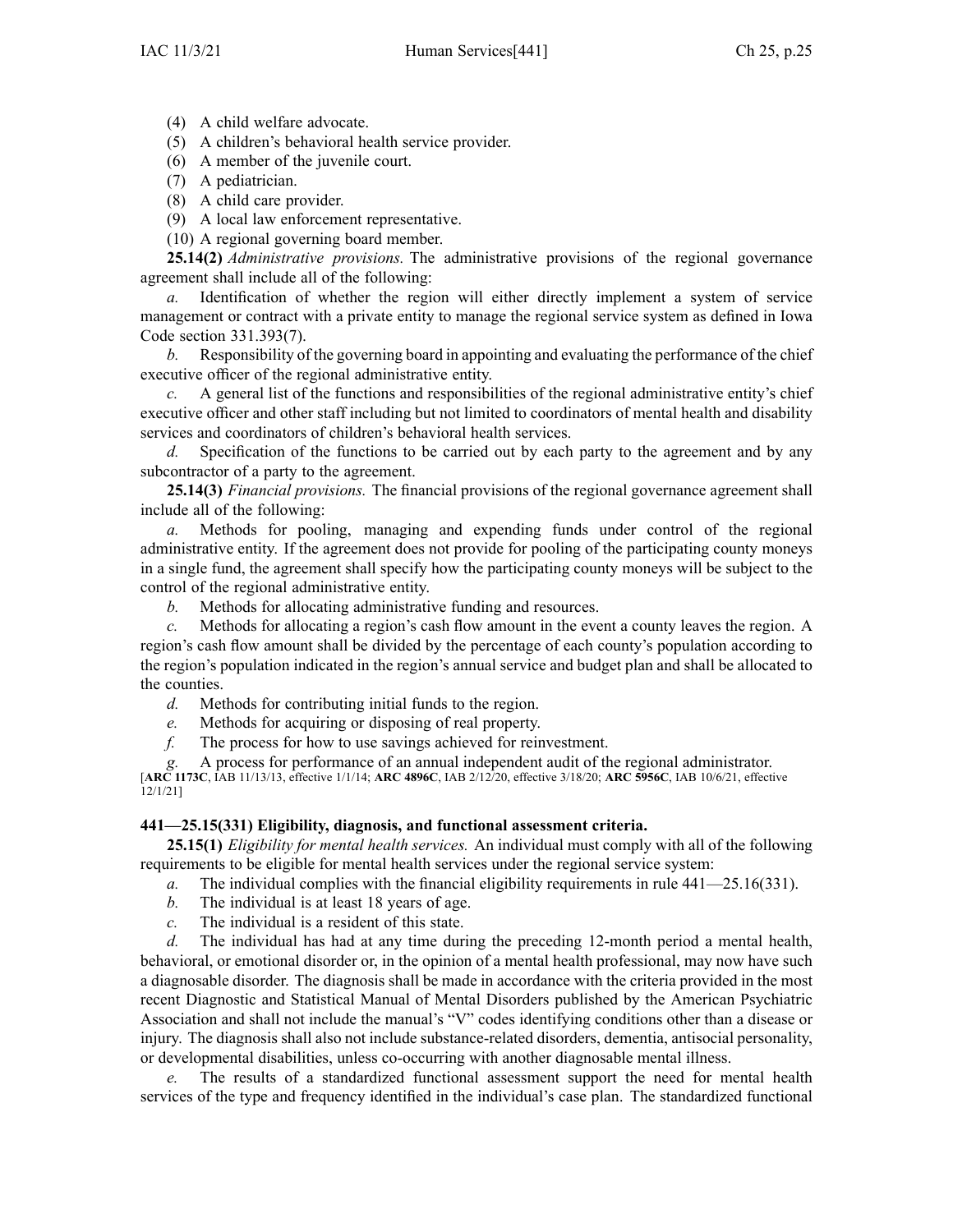(4) A child welfare advocate.

(5) A children's behavioral health service provider.

(6) A member of the juvenile court.

(7) A pediatrician.

(8) A child care provider.

(9) A local law enforcement representative.

(10) A regional governing board member.

**25.14(2)** *Administrative provisions.* The administrative provisions of the regional governance agreement shall include all of the following:

*a.* Identification of whether the region will either directly implement a system of service management or contract with a private entity to manage the regional service system as defined in Iowa Code section 331.393(7).

*b.* Responsibility of the governing board in appointing and evaluating the performance of the chief executive officer of the regional administrative entity.

*c.* A general list of the functions and responsibilities of the regional administrative entity's chief executive officer and other staff including but not limited to coordinators of mental health and disability services and coordinators of children's behavioral health services.

*d.* Specification of the functions to be carried out by each party to the agreement and by any subcontractor of a party to the agreement.

**25.14(3)** *Financial provisions.* The financial provisions of the regional governance agreement shall include all of the following:

*a.* Methods for pooling, managing and expending funds under control of the regional administrative entity. If the agreement does not provide for pooling of the participating county moneys in a single fund, the agreement shall specify how the participating county moneys will be subject to the control of the regional administrative entity.

*b.* Methods for allocating administrative funding and resources.

*c.* Methods for allocating a region's cash flow amount in the event a county leaves the region. A region's cash flow amount shall be divided by the percentage of each county's population according to the region's population indicated in the region's annual service and budget plan and shall be allocated to the counties.

*d.* Methods for contributing initial funds to the region.

*e.* Methods for acquiring or disposing of real property.

*f.* The process for how to use savings achieved for reinvestment.

*g.* A process for performance of an annual independent audit of the regional administrator.

[**ARC 1173C**, IAB 11/13/13, effective 1/1/14; **ARC 4896C**, IAB 2/12/20, effective 3/18/20; **ARC 5956C**, IAB 10/6/21, effective 12/1/21]

### 441—25.15(331) Eligibility, diagnosis, and functional assessment criteria.

**25.15(1)** *Eligibility for mental health services.* An individual must comply with all of the following requirements to be eligible for mental health services under the regional service system:

*a.* The individual complies with the financial eligibility requirements in rule 441—25.16(331).

*b.* The individual is at least 18 years of age.

*c.* The individual is a resident of this state.

*d.* The individual has had at any time during the preceding 12-month period a mental health, behavioral, or emotional disorder or, in the opinion of a mental health professional, may now have such a diagnosable disorder. The diagnosis shall be made in accordance with the criteria provided in the most recent Diagnostic and Statistical Manual of Mental Disorders published by the American Psychiatric Association and shall not include the manual's "V" codes identifying conditions other than a disease or injury. The diagnosis shall also not include substance-related disorders, dementia, antisocial personality, or developmental disabilities, unless co-occurring with another diagnosable mental illness.

*e.* The results of a standardized functional assessment support the need for mental health services of the type and frequency identified in the individual's case plan. The standardized functional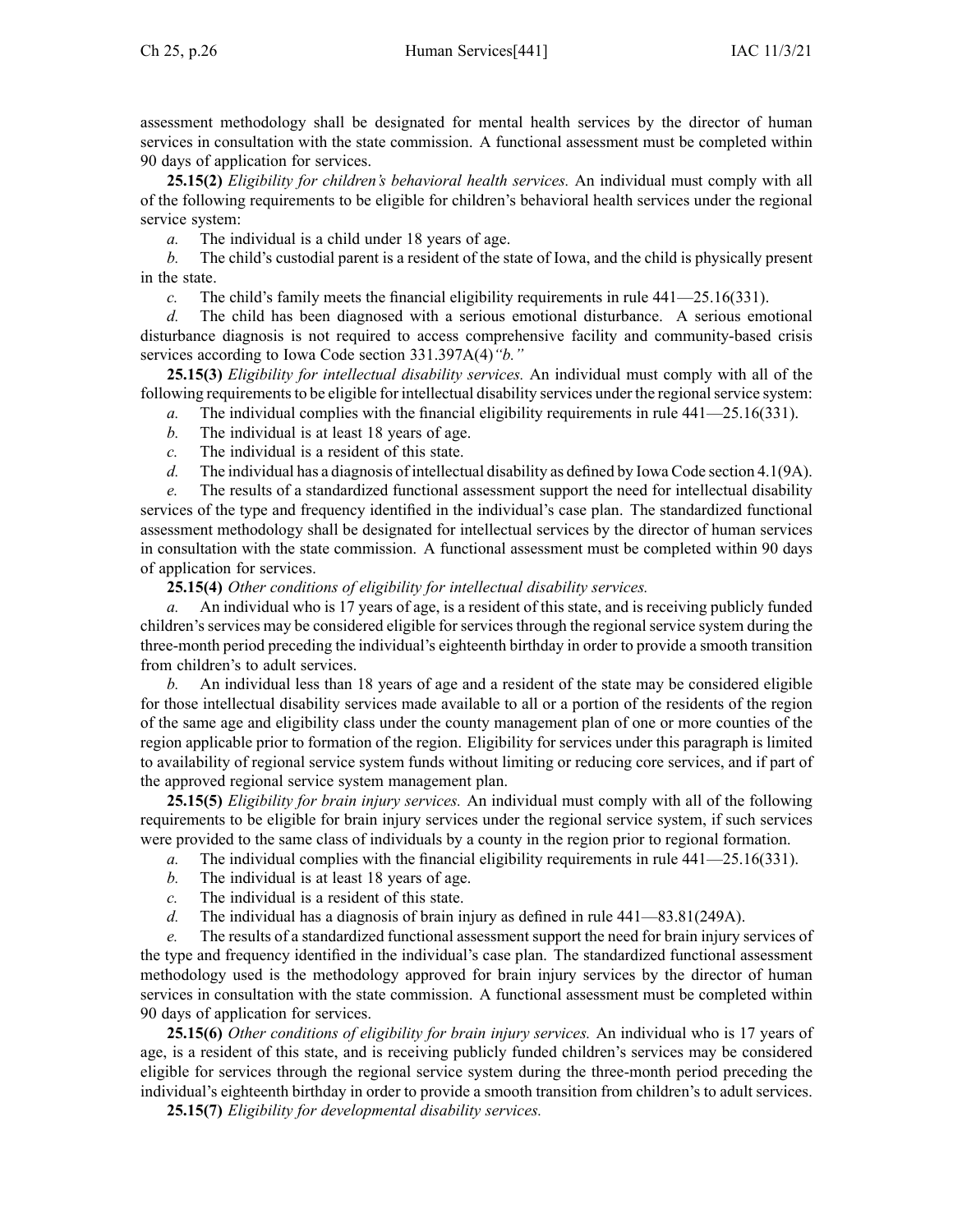assessment methodology shall be designated for mental health services by the director of human services in consultation with the state commission. A functional assessment must be completed within 90 days of application for services.

**25.15(2)** *Eligibility for children's behavioral health services.* An individual must comply with all of the following requirements to be eligible for children's behavioral health services under the regional service system:

*a.* The individual is a child under 18 years of age.

*b.* The child's custodial parent is a resident of the state of Iowa, and the child is physically present in the state.

*c.* The child's family meets the financial eligibility requirements in rule 441—25.16(331).

*d.* The child has been diagnosed with a serious emotional disturbance. A serious emotional disturbance diagnosis is not required to access comprehensive facility and community-based crisis services according to Iowa Code section 331.397A(4)*"b."*

**25.15(3)** *Eligibility for intellectual disability services.* An individual must comply with all of the following requirements to be eligible for intellectual disability services under the regional service system:

*a.* The individual complies with the financial eligibility requirements in rule 441—25.16(331).

*b.* The individual is at least 18 years of age.

*c.* The individual is a resident of this state.

*d.* The individual has a diagnosis of intellectual disability as defined by Iowa Code section 4.1(9A).

*e.* The results of a standardized functional assessment support the need for intellectual disability services of the type and frequency identified in the individual's case plan. The standardized functional assessment methodology shall be designated for intellectual services by the director of human services in consultation with the state commission. A functional assessment must be completed within 90 days of application for services.

**25.15(4)** *Other conditions of eligibility for intellectual disability services.*

*a.* An individual who is 17 years of age, is a resident of this state, and is receiving publicly funded children's services may be considered eligible for services through the regional service system during the three-month period preceding the individual's eighteenth birthday in order to provide a smooth transition from children's to adult services.

*b.* An individual less than 18 years of age and a resident of the state may be considered eligible for those intellectual disability services made available to all or a portion of the residents of the region of the same age and eligibility class under the county management plan of one or more counties of the region applicable prior to formation of the region. Eligibility for services under this paragraph is limited to availability of regional service system funds without limiting or reducing core services, and if part of the approved regional service system management plan.

**25.15(5)** *Eligibility for brain injury services.* An individual must comply with all of the following requirements to be eligible for brain injury services under the regional service system, if such services were provided to the same class of individuals by a county in the region prior to regional formation.

*a.* The individual complies with the financial eligibility requirements in rule 441—25.16(331).

*b.* The individual is at least 18 years of age.

*c.* The individual is a resident of this state.

*d.* The individual has a diagnosis of brain injury as defined in rule 441—83.81(249A).

*e.* The results of a standardized functional assessment support the need for brain injury services of the type and frequency identified in the individual's case plan. The standardized functional assessment methodology used is the methodology approved for brain injury services by the director of human services in consultation with the state commission. A functional assessment must be completed within 90 days of application for services.

**25.15(6)** *Other conditions of eligibility for brain injury services.* An individual who is 17 years of age, is a resident of this state, and is receiving publicly funded children's services may be considered eligible for services through the regional service system during the three-month period preceding the individual's eighteenth birthday in order to provide a smooth transition from children's to adult services.

**25.15(7)** *Eligibility for developmental disability services.*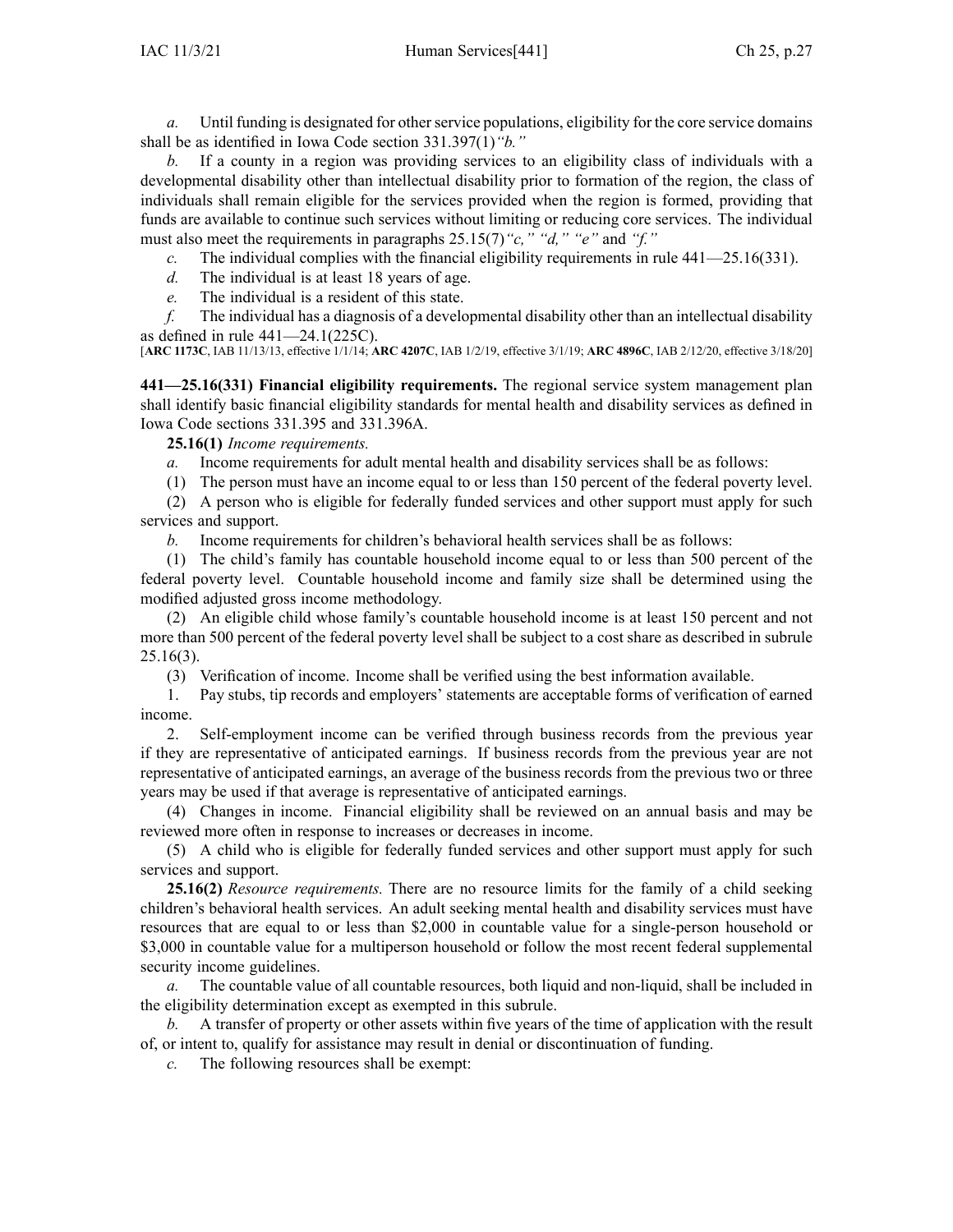*a.* Until funding is designated for other service populations, eligibility for the core service domains shall be as identified in Iowa Code section 331.397(1)*"b."*

*b.* If a county in a region was providing services to an eligibility class of individuals with a developmental disability other than intellectual disability prior to formation of the region, the class of individuals shall remain eligible for the services provided when the region is formed, providing that funds are available to continue such services without limiting or reducing core services. The individual must also meet the requirements in paragraphs 25.15(7)*"c," "d," "e"* and *"f."*

*c.* The individual complies with the financial eligibility requirements in rule 441—25.16(331).

*d.* The individual is at least 18 years of age.

*e.* The individual is a resident of this state.

*f.* The individual has a diagnosis of a developmental disability other than an intellectual disability as defined in rule 441—24.1(225C).

[**ARC 1173C**, IAB 11/13/13, effective 1/1/14; **ARC 4207C**, IAB 1/2/19, effective 3/1/19; **ARC 4896C**, IAB 2/12/20, effective 3/18/20]

**441—25.16(331) Financial eligibility requirements.** The regional service system management plan shall identify basic financial eligibility standards for mental health and disability services as defined in Iowa Code sections 331.395 and 331.396A.

**25.16(1)** *Income requirements.*

*a.* Income requirements for adult mental health and disability services shall be as follows:

(1) The person must have an income equal to or less than 150 percent of the federal poverty level.

(2) A person who is eligible for federally funded services and other support must apply for such services and support.

*b.* Income requirements for children's behavioral health services shall be as follows:

(1) The child's family has countable household income equal to or less than 500 percent of the federal poverty level. Countable household income and family size shall be determined using the modified adjusted gross income methodology.

(2) An eligible child whose family's countable household income is at least 150 percent and not more than 500 percent of the federal poverty level shall be subject to a cost share as described in subrule 25.16(3).

(3) Verification of income. Income shall be verified using the best information available.

1. Pay stubs, tip records and employers' statements are acceptable forms of verification of earned income.

2. Self-employment income can be verified through business records from the previous year if they are representative of anticipated earnings. If business records from the previous year are not representative of anticipated earnings, an average of the business records from the previous two or three years may be used if that average is representative of anticipated earnings.

(4) Changes in income. Financial eligibility shall be reviewed on an annual basis and may be reviewed more often in response to increases or decreases in income.

(5) A child who is eligible for federally funded services and other support must apply for such services and support.

**25.16(2)** *Resource requirements.* There are no resource limits for the family of a child seeking children's behavioral health services. An adult seeking mental health and disability services must have resources that are equal to or less than $2,000 in countable value for a single-person household or $3,000 in countable value for a multiperson household or follow the most recent federal supplemental security income guidelines.

*a.* The countable value of all countable resources, both liquid and non-liquid, shall be included in the eligibility determination except as exempted in this subrule.

*b.* A transfer of property or other assets within five years of the time of application with the result of, or intent to, qualify for assistance may result in denial or discontinuation of funding.

*c.* The following resources shall be exempt: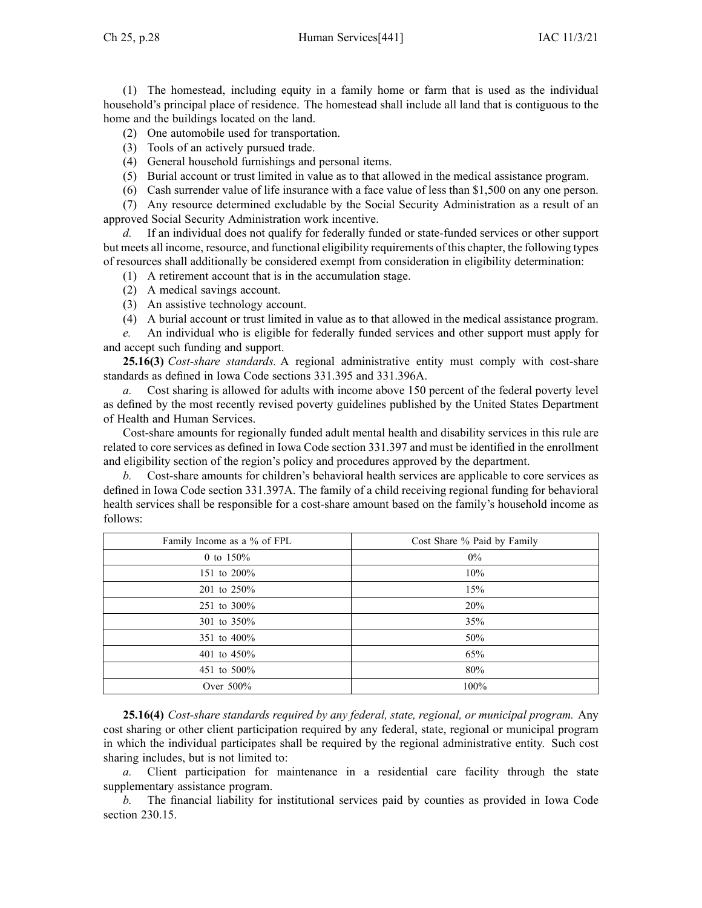(1) The homestead, including equity in a family home or farm that is used as the individual household's principal place of residence. The homestead shall include all land that is contiguous to the home and the buildings located on the land.

(2) One automobile used for transportation.

(3) Tools of an actively pursued trade.

(4) General household furnishings and personal items.

(5) Burial account or trust limited in value as to that allowed in the medical assistance program.

(6) Cash surrender value of life insurance with a face value of less than $1,500 on any one person.

(7) Any resource determined excludable by the Social Security Administration as a result of an approved Social Security Administration work incentive.

*d.* If an individual does not qualify for federally funded or state-funded services or other support but meets all income, resource, and functional eligibility requirements of this chapter, the following types of resources shall additionally be considered exempt from consideration in eligibility determination:

(1) A retirement account that is in the accumulation stage.

(2) A medical savings account.

(3) An assistive technology account.

(4) A burial account or trust limited in value as to that allowed in the medical assistance program.

*e.* An individual who is eligible for federally funded services and other support must apply for and accept such funding and support.

**25.16(3)** *Cost-share standards.* A regional administrative entity must comply with cost-share standards as defined in Iowa Code sections 331.395 and 331.396A.

*a.* Cost sharing is allowed for adults with income above 150 percent of the federal poverty level as defined by the most recently revised poverty guidelines published by the United States Department of Health and Human Services.

Cost-share amounts for regionally funded adult mental health and disability services in this rule are related to core services as defined in Iowa Code section 331.397 and must be identified in the enrollment and eligibility section of the region's policy and procedures approved by the department.

*b.* Cost-share amounts for children's behavioral health services are applicable to core services as defined in Iowa Code section 331.397A. The family of a child receiving regional funding for behavioral health services shall be responsible for a cost-share amount based on the family's household income as follows:

| Family Income as a % of FPL | Cost Share % Paid by Family |
|---|---|
| 0 to 150% | 0% |
| 151 to 200% | 10% |
| 201 to 250% | 15% |
| 251 to 300% | 20% |
| 301 to 350% | 35% |
| 351 to 400% | 50% |
| 401 to 450% | 65% |
| 451 to 500% | 80% |
| Over 500% | 100% |

**25.16(4)** *Cost-share standards required by any federal, state, regional, or municipal program.* Any cost sharing or other client participation required by any federal, state, regional or municipal program in which the individual participates shall be required by the regional administrative entity. Such cost sharing includes, but is not limited to:

*a.* Client participation for maintenance in a residential care facility through the state supplementary assistance program.

*b.* The financial liability for institutional services paid by counties as provided in Iowa Code section 230.15.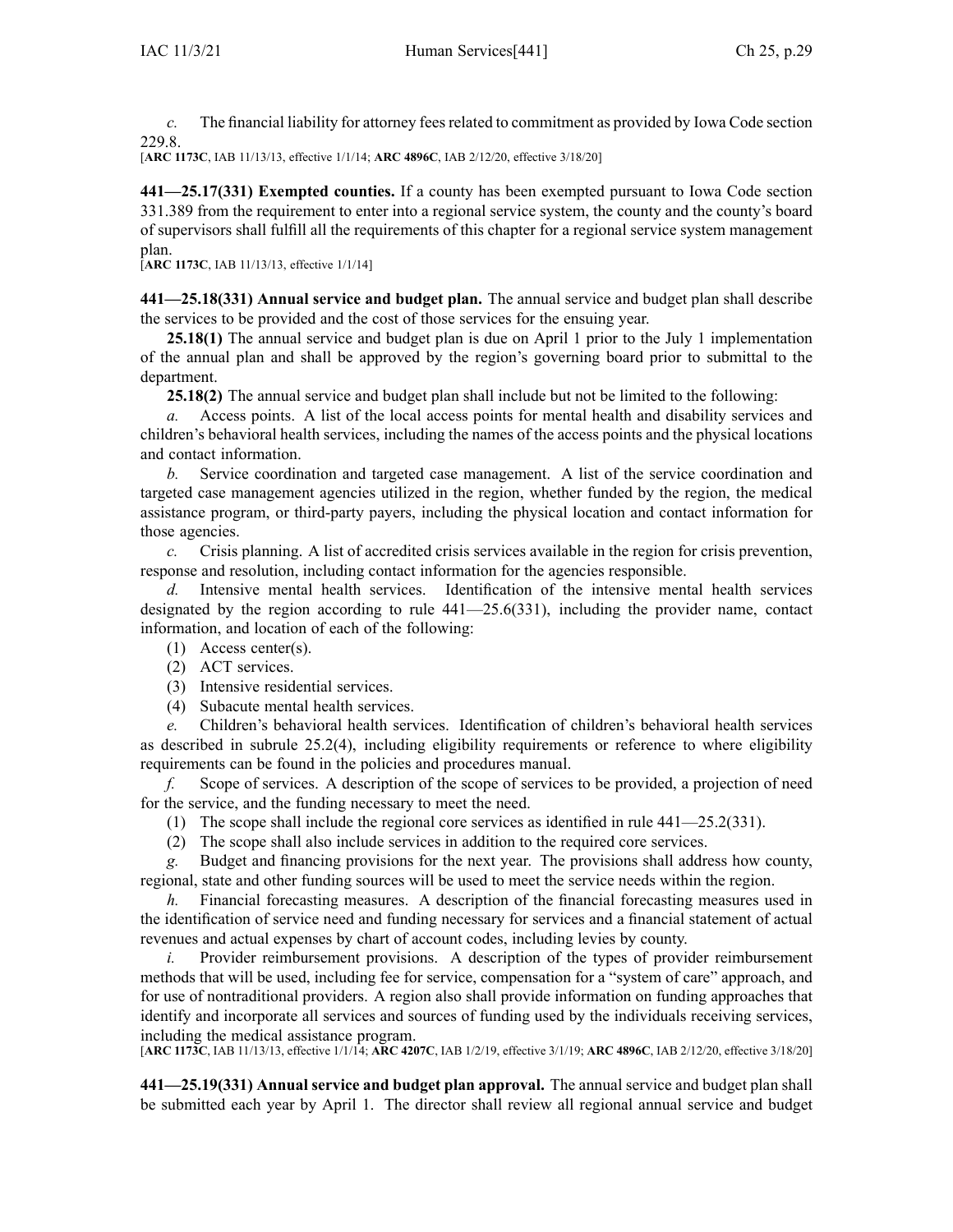*c.* The financial liability for attorney fees related to commitment as provided by Iowa Code section 229.8.

[**ARC 1173C**, IAB 11/13/13, effective 1/1/14; **ARC 4896C**, IAB 2/12/20, effective 3/18/20]

**441—25.17(331) Exempted counties.** If a county has been exempted pursuant to Iowa Code section 331.389 from the requirement to enter into a regional service system, the county and the county's board of supervisors shall fulfill all the requirements of this chapter for a regional service system management plan.

[**ARC 1173C**, IAB 11/13/13, effective 1/1/14]

**441—25.18(331) Annual service and budget plan.** The annual service and budget plan shall describe the services to be provided and the cost of those services for the ensuing year.

**25.18(1)** The annual service and budget plan is due on April 1 prior to the July 1 implementation of the annual plan and shall be approved by the region's governing board prior to submittal to the department.

**25.18(2)** The annual service and budget plan shall include but not be limited to the following:

*a.* Access points. A list of the local access points for mental health and disability services and children's behavioral health services, including the names of the access points and the physical locations and contact information.

*b.* Service coordination and targeted case management. A list of the service coordination and targeted case management agencies utilized in the region, whether funded by the region, the medical assistance program, or third-party payers, including the physical location and contact information for those agencies.

*c.* Crisis planning. A list of accredited crisis services available in the region for crisis prevention, response and resolution, including contact information for the agencies responsible.

*d.* Intensive mental health services. Identification of the intensive mental health services designated by the region according to rule 441—25.6(331), including the provider name, contact information, and location of each of the following:

(1) Access center(s).

(2) ACT services.

(3) Intensive residential services.

(4) Subacute mental health services.

*e.* Children's behavioral health services. Identification of children's behavioral health services as described in subrule 25.2(4), including eligibility requirements or reference to where eligibility requirements can be found in the policies and procedures manual.

*f.* Scope of services. A description of the scope of services to be provided, a projection of need for the service, and the funding necessary to meet the need.

(1) The scope shall include the regional core services as identified in rule 441—25.2(331).

(2) The scope shall also include services in addition to the required core services.

*g.* Budget and financing provisions for the next year. The provisions shall address how county, regional, state and other funding sources will be used to meet the service needs within the region.

*h.* Financial forecasting measures. A description of the financial forecasting measures used in the identification of service need and funding necessary for services and a financial statement of actual revenues and actual expenses by chart of account codes, including levies by county.

*i.* Provider reimbursement provisions. A description of the types of provider reimbursement methods that will be used, including fee for service, compensation for a "system of care" approach, and for use of nontraditional providers. A region also shall provide information on funding approaches that identify and incorporate all services and sources of funding used by the individuals receiving services, including the medical assistance program.

[**ARC 1173C**, IAB 11/13/13, effective 1/1/14; **ARC 4207C**, IAB 1/2/19, effective 3/1/19; **ARC 4896C**, IAB 2/12/20, effective 3/18/20]

**441—25.19(331) Annual service and budget plan approval.** The annual service and budget plan shall be submitted each year by April 1. The director shall review all regional annual service and budget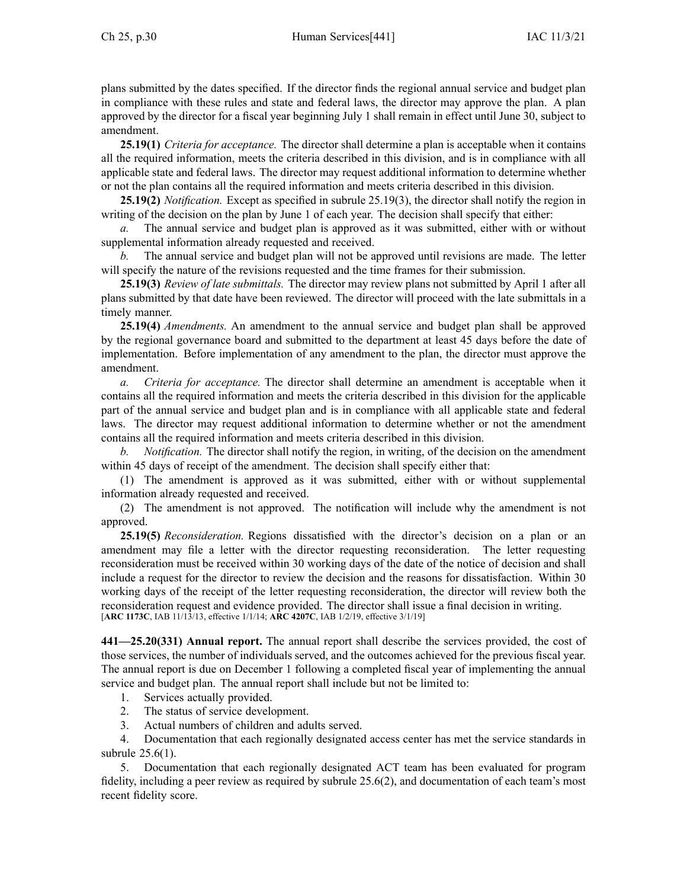plans submitted by the dates specified. If the director finds the regional annual service and budget plan in compliance with these rules and state and federal laws, the director may approve the plan. A plan approved by the director for a fiscal year beginning July 1 shall remain in effect until June 30, subject to amendment.

**25.19(1)** *Criteria for acceptance.* The director shall determine a plan is acceptable when it contains all the required information, meets the criteria described in this division, and is in compliance with all applicable state and federal laws. The director may request additional information to determine whether or not the plan contains all the required information and meets criteria described in this division.

**25.19(2)** *Notification.* Except as specified in subrule 25.19(3), the director shall notify the region in writing of the decision on the plan by June 1 of each year. The decision shall specify that either:

*a.* The annual service and budget plan is approved as it was submitted, either with or without supplemental information already requested and received.

*b.* The annual service and budget plan will not be approved until revisions are made. The letter will specify the nature of the revisions requested and the time frames for their submission.

**25.19(3)** *Review of late submittals.* The director may review plans not submitted by April 1 after all plans submitted by that date have been reviewed. The director will proceed with the late submittals in a timely manner.

**25.19(4)** *Amendments.* An amendment to the annual service and budget plan shall be approved by the regional governance board and submitted to the department at least 45 days before the date of implementation. Before implementation of any amendment to the plan, the director must approve the amendment.

*a.* *Criteria for acceptance.* The director shall determine an amendment is acceptable when it contains all the required information and meets the criteria described in this division for the applicable part of the annual service and budget plan and is in compliance with all applicable state and federal laws. The director may request additional information to determine whether or not the amendment contains all the required information and meets criteria described in this division.

*b.* *Notification.* The director shall notify the region, in writing, of the decision on the amendment within 45 days of receipt of the amendment. The decision shall specify either that:

(1) The amendment is approved as it was submitted, either with or without supplemental information already requested and received.

(2) The amendment is not approved. The notification will include why the amendment is not approved.

**25.19(5)** *Reconsideration.* Regions dissatisfied with the director's decision on a plan or an amendment may file a letter with the director requesting reconsideration. The letter requesting reconsideration must be received within 30 working days of the date of the notice of decision and shall include a request for the director to review the decision and the reasons for dissatisfaction. Within 30 working days of the receipt of the letter requesting reconsideration, the director will review both the reconsideration request and evidence provided. The director shall issue a final decision in writing.
[**ARC 1173C**, IAB 11/13/13, effective 1/1/14; **ARC 4207C**, IAB 1/2/19, effective 3/1/19]

**441—25.20(331) Annual report.** The annual report shall describe the services provided, the cost of those services, the number of individuals served, and the outcomes achieved for the previous fiscal year. The annual report is due on December 1 following a completed fiscal year of implementing the annual service and budget plan. The annual report shall include but not be limited to:

1. Services actually provided.
2. The status of service development.
3. Actual numbers of children and adults served.
4. Documentation that each regionally designated access center has met the service standards in subrule 25.6(1).
5. Documentation that each regionally designated ACT team has been evaluated for program fidelity, including a peer review as required by subrule 25.6(2), and documentation of each team's most recent fidelity score.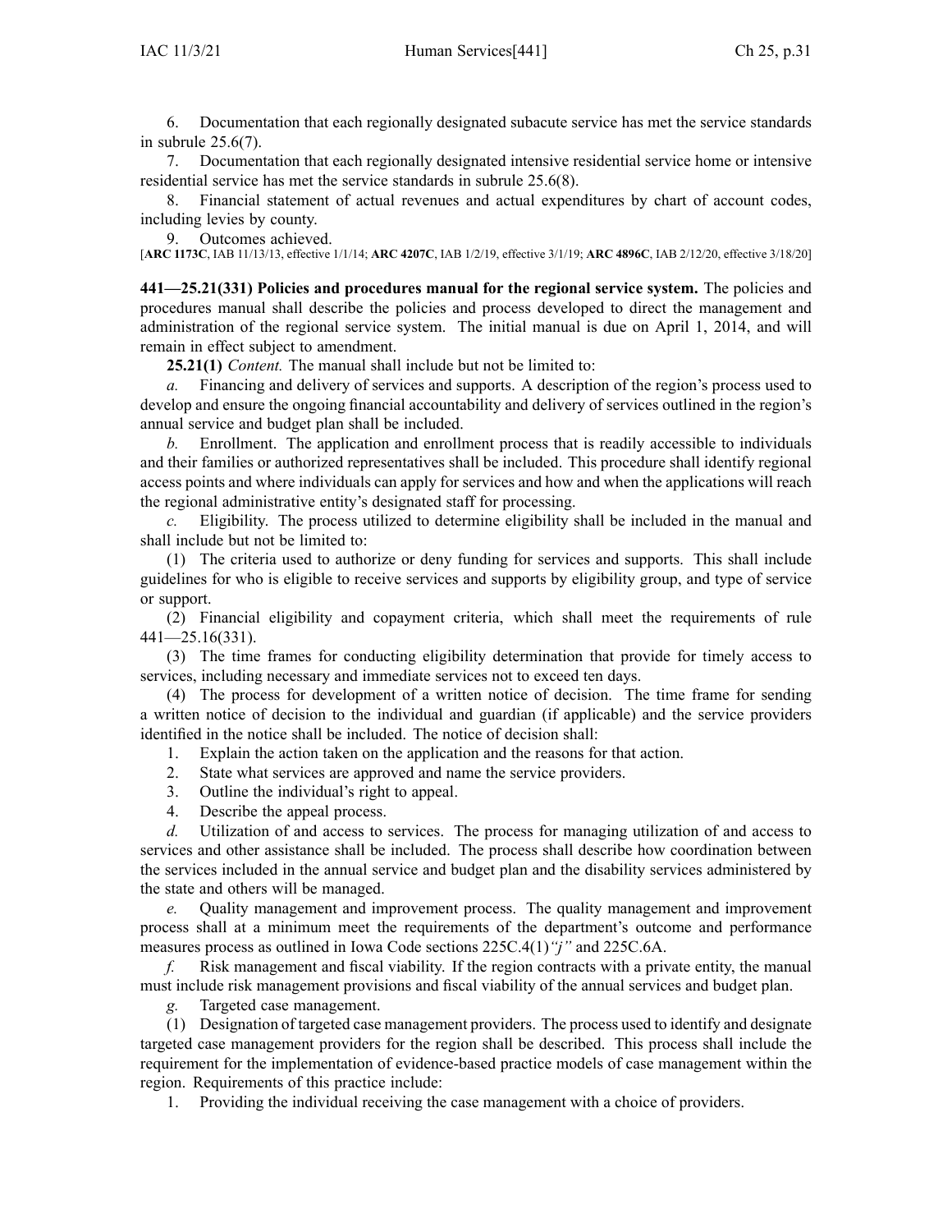6. Documentation that each regionally designated subacute service has met the service standards in subrule 25.6(7).

7. Documentation that each regionally designated intensive residential service home or intensive residential service has met the service standards in subrule 25.6(8).

8. Financial statement of actual revenues and actual expenditures by chart of account codes, including levies by county.

9. Outcomes achieved.

[**ARC 1173C**, IAB 11/13/13, effective 1/1/14; **ARC 4207C**, IAB 1/2/19, effective 3/1/19; **ARC 4896C**, IAB 2/12/20, effective 3/18/20]

**441—25.21(331) Policies and procedures manual for the regional service system.** The policies and procedures manual shall describe the policies and process developed to direct the management and administration of the regional service system. The initial manual is due on April 1, 2014, and will remain in effect subject to amendment.

**25.21(1)** *Content.* The manual shall include but not be limited to:

*a.* Financing and delivery of services and supports. A description of the region's process used to develop and ensure the ongoing financial accountability and delivery of services outlined in the region's annual service and budget plan shall be included.

*b.* Enrollment. The application and enrollment process that is readily accessible to individuals and their families or authorized representatives shall be included. This procedure shall identify regional access points and where individuals can apply for services and how and when the applications will reach the regional administrative entity's designated staff for processing.

*c.* Eligibility. The process utilized to determine eligibility shall be included in the manual and shall include but not be limited to:

(1) The criteria used to authorize or deny funding for services and supports. This shall include guidelines for who is eligible to receive services and supports by eligibility group, and type of service or support.

(2) Financial eligibility and copayment criteria, which shall meet the requirements of rule 441—25.16(331).

(3) The time frames for conducting eligibility determination that provide for timely access to services, including necessary and immediate services not to exceed ten days.

(4) The process for development of a written notice of decision. The time frame for sending a written notice of decision to the individual and guardian (if applicable) and the service providers identified in the notice shall be included. The notice of decision shall:

1. Explain the action taken on the application and the reasons for that action.
2. State what services are approved and name the service providers.
3. Outline the individual's right to appeal.
4. Describe the appeal process.

*d.* Utilization of and access to services. The process for managing utilization of and access to services and other assistance shall be included. The process shall describe how coordination between the services included in the annual service and budget plan and the disability services administered by the state and others will be managed.

*e.* Quality management and improvement process. The quality management and improvement process shall at a minimum meet the requirements of the department's outcome and performance measures process as outlined in Iowa Code sections 225C.4(1)*"j"* and 225C.6A.

*f.* Risk management and fiscal viability. If the region contracts with a private entity, the manual must include risk management provisions and fiscal viability of the annual services and budget plan.

*g.* Targeted case management.

(1) Designation of targeted case management providers. The process used to identify and designate targeted case management providers for the region shall be described. This process shall include the requirement for the implementation of evidence-based practice models of case management within the region. Requirements of this practice include:

1. Providing the individual receiving the case management with a choice of providers.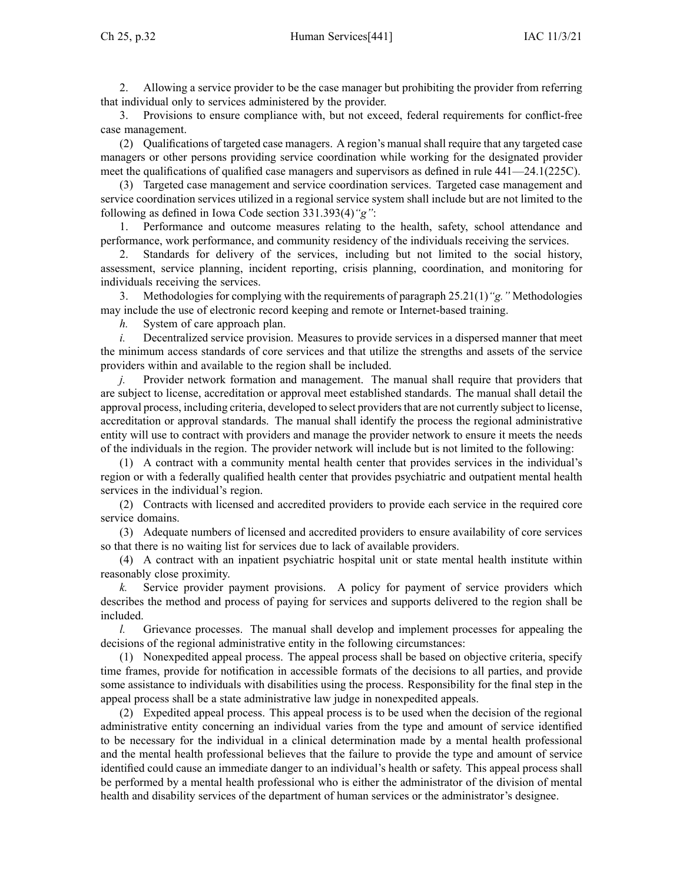2. Allowing a service provider to be the case manager but prohibiting the provider from referring that individual only to services administered by the provider.

3. Provisions to ensure compliance with, but not exceed, federal requirements for conflict-free case management.

(2) Qualifications of targeted case managers. A region's manual shall require that any targeted case managers or other persons providing service coordination while working for the designated provider meet the qualifications of qualified case managers and supervisors as defined in rule 441—24.1(225C).

(3) Targeted case management and service coordination services. Targeted case management and service coordination services utilized in a regional service system shall include but are not limited to the following as defined in Iowa Code section 331.393(4)*"g"*:

1. Performance and outcome measures relating to the health, safety, school attendance and performance, work performance, and community residency of the individuals receiving the services.

2. Standards for delivery of the services, including but not limited to the social history, assessment, service planning, incident reporting, crisis planning, coordination, and monitoring for individuals receiving the services.

3. Methodologies for complying with the requirements of paragraph 25.21(1)*"g."* Methodologies may include the use of electronic record keeping and remote or Internet-based training.

*h.* System of care approach plan.

*i.* Decentralized service provision. Measures to provide services in a dispersed manner that meet the minimum access standards of core services and that utilize the strengths and assets of the service providers within and available to the region shall be included.

*j.* Provider network formation and management. The manual shall require that providers that are subject to license, accreditation or approval meet established standards. The manual shall detail the approval process, including criteria, developed to select providers that are not currently subject to license, accreditation or approval standards. The manual shall identify the process the regional administrative entity will use to contract with providers and manage the provider network to ensure it meets the needs of the individuals in the region. The provider network will include but is not limited to the following:

(1) A contract with a community mental health center that provides services in the individual's region or with a federally qualified health center that provides psychiatric and outpatient mental health services in the individual's region.

(2) Contracts with licensed and accredited providers to provide each service in the required core service domains.

(3) Adequate numbers of licensed and accredited providers to ensure availability of core services so that there is no waiting list for services due to lack of available providers.

(4) A contract with an inpatient psychiatric hospital unit or state mental health institute within reasonably close proximity.

*k.* Service provider payment provisions. A policy for payment of service providers which describes the method and process of paying for services and supports delivered to the region shall be included.

*l.* Grievance processes. The manual shall develop and implement processes for appealing the decisions of the regional administrative entity in the following circumstances:

(1) Nonexpedited appeal process. The appeal process shall be based on objective criteria, specify time frames, provide for notification in accessible formats of the decisions to all parties, and provide some assistance to individuals with disabilities using the process. Responsibility for the final step in the appeal process shall be a state administrative law judge in nonexpedited appeals.

(2) Expedited appeal process. This appeal process is to be used when the decision of the regional administrative entity concerning an individual varies from the type and amount of service identified to be necessary for the individual in a clinical determination made by a mental health professional and the mental health professional believes that the failure to provide the type and amount of service identified could cause an immediate danger to an individual's health or safety. This appeal process shall be performed by a mental health professional who is either the administrator of the division of mental health and disability services of the department of human services or the administrator's designee.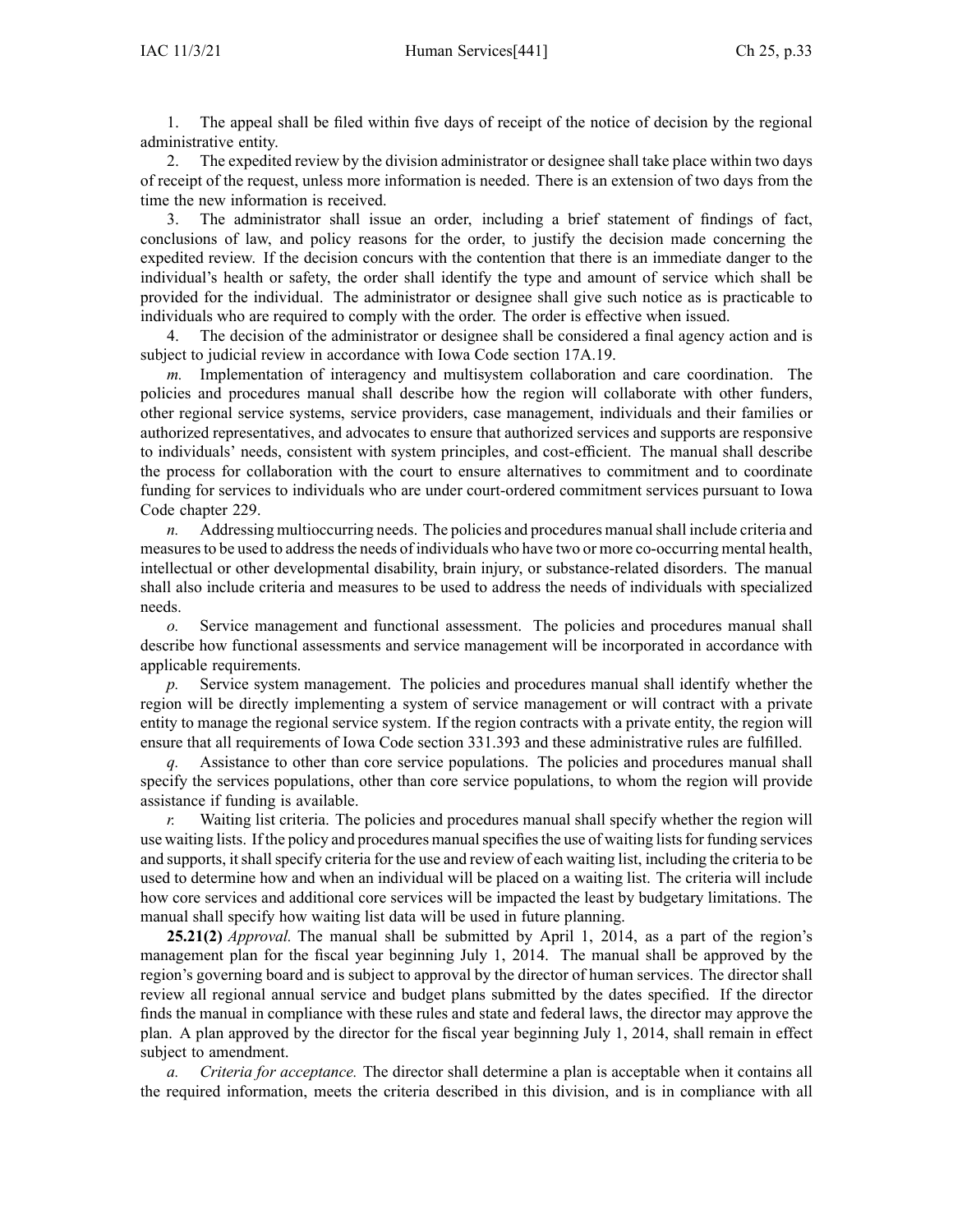1. The appeal shall be filed within five days of receipt of the notice of decision by the regional administrative entity.

2. The expedited review by the division administrator or designee shall take place within two days of receipt of the request, unless more information is needed. There is an extension of two days from the time the new information is received.

3. The administrator shall issue an order, including a brief statement of findings of fact, conclusions of law, and policy reasons for the order, to justify the decision made concerning the expedited review. If the decision concurs with the contention that there is an immediate danger to the individual's health or safety, the order shall identify the type and amount of service which shall be provided for the individual. The administrator or designee shall give such notice as is practicable to individuals who are required to comply with the order. The order is effective when issued.

4. The decision of the administrator or designee shall be considered a final agency action and is subject to judicial review in accordance with Iowa Code section 17A.19.

*m.* Implementation of interagency and multisystem collaboration and care coordination. The policies and procedures manual shall describe how the region will collaborate with other funders, other regional service systems, service providers, case management, individuals and their families or authorized representatives, and advocates to ensure that authorized services and supports are responsive to individuals' needs, consistent with system principles, and cost-efficient. The manual shall describe the process for collaboration with the court to ensure alternatives to commitment and to coordinate funding for services to individuals who are under court-ordered commitment services pursuant to Iowa Code chapter 229.

*n.* Addressing multioccurring needs. The policies and procedures manual shall include criteria and measures to be used to address the needs of individuals who have two or more co-occurring mental health, intellectual or other developmental disability, brain injury, or substance-related disorders. The manual shall also include criteria and measures to be used to address the needs of individuals with specialized needs.

*o.* Service management and functional assessment. The policies and procedures manual shall describe how functional assessments and service management will be incorporated in accordance with applicable requirements.

*p.* Service system management. The policies and procedures manual shall identify whether the region will be directly implementing a system of service management or will contract with a private entity to manage the regional service system. If the region contracts with a private entity, the region will ensure that all requirements of Iowa Code section 331.393 and these administrative rules are fulfilled.

*q.* Assistance to other than core service populations. The policies and procedures manual shall specify the services populations, other than core service populations, to whom the region will provide assistance if funding is available.

*r.* Waiting list criteria. The policies and procedures manual shall specify whether the region will use waiting lists. If the policy and procedures manual specifies the use of waiting lists for funding services and supports, it shall specify criteria for the use and review of each waiting list, including the criteria to be used to determine how and when an individual will be placed on a waiting list. The criteria will include how core services and additional core services will be impacted the least by budgetary limitations. The manual shall specify how waiting list data will be used in future planning.

**25.21(2)** *Approval.* The manual shall be submitted by April 1, 2014, as a part of the region's management plan for the fiscal year beginning July 1, 2014. The manual shall be approved by the region's governing board and is subject to approval by the director of human services. The director shall review all regional annual service and budget plans submitted by the dates specified. If the director finds the manual in compliance with these rules and state and federal laws, the director may approve the plan. A plan approved by the director for the fiscal year beginning July 1, 2014, shall remain in effect subject to amendment.

*a.* *Criteria for acceptance.* The director shall determine a plan is acceptable when it contains all the required information, meets the criteria described in this division, and is in compliance with all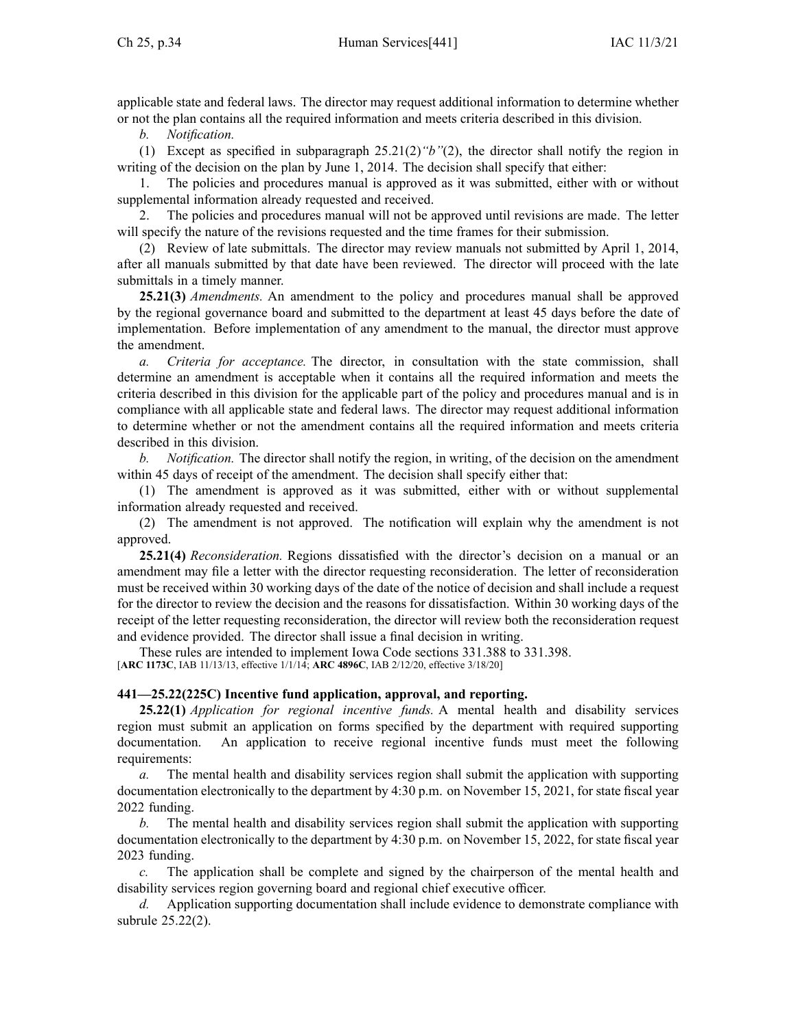applicable state and federal laws. The director may request additional information to determine whether or not the plan contains all the required information and meets criteria described in this division.

*b.* *Notification.*

(1) Except as specified in subparagraph 25.21(2)*"b"*(2), the director shall notify the region in writing of the decision on the plan by June 1, 2014. The decision shall specify that either:

1. The policies and procedures manual is approved as it was submitted, either with or without supplemental information already requested and received.

2. The policies and procedures manual will not be approved until revisions are made. The letter will specify the nature of the revisions requested and the time frames for their submission.

(2) Review of late submittals. The director may review manuals not submitted by April 1, 2014, after all manuals submitted by that date have been reviewed. The director will proceed with the late submittals in a timely manner.

**25.21(3)** *Amendments.* An amendment to the policy and procedures manual shall be approved by the regional governance board and submitted to the department at least 45 days before the date of implementation. Before implementation of any amendment to the manual, the director must approve the amendment.

*a.* *Criteria for acceptance.* The director, in consultation with the state commission, shall determine an amendment is acceptable when it contains all the required information and meets the criteria described in this division for the applicable part of the policy and procedures manual and is in compliance with all applicable state and federal laws. The director may request additional information to determine whether or not the amendment contains all the required information and meets criteria described in this division.

*b.* *Notification.* The director shall notify the region, in writing, of the decision on the amendment within 45 days of receipt of the amendment. The decision shall specify either that:

(1) The amendment is approved as it was submitted, either with or without supplemental information already requested and received.

(2) The amendment is not approved. The notification will explain why the amendment is not approved.

**25.21(4)** *Reconsideration.* Regions dissatisfied with the director's decision on a manual or an amendment may file a letter with the director requesting reconsideration. The letter of reconsideration must be received within 30 working days of the date of the notice of decision and shall include a request for the director to review the decision and the reasons for dissatisfaction. Within 30 working days of the receipt of the letter requesting reconsideration, the director will review both the reconsideration request and evidence provided. The director shall issue a final decision in writing.

These rules are intended to implement Iowa Code sections 331.388 to 331.398.
[**ARC 1173C**, IAB 11/13/13, effective 1/1/14; **ARC 4896C**, IAB 2/12/20, effective 3/18/20]

**441—25.22(225C) Incentive fund application, approval, and reporting.**

**25.22(1)** *Application for regional incentive funds.* A mental health and disability services region must submit an application on forms specified by the department with required supporting documentation. An application to receive regional incentive funds must meet the following requirements:

*a.* The mental health and disability services region shall submit the application with supporting documentation electronically to the department by 4:30 p.m. on November 15, 2021, for state fiscal year 2022 funding.

*b.* The mental health and disability services region shall submit the application with supporting documentation electronically to the department by 4:30 p.m. on November 15, 2022, for state fiscal year 2023 funding.

*c.* The application shall be complete and signed by the chairperson of the mental health and disability services region governing board and regional chief executive officer.

*d.* Application supporting documentation shall include evidence to demonstrate compliance with subrule 25.22(2).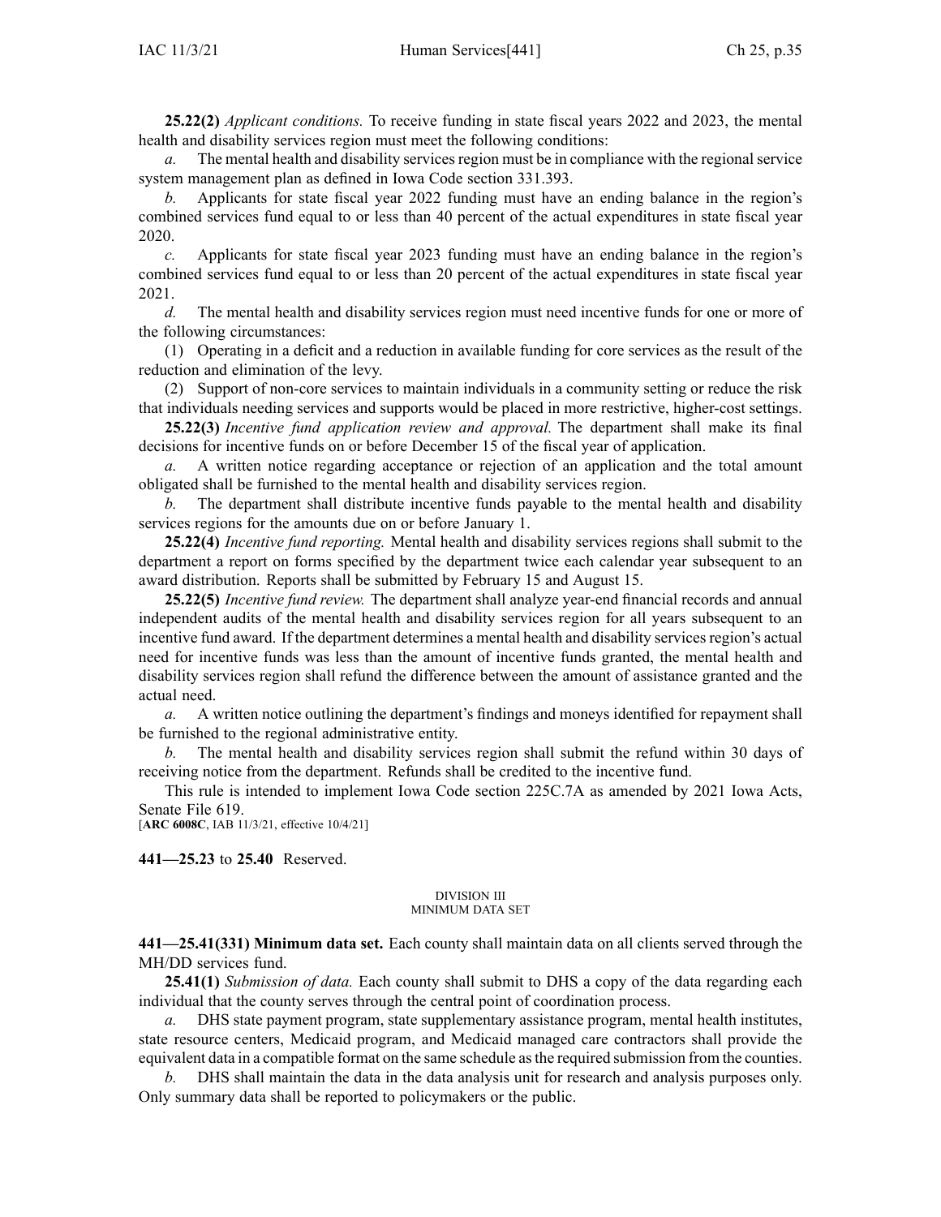**25.22(2)** *Applicant conditions.* To receive funding in state fiscal years 2022 and 2023, the mental health and disability services region must meet the following conditions:

*a.* The mental health and disability services region must be in compliance with the regional service system management plan as defined in Iowa Code section 331.393.

*b.* Applicants for state fiscal year 2022 funding must have an ending balance in the region's combined services fund equal to or less than 40 percent of the actual expenditures in state fiscal year 2020.

*c.* Applicants for state fiscal year 2023 funding must have an ending balance in the region's combined services fund equal to or less than 20 percent of the actual expenditures in state fiscal year 2021.

*d.* The mental health and disability services region must need incentive funds for one or more of the following circumstances:

(1) Operating in a deficit and a reduction in available funding for core services as the result of the reduction and elimination of the levy.

(2) Support of non-core services to maintain individuals in a community setting or reduce the risk that individuals needing services and supports would be placed in more restrictive, higher-cost settings.

**25.22(3)** *Incentive fund application review and approval.* The department shall make its final decisions for incentive funds on or before December 15 of the fiscal year of application.

*a.* A written notice regarding acceptance or rejection of an application and the total amount obligated shall be furnished to the mental health and disability services region.

*b.* The department shall distribute incentive funds payable to the mental health and disability services regions for the amounts due on or before January 1.

**25.22(4)** *Incentive fund reporting.* Mental health and disability services regions shall submit to the department a report on forms specified by the department twice each calendar year subsequent to an award distribution. Reports shall be submitted by February 15 and August 15.

**25.22(5)** *Incentive fund review.* The department shall analyze year-end financial records and annual independent audits of the mental health and disability services region for all years subsequent to an incentive fund award. If the department determines a mental health and disability services region's actual need for incentive funds was less than the amount of incentive funds granted, the mental health and disability services region shall refund the difference between the amount of assistance granted and the actual need.

*a.* A written notice outlining the department's findings and moneys identified for repayment shall be furnished to the regional administrative entity.

*b.* The mental health and disability services region shall submit the refund within 30 days of receiving notice from the department. Refunds shall be credited to the incentive fund.

This rule is intended to implement Iowa Code section 225C.7A as amended by 2021 Iowa Acts, Senate File 619.

[**ARC 6008C**, IAB 11/3/21, effective 10/4/21]

**441—25.23** to **25.40** Reserved.

DIVISION III
MINIMUM DATA SET

**441—25.41(331) Minimum data set.** Each county shall maintain data on all clients served through the MH/DD services fund.

**25.41(1)** *Submission of data.* Each county shall submit to DHS a copy of the data regarding each individual that the county serves through the central point of coordination process.

*a.* DHS state payment program, state supplementary assistance program, mental health institutes, state resource centers, Medicaid program, and Medicaid managed care contractors shall provide the equivalent data in a compatible format on the same schedule as the required submission from the counties.

*b.* DHS shall maintain the data in the data analysis unit for research and analysis purposes only. Only summary data shall be reported to policymakers or the public.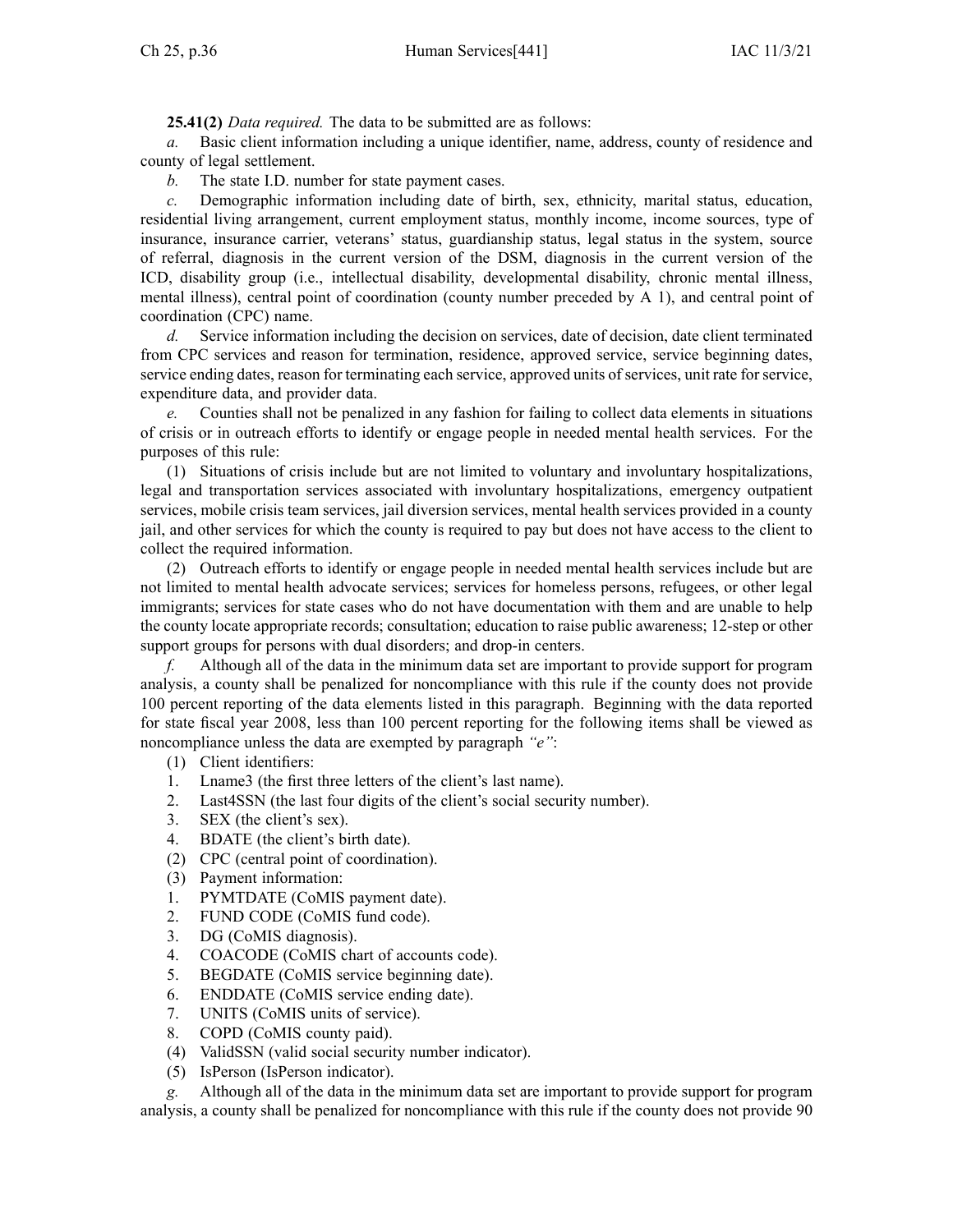**25.41(2)** *Data required.* The data to be submitted are as follows:

*a.* Basic client information including a unique identifier, name, address, county of residence and county of legal settlement.

*b.* The state I.D. number for state payment cases.

*c.* Demographic information including date of birth, sex, ethnicity, marital status, education, residential living arrangement, current employment status, monthly income, income sources, type of insurance, insurance carrier, veterans' status, guardianship status, legal status in the system, source of referral, diagnosis in the current version of the DSM, diagnosis in the current version of the ICD, disability group (i.e., intellectual disability, developmental disability, chronic mental illness, mental illness), central point of coordination (county number preceded by A 1), and central point of coordination (CPC) name.

*d.* Service information including the decision on services, date of decision, date client terminated from CPC services and reason for termination, residence, approved service, service beginning dates, service ending dates, reason for terminating each service, approved units of services, unit rate for service, expenditure data, and provider data.

*e.* Counties shall not be penalized in any fashion for failing to collect data elements in situations of crisis or in outreach efforts to identify or engage people in needed mental health services. For the purposes of this rule:

(1) Situations of crisis include but are not limited to voluntary and involuntary hospitalizations, legal and transportation services associated with involuntary hospitalizations, emergency outpatient services, mobile crisis team services, jail diversion services, mental health services provided in a county jail, and other services for which the county is required to pay but does not have access to the client to collect the required information.

(2) Outreach efforts to identify or engage people in needed mental health services include but are not limited to mental health advocate services; services for homeless persons, refugees, or other legal immigrants; services for state cases who do not have documentation with them and are unable to help the county locate appropriate records; consultation; education to raise public awareness; 12-step or other support groups for persons with dual disorders; and drop-in centers.

*f.* Although all of the data in the minimum data set are important to provide support for program analysis, a county shall be penalized for noncompliance with this rule if the county does not provide 100 percent reporting of the data elements listed in this paragraph. Beginning with the data reported for state fiscal year 2008, less than 100 percent reporting for the following items shall be viewed as noncompliance unless the data are exempted by paragraph *"e"*:

(1) Client identifiers:

1. Lname3 (the first three letters of the client's last name).
2. Last4SSN (the last four digits of the client's social security number).
3. SEX (the client's sex).
4. BDATE (the client's birth date).

(2) CPC (central point of coordination).

(3) Payment information:

1. PYMTDATE (CoMIS payment date).
2. FUND CODE (CoMIS fund code).
3. DG (CoMIS diagnosis).
4. COACODE (CoMIS chart of accounts code).
5. BEGDATE (CoMIS service beginning date).
6. ENDDATE (CoMIS service ending date).
7. UNITS (CoMIS units of service).
8. COPD (CoMIS county paid).

(4) ValidSSN (valid social security number indicator).

(5) IsPerson (IsPerson indicator).

*g.* Although all of the data in the minimum data set are important to provide support for program analysis, a county shall be penalized for noncompliance with this rule if the county does not provide 90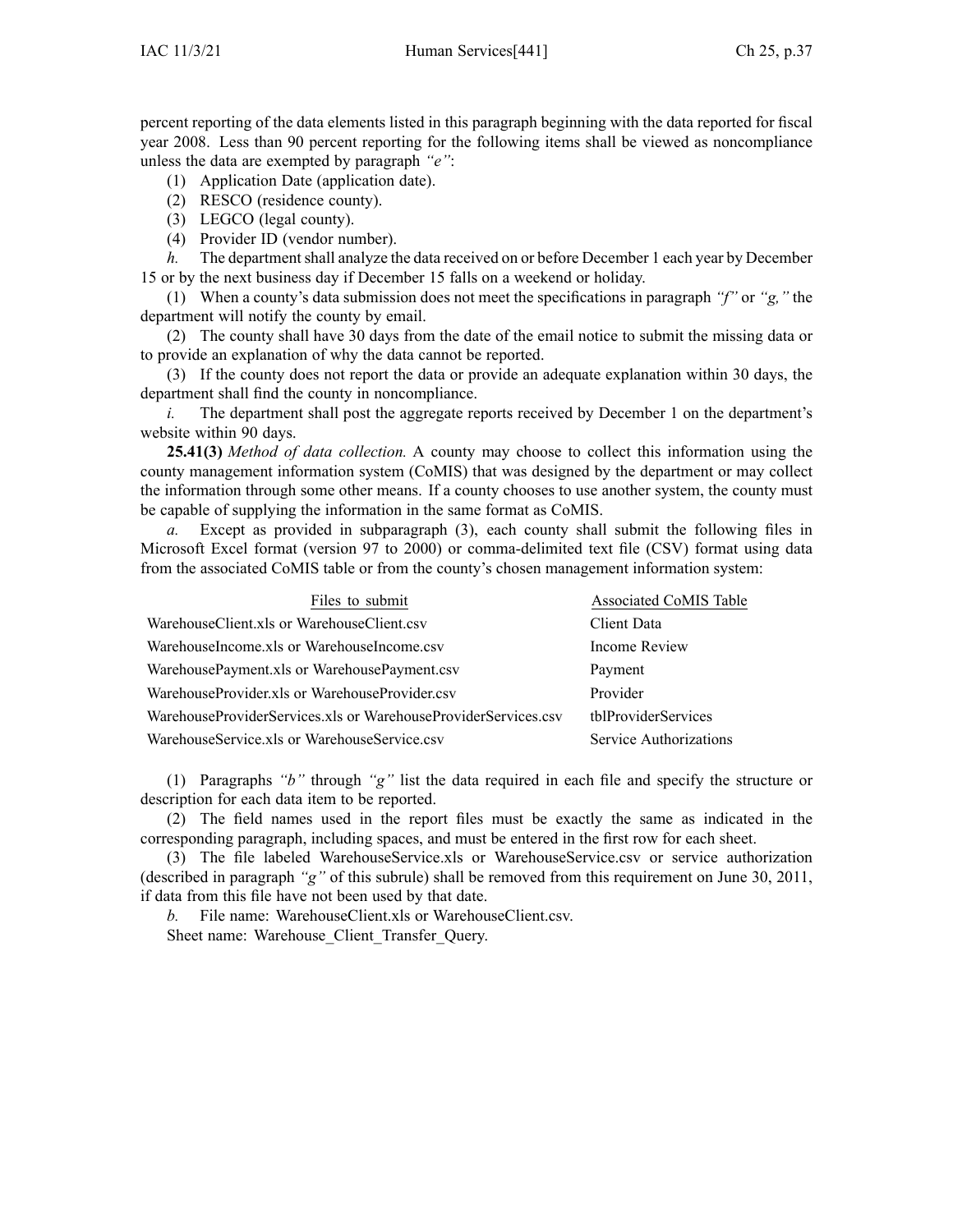percent reporting of the data elements listed in this paragraph beginning with the data reported for fiscal year 2008. Less than 90 percent reporting for the following items shall be viewed as noncompliance unless the data are exempted by paragraph *"e"*:

(1) Application Date (application date).

(2) RESCO (residence county).

(3) LEGCO (legal county).

(4) Provider ID (vendor number).

*h.* The department shall analyze the data received on or before December 1 each year by December 15 or by the next business day if December 15 falls on a weekend or holiday.

(1) When a county's data submission does not meet the specifications in paragraph *"f"* or *"g,"* the department will notify the county by email.

(2) The county shall have 30 days from the date of the email notice to submit the missing data or to provide an explanation of why the data cannot be reported.

(3) If the county does not report the data or provide an adequate explanation within 30 days, the department shall find the county in noncompliance.

*i.* The department shall post the aggregate reports received by December 1 on the department's website within 90 days.

**25.41(3)** *Method of data collection.* A county may choose to collect this information using the county management information system (CoMIS) that was designed by the department or may collect the information through some other means. If a county chooses to use another system, the county must be capable of supplying the information in the same format as CoMIS.

*a.* Except as provided in subparagraph (3), each county shall submit the following files in Microsoft Excel format (version 97 to 2000) or comma-delimited text file (CSV) format using data from the associated CoMIS table or from the county's chosen management information system:

| Files to submit | Associated CoMIS Table |
|---|---|
| WarehouseClient.xls or WarehouseClient.csv | Client Data |
| WarehouseIncome.xls or WarehouseIncome.csv | Income Review |
| WarehousePayment.xls or WarehousePayment.csv | Payment |
| WarehouseProvider.xls or WarehouseProvider.csv | Provider |
| WarehouseProviderServices.xls or WarehouseProviderServices.csv | tblProviderServices |
| WarehouseService.xls or WarehouseService.csv | Service Authorizations |

(1) Paragraphs *"b"* through *"g"* list the data required in each file and specify the structure or description for each data item to be reported.

(2) The field names used in the report files must be exactly the same as indicated in the corresponding paragraph, including spaces, and must be entered in the first row for each sheet.

(3) The file labeled WarehouseService.xls or WarehouseService.csv or service authorization (described in paragraph *"g"* of this subrule) shall be removed from this requirement on June 30, 2011, if data from this file have not been used by that date.

*b.* File name: WarehouseClient.xls or WarehouseClient.csv.

Sheet name: Warehouse_Client_Transfer_Query.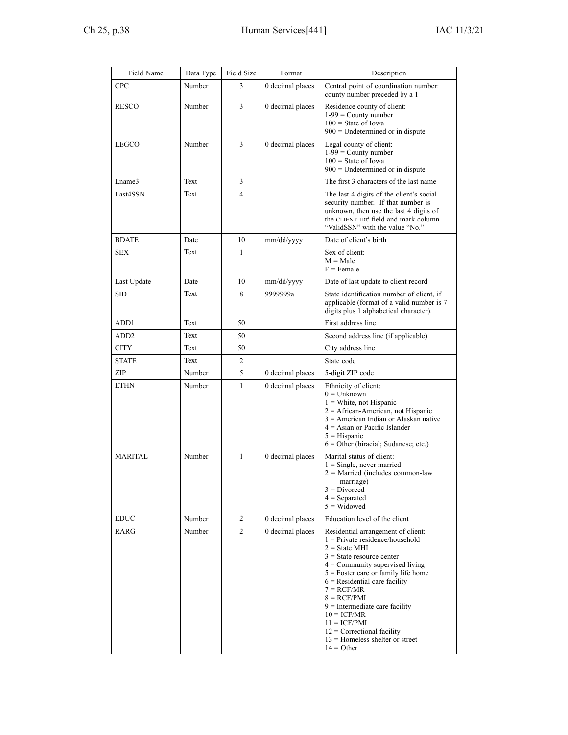| Field Name | Data Type | Field Size | Format | Description |
|---|---|---|---|---|
| CPC | Number | 3 | 0 decimal places | Central point of coordination number: county number preceded by a 1 |
| RESCO | Number | 3 | 0 decimal places | Residence county of client:<br>1-99 = County number<br>100 = State of Iowa<br>900 = Undetermined or in dispute |
| LEGCO | Number | 3 | 0 decimal places | Legal county of client:<br>1-99 = County number<br>100 = State of Iowa<br>900 = Undetermined or in dispute |
| Lname3 | Text | 3 | | The first 3 characters of the last name |
| Last4SSN | Text | 4 | | The last 4 digits of the client's social security number. If that number is unknown, then use the last 4 digits of the CLIENT ID# field and mark column "ValidSSN" with the value "No." |
| BDATE | Date | 10 | mm/dd/yyyy | Date of client's birth |
| SEX | Text | 1 | | Sex of client:<br>M = Male<br>F = Female |
| Last Update | Date | 10 | mm/dd/yyyy | Date of last update to client record |
| SID | Text | 8 | 9999999a | State identification number of client, if applicable (format of a valid number is 7 digits plus 1 alphabetical character). |
| ADD1 | Text | 50 | | First address line |
| ADD2 | Text | 50 | | Second address line (if applicable) |
| CITY | Text | 50 | | City address line |
| STATE | Text | 2 | | State code |
| ZIP | Number | 5 | 0 decimal places | 5-digit ZIP code |
| ETHN | Number | 1 | 0 decimal places | Ethnicity of client:<br>0 = Unknown<br>1 = White, not Hispanic<br>2 = African-American, not Hispanic<br>3 = American Indian or Alaskan native<br>4 = Asian or Pacific Islander<br>5 = Hispanic<br>6 = Other (biracial; Sudanese; etc.) |
| MARITAL | Number | 1 | 0 decimal places | Marital status of client:<br>1 = Single, never married<br>2 = Married (includes common-law marriage)<br>3 = Divorced<br>4 = Separated<br>5 = Widowed |
| EDUC | Number | 2 | 0 decimal places | Education level of the client |
| RARG | Number | 2 | 0 decimal places | Residential arrangement of client:<br>1 = Private residence/household<br>2 = State MHI<br>3 = State resource center<br>4 = Community supervised living<br>5 = Foster care or family life home<br>6 = Residential care facility<br>7 = RCF/MR<br>8 = RCF/PMI<br>9 = Intermediate care facility<br>10 = ICF/MR<br>11 = ICF/PMI<br>12 = Correctional facility<br>13 = Homeless shelter or street<br>14 = Other |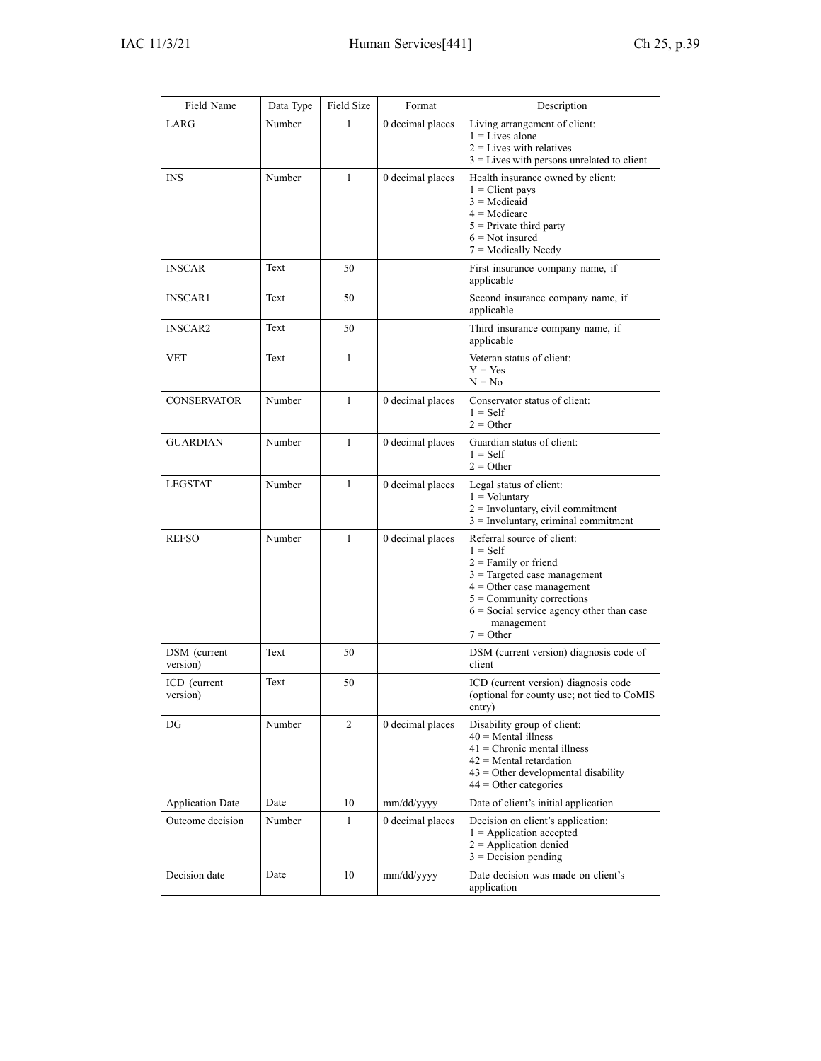| Field Name | Data Type | Field Size | Format | Description |
|---|---|---|---|---|
| LARG | Number | 1 | 0 decimal places | Living arrangement of client:<br>1 = Lives alone<br>2 = Lives with relatives<br>3 = Lives with persons unrelated to client |
| INS | Number | 1 | 0 decimal places | Health insurance owned by client:<br>1 = Client pays<br>3 = Medicaid<br>4 = Medicare<br>5 = Private third party<br>6 = Not insured<br>7 = Medically Needy |
| INSCAR | Text | 50 | | First insurance company name, if applicable |
| INSCAR1 | Text | 50 | | Second insurance company name, if applicable |
| INSCAR2 | Text | 50 | | Third insurance company name, if applicable |
| VET | Text | 1 | | Veteran status of client:<br>Y = Yes<br>N = No |
| CONSERVATOR | Number | 1 | 0 decimal places | Conservator status of client:<br>1 = Self<br>2 = Other |
| GUARDIAN | Number | 1 | 0 decimal places | Guardian status of client:<br>1 = Self<br>2 = Other |
| LEGSTAT | Number | 1 | 0 decimal places | Legal status of client:<br>1 = Voluntary<br>2 = Involuntary, civil commitment<br>3 = Involuntary, criminal commitment |
| REFSO | Number | 1 | 0 decimal places | Referral source of client:<br>1 = Self<br>2 = Family or friend<br>3 = Targeted case management<br>4 = Other case management<br>5 = Community corrections<br>6 = Social service agency other than case management<br>7 = Other |
| DSM (current version) | Text | 50 | | DSM (current version) diagnosis code of client |
| ICD (current version) | Text | 50 | | ICD (current version) diagnosis code (optional for county use; not tied to CoMIS entry) |
| DG | Number | 2 | 0 decimal places | Disability group of client:<br>40 = Mental illness<br>41 = Chronic mental illness<br>42 = Mental retardation<br>43 = Other developmental disability<br>44 = Other categories |
| Application Date | Date | 10 | mm/dd/yyyy | Date of client's initial application |
| Outcome decision | Number | 1 | 0 decimal places | Decision on client's application:<br>1 = Application accepted<br>2 = Application denied<br>3 = Decision pending |
| Decision date | Date | 10 | mm/dd/yyyy | Date decision was made on client's application |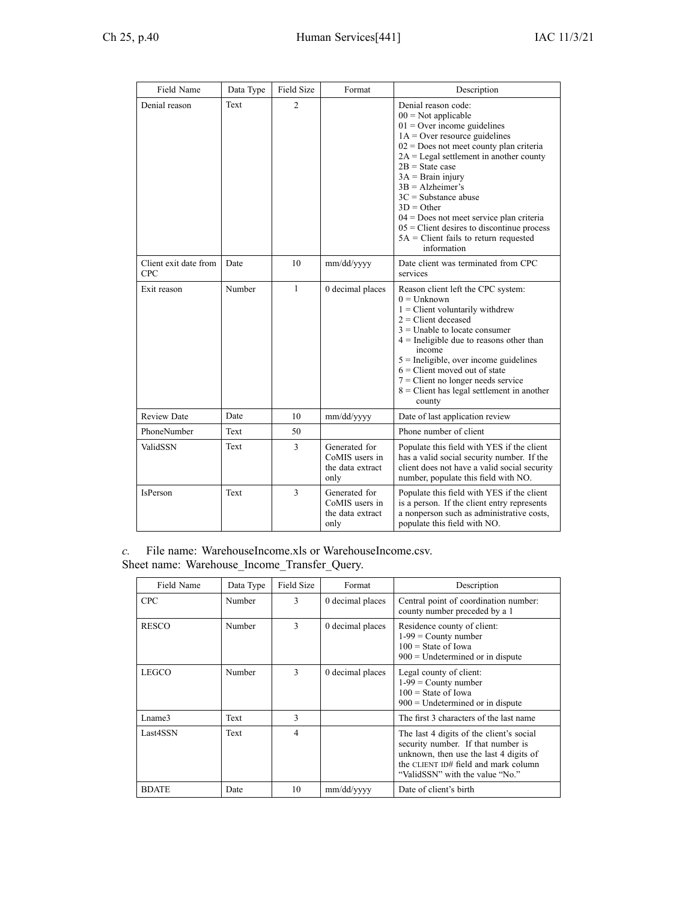| Field Name | Data Type | Field Size | Format | Description |
|---|---|---|---|---|
| Denial reason | Text | 2 | | Denial reason code:<br>00 = Not applicable<br>01 = Over income guidelines<br>1A = Over resource guidelines<br>02 = Does not meet county plan criteria<br>2A = Legal settlement in another county<br>2B = State case<br>3A = Brain injury<br>3B = Alzheimer's<br>3C = Substance abuse<br>3D = Other<br>04 = Does not meet service plan criteria<br>05 = Client desires to discontinue process<br>5A = Client fails to return requested information |
| Client exit date from CPC | Date | 10 | mm/dd/yyyy | Date client was terminated from CPC services |
| Exit reason | Number | 1 | 0 decimal places | Reason client left the CPC system:<br>0 = Unknown<br>1 = Client voluntarily withdrew<br>2 = Client deceased<br>3 = Unable to locate consumer<br>4 = Ineligible due to reasons other than income<br>5 = Ineligible, over income guidelines<br>6 = Client moved out of state<br>7 = Client no longer needs service<br>8 = Client has legal settlement in another county |
| Review Date | Date | 10 | mm/dd/yyyy | Date of last application review |
| PhoneNumber | Text | 50 | | Phone number of client |
| ValidSSN | Text | 3 | Generated for CoMIS users in the data extract only | Populate this field with YES if the client has a valid social security number. If the client does not have a valid social security number, populate this field with NO. |
| IsPerson | Text | 3 | Generated for CoMIS users in the data extract only | Populate this field with YES if the client is a person. If the client entry represents a nonperson such as administrative costs, populate this field with NO. |

*c.* File name: WarehouseIncome.xls or WarehouseIncome.csv.
Sheet name: Warehouse_Income_Transfer_Query.

| Field Name | Data Type | Field Size | Format | Description |
|---|---|---|---|---|
| CPC | Number | 3 | 0 decimal places | Central point of coordination number: county number preceded by a 1 |
| RESCO | Number | 3 | 0 decimal places | Residence county of client:<br>1-99 = County number<br>100 = State of Iowa<br>900 = Undetermined or in dispute |
| LEGCO | Number | 3 | 0 decimal places | Legal county of client:<br>1-99 = County number<br>100 = State of Iowa<br>900 = Undetermined or in dispute |
| Lname3 | Text | 3 | | The first 3 characters of the last name |
| Last4SSN | Text | 4 | | The last 4 digits of the client's social security number. If that number is unknown, then use the last 4 digits of the CLIENT ID# field and mark column "ValidSSN" with the value "No." |
| BDATE | Date | 10 | mm/dd/yyyy | Date of client's birth |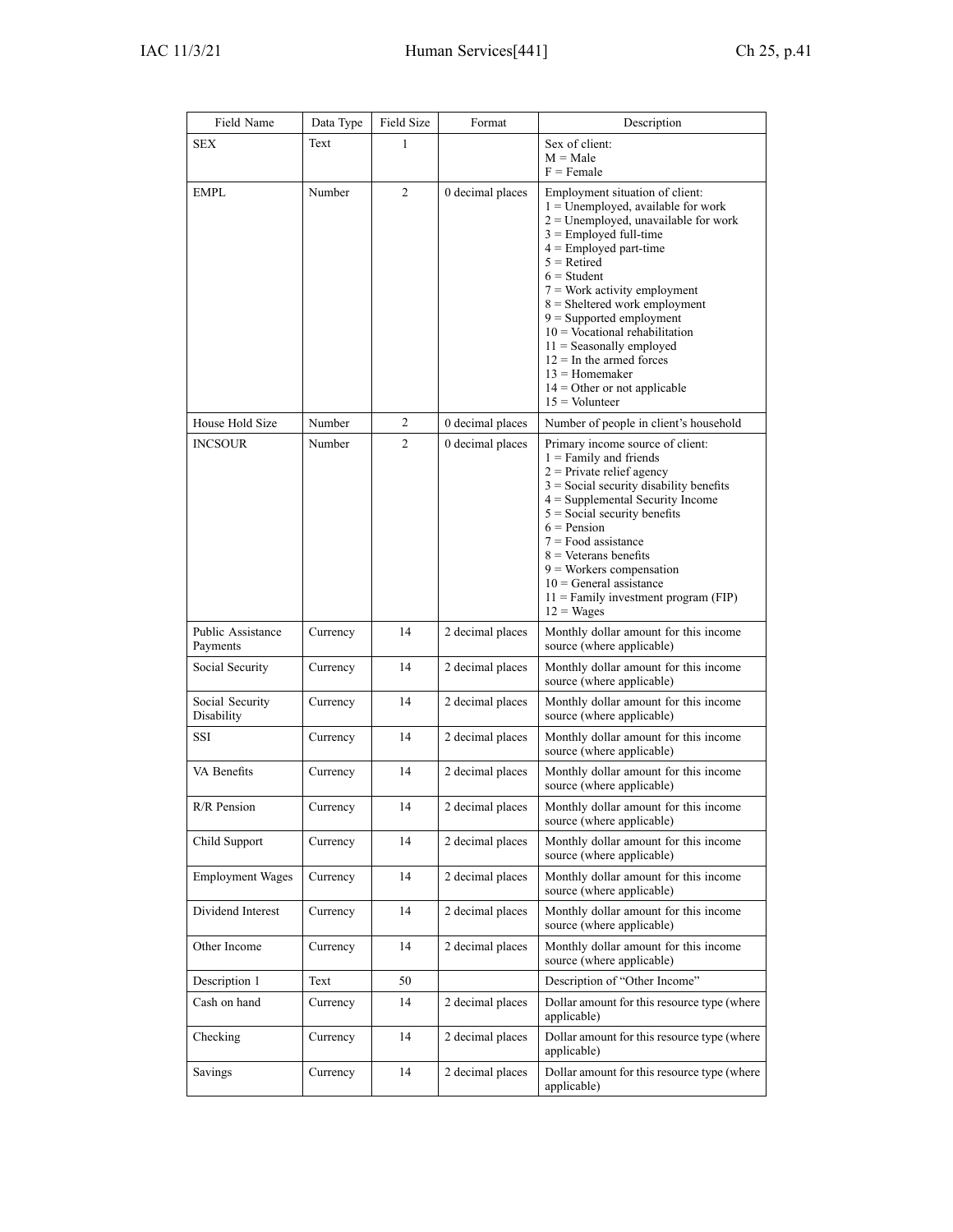| Field Name | Data Type | Field Size | Format | Description |
|---|---|---|---|---|
| SEX | Text | 1 | | Sex of client:<br>M = Male<br>F = Female |
| EMPL | Number | 2 | 0 decimal places | Employment situation of client:<br>1 = Unemployed, available for work<br>2 = Unemployed, unavailable for work<br>3 = Employed full-time<br>4 = Employed part-time<br>5 = Retired<br>6 = Student<br>7 = Work activity employment<br>8 = Sheltered work employment<br>9 = Supported employment<br>10 = Vocational rehabilitation<br>11 = Seasonally employed<br>12 = In the armed forces<br>13 = Homemaker<br>14 = Other or not applicable<br>15 = Volunteer |
| House Hold Size | Number | 2 | 0 decimal places | Number of people in client's household |
| INCSOUR | Number | 2 | 0 decimal places | Primary income source of client:<br>1 = Family and friends<br>2 = Private relief agency<br>3 = Social security disability benefits<br>4 = Supplemental Security Income<br>5 = Social security benefits<br>6 = Pension<br>7 = Food assistance<br>8 = Veterans benefits<br>9 = Workers compensation<br>10 = General assistance<br>11 = Family investment program (FIP)<br>12 = Wages |
| Public Assistance Payments | Currency | 14 | 2 decimal places | Monthly dollar amount for this income source (where applicable) |
| Social Security | Currency | 14 | 2 decimal places | Monthly dollar amount for this income source (where applicable) |
| Social Security Disability | Currency | 14 | 2 decimal places | Monthly dollar amount for this income source (where applicable) |
| SSI | Currency | 14 | 2 decimal places | Monthly dollar amount for this income source (where applicable) |
| VA Benefits | Currency | 14 | 2 decimal places | Monthly dollar amount for this income source (where applicable) |
| R/R Pension | Currency | 14 | 2 decimal places | Monthly dollar amount for this income source (where applicable) |
| Child Support | Currency | 14 | 2 decimal places | Monthly dollar amount for this income source (where applicable) |
| Employment Wages | Currency | 14 | 2 decimal places | Monthly dollar amount for this income source (where applicable) |
| Dividend Interest | Currency | 14 | 2 decimal places | Monthly dollar amount for this income source (where applicable) |
| Other Income | Currency | 14 | 2 decimal places | Monthly dollar amount for this income source (where applicable) |
| Description 1 | Text | 50 | | Description of "Other Income" |
| Cash on hand | Currency | 14 | 2 decimal places | Dollar amount for this resource type (where applicable) |
| Checking | Currency | 14 | 2 decimal places | Dollar amount for this resource type (where applicable) |
| Savings | Currency | 14 | 2 decimal places | Dollar amount for this resource type (where applicable) |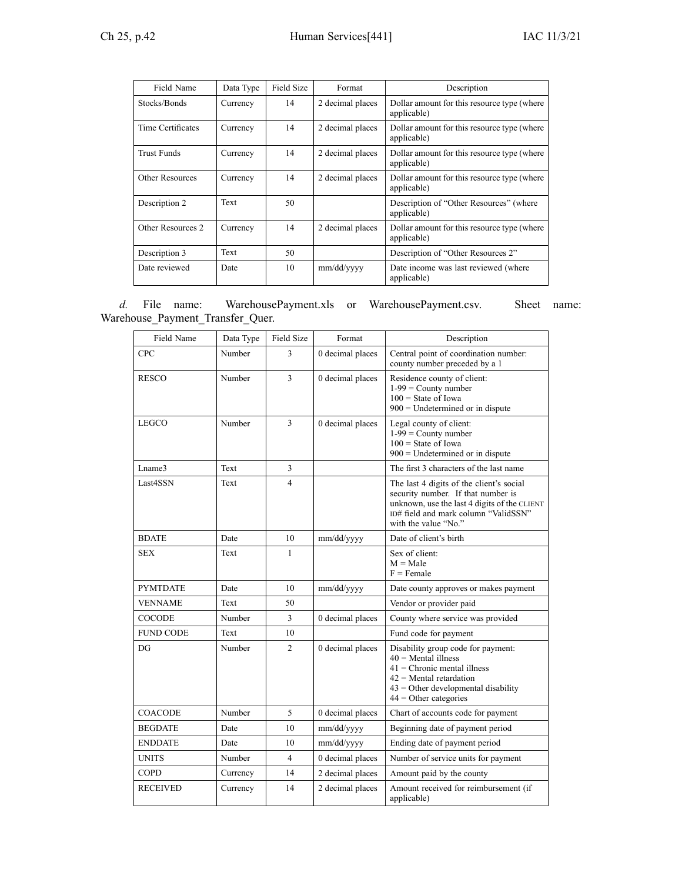| Field Name | Data Type | Field Size | Format | Description |
|---|---|---|---|---|
| Stocks/Bonds | Currency | 14 | 2 decimal places | Dollar amount for this resource type (where applicable) |
| Time Certificates | Currency | 14 | 2 decimal places | Dollar amount for this resource type (where applicable) |
| Trust Funds | Currency | 14 | 2 decimal places | Dollar amount for this resource type (where applicable) |
| Other Resources | Currency | 14 | 2 decimal places | Dollar amount for this resource type (where applicable) |
| Description 2 | Text | 50 | | Description of "Other Resources" (where applicable) |
| Other Resources 2 | Currency | 14 | 2 decimal places | Dollar amount for this resource type (where applicable) |
| Description 3 | Text | 50 | | Description of "Other Resources 2" |
| Date reviewed | Date | 10 | mm/dd/yyyy | Date income was last reviewed (where applicable) |

*d.* File name: WarehousePayment.xls or WarehousePayment.csv. Sheet name: Warehouse_Payment_Transfer_Quer.

| Field Name | Data Type | Field Size | Format | Description |
|---|---|---|---|---|
| CPC | Number | 3 | 0 decimal places | Central point of coordination number: county number preceded by a 1 |
| RESCO | Number | 3 | 0 decimal places | Residence county of client:<br>1-99 = County number<br>100 = State of Iowa<br>900 = Undetermined or in dispute |
| LEGCO | Number | 3 | 0 decimal places | Legal county of client:<br>1-99 = County number<br>100 = State of Iowa<br>900 = Undetermined or in dispute |
| Lname3 | Text | 3 | | The first 3 characters of the last name |
| Last4SSN | Text | 4 | | The last 4 digits of the client's social security number. If that number is unknown, use the last 4 digits of the CLIENT ID# field and mark column "ValidSSN" with the value "No." |
| BDATE | Date | 10 | mm/dd/yyyy | Date of client's birth |
| SEX | Text | 1 | | Sex of client:<br>M = Male<br>F = Female |
| PYMTDATE | Date | 10 | mm/dd/yyyy | Date county approves or makes payment |
| VENNAME | Text | 50 | | Vendor or provider paid |
| COCODE | Number | 3 | 0 decimal places | County where service was provided |
| FUND CODE | Text | 10 | | Fund code for payment |
| DG | Number | 2 | 0 decimal places | Disability group code for payment:<br>40 = Mental illness<br>41 = Chronic mental illness<br>42 = Mental retardation<br>43 = Other developmental disability<br>44 = Other categories |
| COACODE | Number | 5 | 0 decimal places | Chart of accounts code for payment |
| BEGDATE | Date | 10 | mm/dd/yyyy | Beginning date of payment period |
| ENDDATE | Date | 10 | mm/dd/yyyy | Ending date of payment period |
| UNITS | Number | 4 | 0 decimal places | Number of service units for payment |
| COPD | Currency | 14 | 2 decimal places | Amount paid by the county |
| RECEIVED | Currency | 14 | 2 decimal places | Amount received for reimbursement (if applicable) |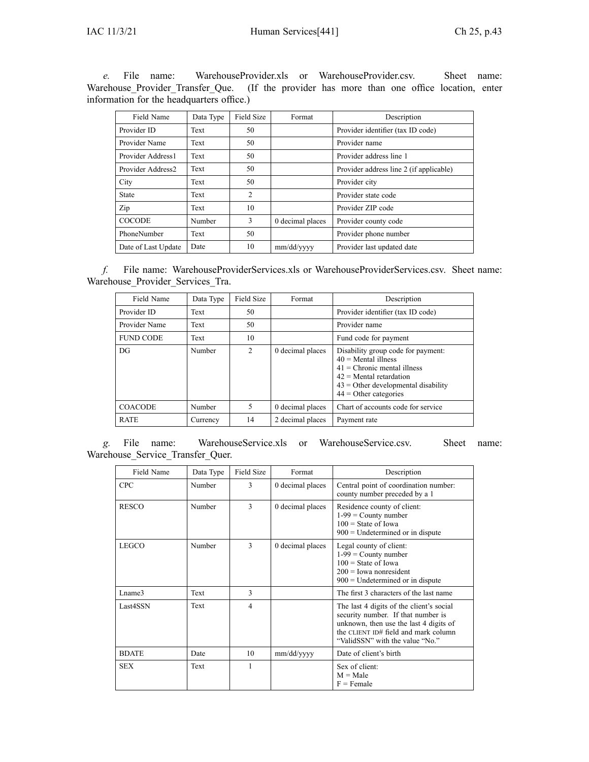*e.* File name: WarehouseProvider.xls or WarehouseProvider.csv. Sheet name: Warehouse_Provider_Transfer_Que. (If the provider has more than one office location, enter information for the headquarters office.)

| Field Name | Data Type | Field Size | Format | Description |
|---|---|---|---|---|
| Provider ID | Text | 50 | | Provider identifier (tax ID code) |
| Provider Name | Text | 50 | | Provider name |
| Provider Address1 | Text | 50 | | Provider address line 1 |
| Provider Address2 | Text | 50 | | Provider address line 2 (if applicable) |
| City | Text | 50 | | Provider city |
| State | Text | 2 | | Provider state code |
| Zip | Text | 10 | | Provider ZIP code |
| COCODE | Number | 3 | 0 decimal places | Provider county code |
| PhoneNumber | Text | 50 | | Provider phone number |
| Date of Last Update | Date | 10 | mm/dd/yyyy | Provider last updated date |

*f.* File name: WarehouseProviderServices.xls or WarehouseProviderServices.csv. Sheet name: Warehouse_Provider_Services_Tra.

| Field Name | Data Type | Field Size | Format | Description |
|---|---|---|---|---|
| Provider ID | Text | 50 | | Provider identifier (tax ID code) |
| Provider Name | Text | 50 | | Provider name |
| FUND CODE | Text | 10 | | Fund code for payment |
| DG | Number | 2 | 0 decimal places | Disability group code for payment:<br>40 = Mental illness<br>41 = Chronic mental illness<br>42 = Mental retardation<br>43 = Other developmental disability<br>44 = Other categories |
| COACODE | Number | 5 | 0 decimal places | Chart of accounts code for service |
| RATE | Currency | 14 | 2 decimal places | Payment rate |

*g.* File name: WarehouseService.xls or WarehouseService.csv. Sheet name: Warehouse_Service_Transfer_Quer.

| Field Name | Data Type | Field Size | Format | Description |
|---|---|---|---|---|
| CPC | Number | 3 | 0 decimal places | Central point of coordination number: county number preceded by a 1 |
| RESCO | Number | 3 | 0 decimal places | Residence county of client:<br>1-99 = County number<br>100 = State of Iowa<br>900 = Undetermined or in dispute |
| LEGCO | Number | 3 | 0 decimal places | Legal county of client:<br>1-99 = County number<br>100 = State of Iowa<br>200 = Iowa nonresident<br>900 = Undetermined or in dispute |
| Lname3 | Text | 3 | | The first 3 characters of the last name |
| Last4SSN | Text | 4 | | The last 4 digits of the client's social security number. If that number is unknown, then use the last 4 digits of the CLIENT ID# field and mark column "ValidSSN" with the value "No." |
| BDATE | Date | 10 | mm/dd/yyyy | Date of client's birth |
| SEX | Text | 1 | | Sex of client:<br>M = Male<br>F = Female |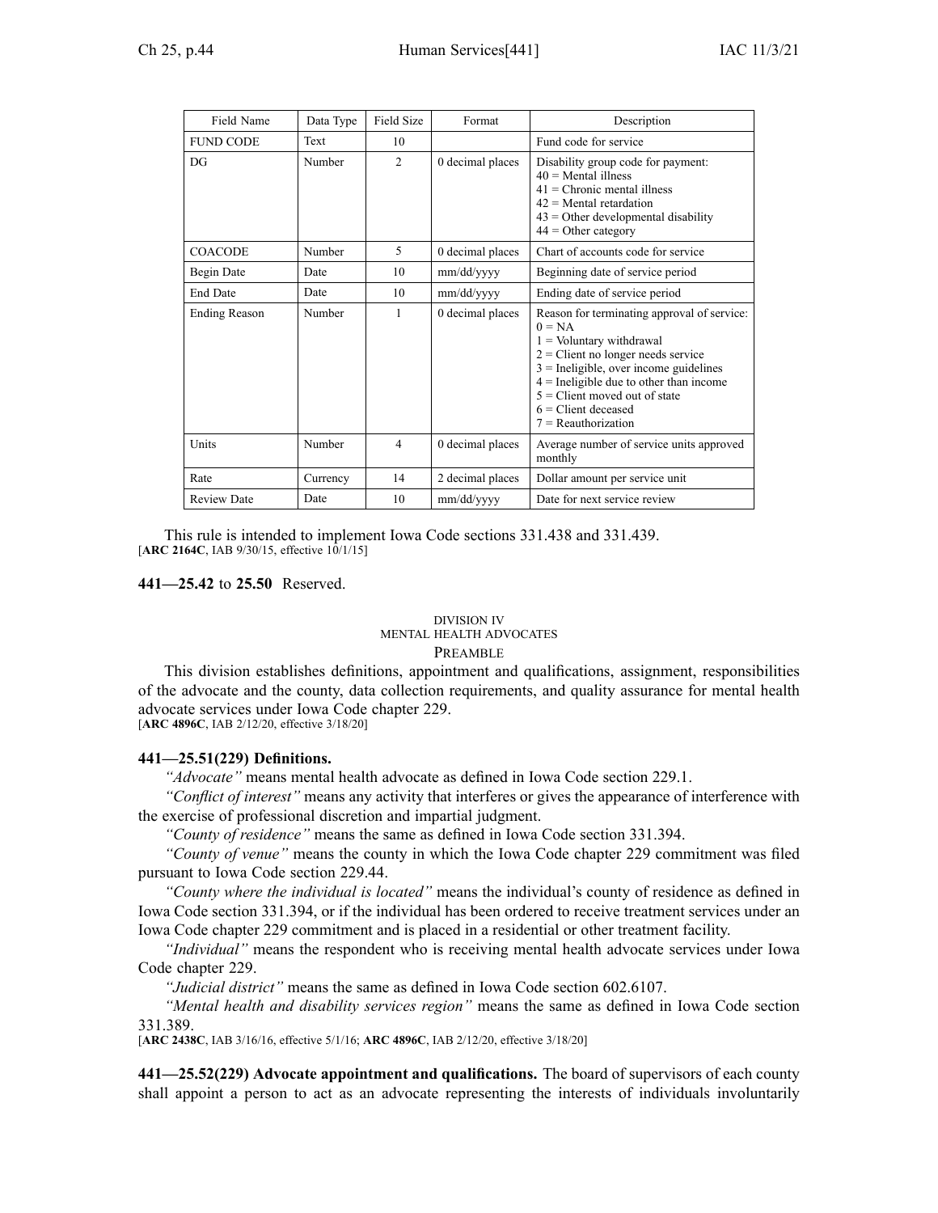| Field Name | Data Type | Field Size | Format | Description |
|---|---|---|---|---|
| FUND CODE | Text | 10 | | Fund code for service |
| DG | Number | 2 | 0 decimal places | Disability group code for payment: 40 = Mental illness 41 = Chronic mental illness 42 = Mental retardation 43 = Other developmental disability 44 = Other category |
| COACODE | Number | 5 | 0 decimal places | Chart of accounts code for service |
| Begin Date | Date | 10 | mm/dd/yyyy | Beginning date of service period |
| End Date | Date | 10 | mm/dd/yyyy | Ending date of service period |
| Ending Reason | Number | 1 | 0 decimal places | Reason for terminating approval of service: 0 = NA 1 = Voluntary withdrawal 2 = Client no longer needs service 3 = Ineligible, over income guidelines 4 = Ineligible due to other than income 5 = Client moved out of state 6 = Client deceased 7 = Reauthorization |
| Units | Number | 4 | 0 decimal places | Average number of service units approved monthly |
| Rate | Currency | 14 | 2 decimal places | Dollar amount per service unit |
| Review Date | Date | 10 | mm/dd/yyyy | Date for next service review |

This rule is intended to implement Iowa Code sections 331.438 and 331.439.
[**ARC 2164C**, IAB 9/30/15, effective 10/1/15]

**441—25.42** to **25.50** Reserved.

DIVISION IV
MENTAL HEALTH ADVOCATES
PREAMBLE

This division establishes definitions, appointment and qualifications, assignment, responsibilities of the advocate and the county, data collection requirements, and quality assurance for mental health advocate services under Iowa Code chapter 229.
[**ARC 4896C**, IAB 2/12/20, effective 3/18/20]

**441—25.51(229) Definitions.**

*"Advocate"* means mental health advocate as defined in Iowa Code section 229.1.

*"Conflict of interest"* means any activity that interferes or gives the appearance of interference with the exercise of professional discretion and impartial judgment.

*"County of residence"* means the same as defined in Iowa Code section 331.394.

*"County of venue"* means the county in which the Iowa Code chapter 229 commitment was filed pursuant to Iowa Code section 229.44.

*"County where the individual is located"* means the individual's county of residence as defined in Iowa Code section 331.394, or if the individual has been ordered to receive treatment services under an Iowa Code chapter 229 commitment and is placed in a residential or other treatment facility.

*"Individual"* means the respondent who is receiving mental health advocate services under Iowa Code chapter 229.

*"Judicial district"* means the same as defined in Iowa Code section 602.6107.

*"Mental health and disability services region"* means the same as defined in Iowa Code section 331.389.
[**ARC 2438C**, IAB 3/16/16, effective 5/1/16; **ARC 4896C**, IAB 2/12/20, effective 3/18/20]

**441—25.52(229) Advocate appointment and qualifications.** The board of supervisors of each county shall appoint a person to act as an advocate representing the interests of individuals involuntarily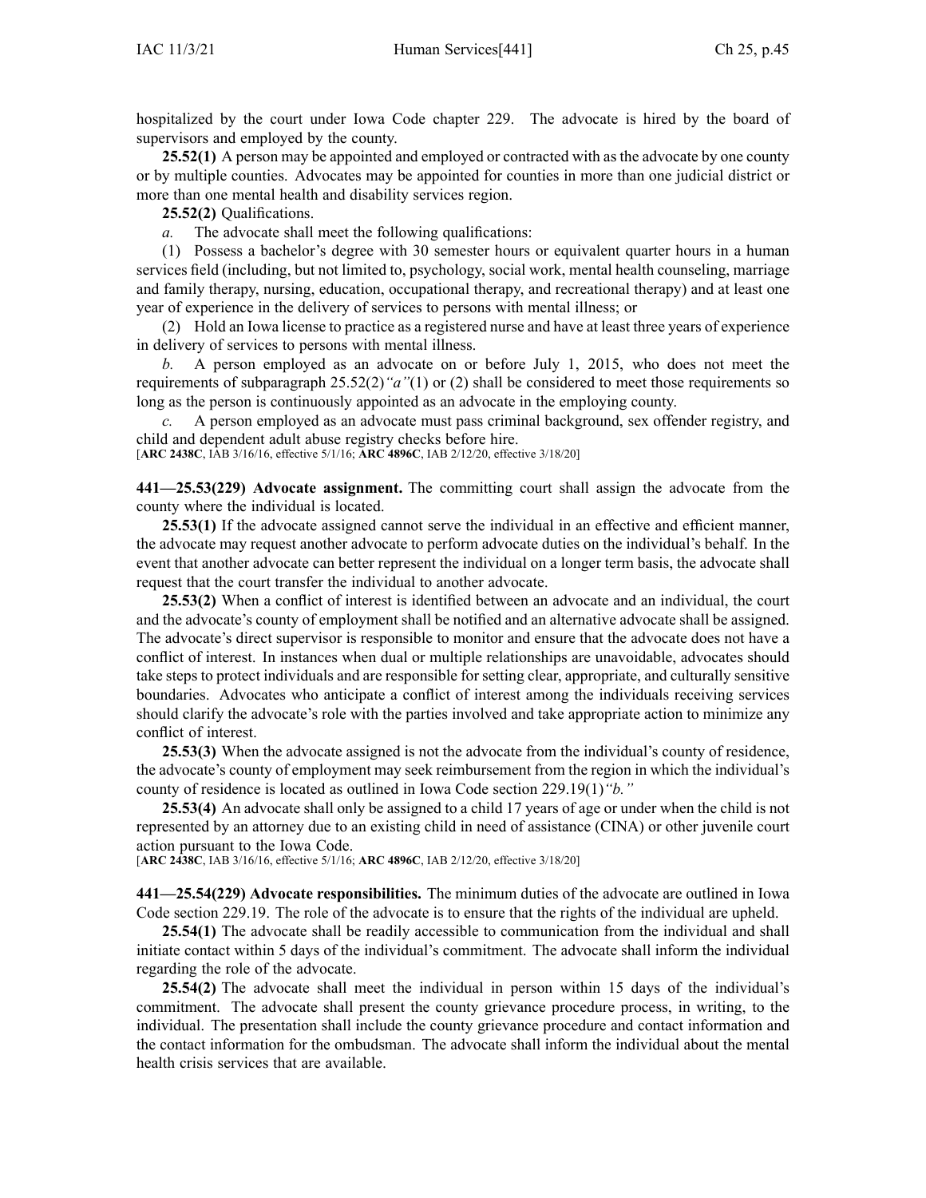hospitalized by the court under Iowa Code chapter 229. The advocate is hired by the board of supervisors and employed by the county.

**25.52(1)** A person may be appointed and employed or contracted with as the advocate by one county or by multiple counties. Advocates may be appointed for counties in more than one judicial district or more than one mental health and disability services region.

**25.52(2)** Qualifications.

*a.* The advocate shall meet the following qualifications:

(1) Possess a bachelor's degree with 30 semester hours or equivalent quarter hours in a human services field (including, but not limited to, psychology, social work, mental health counseling, marriage and family therapy, nursing, education, occupational therapy, and recreational therapy) and at least one year of experience in the delivery of services to persons with mental illness; or

(2) Hold an Iowa license to practice as a registered nurse and have at least three years of experience in delivery of services to persons with mental illness.

*b.* A person employed as an advocate on or before July 1, 2015, who does not meet the requirements of subparagraph 25.52(2)*"a"*(1) or (2) shall be considered to meet those requirements so long as the person is continuously appointed as an advocate in the employing county.

*c.* A person employed as an advocate must pass criminal background, sex offender registry, and child and dependent adult abuse registry checks before hire.

[**ARC 2438C**, IAB 3/16/16, effective 5/1/16; **ARC 4896C**, IAB 2/12/20, effective 3/18/20]

**441—25.53(229) Advocate assignment.** The committing court shall assign the advocate from the county where the individual is located.

**25.53(1)** If the advocate assigned cannot serve the individual in an effective and efficient manner, the advocate may request another advocate to perform advocate duties on the individual's behalf. In the event that another advocate can better represent the individual on a longer term basis, the advocate shall request that the court transfer the individual to another advocate.

**25.53(2)** When a conflict of interest is identified between an advocate and an individual, the court and the advocate's county of employment shall be notified and an alternative advocate shall be assigned. The advocate's direct supervisor is responsible to monitor and ensure that the advocate does not have a conflict of interest. In instances when dual or multiple relationships are unavoidable, advocates should take steps to protect individuals and are responsible for setting clear, appropriate, and culturally sensitive boundaries. Advocates who anticipate a conflict of interest among the individuals receiving services should clarify the advocate's role with the parties involved and take appropriate action to minimize any conflict of interest.

**25.53(3)** When the advocate assigned is not the advocate from the individual's county of residence, the advocate's county of employment may seek reimbursement from the region in which the individual's county of residence is located as outlined in Iowa Code section 229.19(1)*"b."*

**25.53(4)** An advocate shall only be assigned to a child 17 years of age or under when the child is not represented by an attorney due to an existing child in need of assistance (CINA) or other juvenile court action pursuant to the Iowa Code.

[**ARC 2438C**, IAB 3/16/16, effective 5/1/16; **ARC 4896C**, IAB 2/12/20, effective 3/18/20]

**441—25.54(229) Advocate responsibilities.** The minimum duties of the advocate are outlined in Iowa Code section 229.19. The role of the advocate is to ensure that the rights of the individual are upheld.

**25.54(1)** The advocate shall be readily accessible to communication from the individual and shall initiate contact within 5 days of the individual's commitment. The advocate shall inform the individual regarding the role of the advocate.

**25.54(2)** The advocate shall meet the individual in person within 15 days of the individual's commitment. The advocate shall present the county grievance procedure process, in writing, to the individual. The presentation shall include the county grievance procedure and contact information and the contact information for the ombudsman. The advocate shall inform the individual about the mental health crisis services that are available.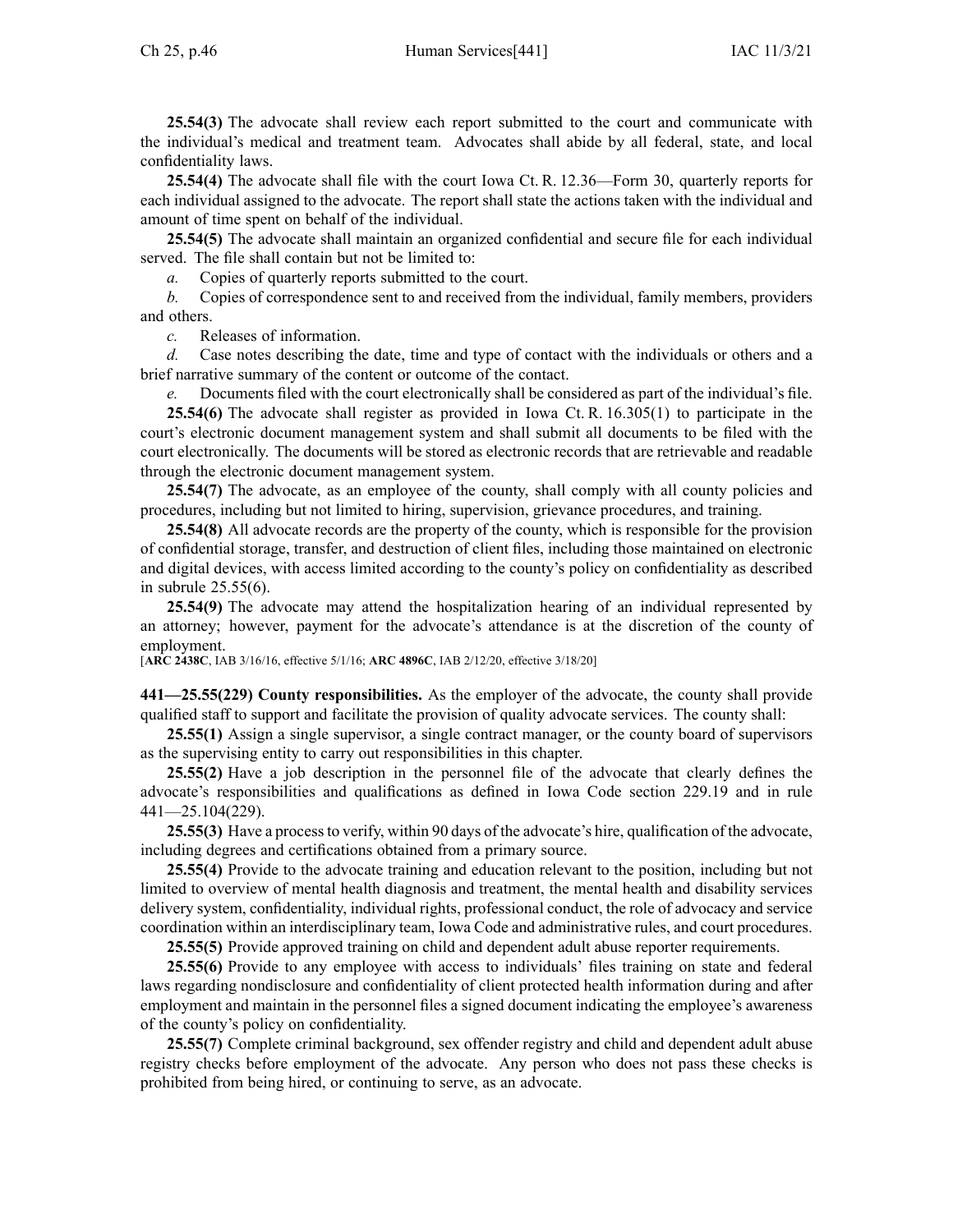**25.54(3)** The advocate shall review each report submitted to the court and communicate with the individual's medical and treatment team. Advocates shall abide by all federal, state, and local confidentiality laws.

**25.54(4)** The advocate shall file with the court Iowa Ct. R. 12.36—Form 30, quarterly reports for each individual assigned to the advocate. The report shall state the actions taken with the individual and amount of time spent on behalf of the individual.

**25.54(5)** The advocate shall maintain an organized confidential and secure file for each individual served. The file shall contain but not be limited to:

*a.* Copies of quarterly reports submitted to the court.

*b.* Copies of correspondence sent to and received from the individual, family members, providers and others.

*c.* Releases of information.

*d.* Case notes describing the date, time and type of contact with the individuals or others and a brief narrative summary of the content or outcome of the contact.

*e.* Documents filed with the court electronically shall be considered as part of the individual's file.

**25.54(6)** The advocate shall register as provided in Iowa Ct. R. 16.305(1) to participate in the court's electronic document management system and shall submit all documents to be filed with the court electronically. The documents will be stored as electronic records that are retrievable and readable through the electronic document management system.

**25.54(7)** The advocate, as an employee of the county, shall comply with all county policies and procedures, including but not limited to hiring, supervision, grievance procedures, and training.

**25.54(8)** All advocate records are the property of the county, which is responsible for the provision of confidential storage, transfer, and destruction of client files, including those maintained on electronic and digital devices, with access limited according to the county's policy on confidentiality as described in subrule 25.55(6).

**25.54(9)** The advocate may attend the hospitalization hearing of an individual represented by an attorney; however, payment for the advocate's attendance is at the discretion of the county of employment.

[**ARC 2438C**, IAB 3/16/16, effective 5/1/16; **ARC 4896C**, IAB 2/12/20, effective 3/18/20]

**441—25.55(229) County responsibilities.** As the employer of the advocate, the county shall provide qualified staff to support and facilitate the provision of quality advocate services. The county shall:

**25.55(1)** Assign a single supervisor, a single contract manager, or the county board of supervisors as the supervising entity to carry out responsibilities in this chapter.

**25.55(2)** Have a job description in the personnel file of the advocate that clearly defines the advocate's responsibilities and qualifications as defined in Iowa Code section 229.19 and in rule 441—25.104(229).

**25.55(3)** Have a process to verify, within 90 days of the advocate's hire, qualification of the advocate, including degrees and certifications obtained from a primary source.

**25.55(4)** Provide to the advocate training and education relevant to the position, including but not limited to overview of mental health diagnosis and treatment, the mental health and disability services delivery system, confidentiality, individual rights, professional conduct, the role of advocacy and service coordination within an interdisciplinary team, Iowa Code and administrative rules, and court procedures.

**25.55(5)** Provide approved training on child and dependent adult abuse reporter requirements.

**25.55(6)** Provide to any employee with access to individuals' files training on state and federal laws regarding nondisclosure and confidentiality of client protected health information during and after employment and maintain in the personnel files a signed document indicating the employee's awareness of the county's policy on confidentiality.

**25.55(7)** Complete criminal background, sex offender registry and child and dependent adult abuse registry checks before employment of the advocate. Any person who does not pass these checks is prohibited from being hired, or continuing to serve, as an advocate.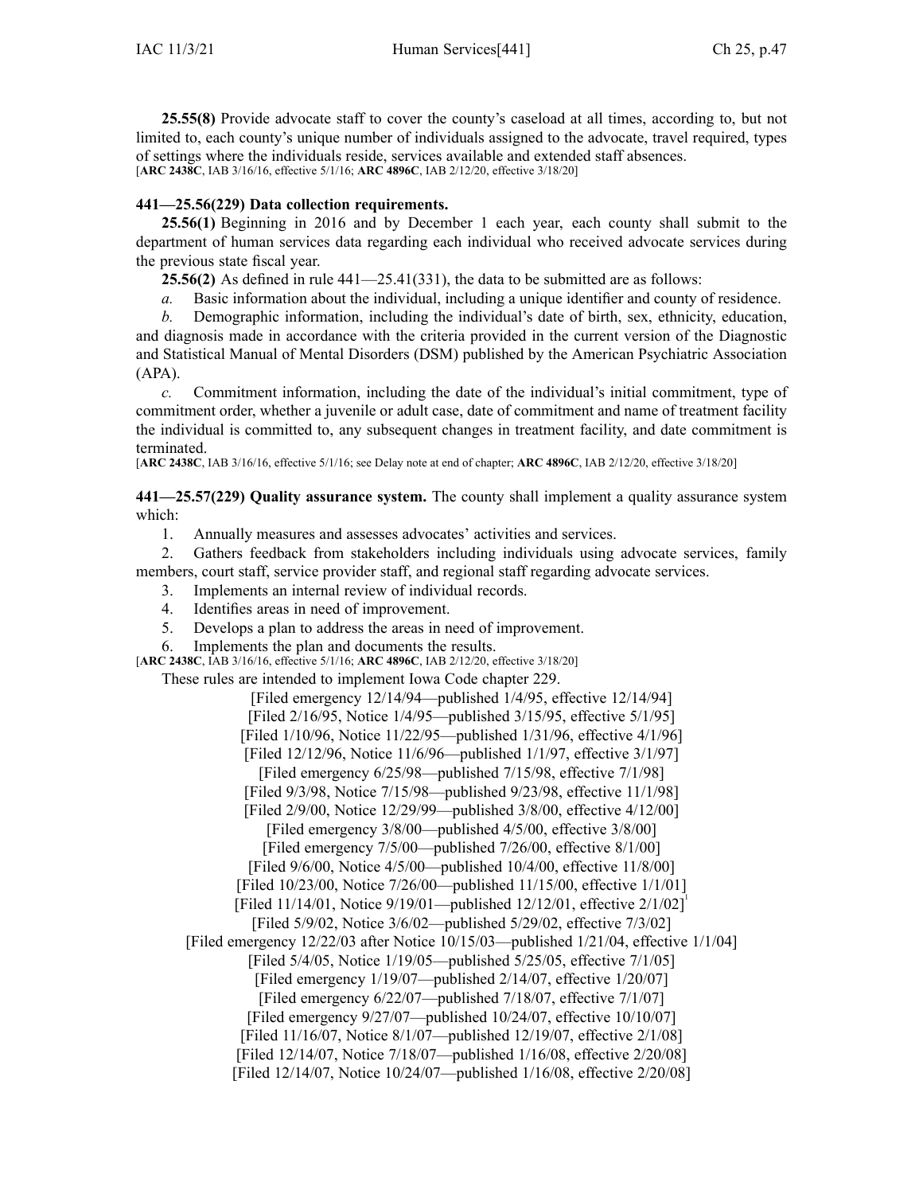**25.55(8)** Provide advocate staff to cover the county's caseload at all times, according to, but not limited to, each county's unique number of individuals assigned to the advocate, travel required, types of settings where the individuals reside, services available and extended staff absences.
[**ARC 2438C**, IAB 3/16/16, effective 5/1/16; **ARC 4896C**, IAB 2/12/20, effective 3/18/20]

**441—25.56(229) Data collection requirements.**

**25.56(1)** Beginning in 2016 and by December 1 each year, each county shall submit to the department of human services data regarding each individual who received advocate services during the previous state fiscal year.

**25.56(2)** As defined in rule 441—25.41(331), the data to be submitted are as follows:

*a.* Basic information about the individual, including a unique identifier and county of residence.

*b.* Demographic information, including the individual's date of birth, sex, ethnicity, education, and diagnosis made in accordance with the criteria provided in the current version of the Diagnostic and Statistical Manual of Mental Disorders (DSM) published by the American Psychiatric Association (APA).

*c.* Commitment information, including the date of the individual's initial commitment, type of commitment order, whether a juvenile or adult case, date of commitment and name of treatment facility the individual is committed to, any subsequent changes in treatment facility, and date commitment is terminated.
[**ARC 2438C**, IAB 3/16/16, effective 5/1/16; see Delay note at end of chapter; **ARC 4896C**, IAB 2/12/20, effective 3/18/20]

**441—25.57(229) Quality assurance system.** The county shall implement a quality assurance system which:

1. Annually measures and assesses advocates' activities and services.
2. Gathers feedback from stakeholders including individuals using advocate services, family members, court staff, service provider staff, and regional staff regarding advocate services.
3. Implements an internal review of individual records.
4. Identifies areas in need of improvement.
5. Develops a plan to address the areas in need of improvement.
6. Implements the plan and documents the results.

[**ARC 2438C**, IAB 3/16/16, effective 5/1/16; **ARC 4896C**, IAB 2/12/20, effective 3/18/20]

These rules are intended to implement Iowa Code chapter 229.

[Filed emergency 12/14/94—published 1/4/95, effective 12/14/94]
[Filed 2/16/95, Notice 1/4/95—published 3/15/95, effective 5/1/95]
[Filed 1/10/96, Notice 11/22/95—published 1/31/96, effective 4/1/96]
[Filed 12/12/96, Notice 11/6/96—published 1/1/97, effective 3/1/97]
[Filed emergency 6/25/98—published 7/15/98, effective 7/1/98]
[Filed 9/3/98, Notice 7/15/98—published 9/23/98, effective 11/1/98]
[Filed 2/9/00, Notice 12/29/99—published 3/8/00, effective 4/12/00]
[Filed emergency 3/8/00—published 4/5/00, effective 3/8/00]
[Filed emergency 7/5/00—published 7/26/00, effective 8/1/00]
[Filed 9/6/00, Notice 4/5/00—published 10/4/00, effective 11/8/00]
[Filed 10/23/00, Notice 7/26/00—published 11/15/00, effective 1/1/01]
[Filed 11/14/01, Notice 9/19/01—published 12/12/01, effective 2/1/02][1]
[Filed 5/9/02, Notice 3/6/02—published 5/29/02, effective 7/3/02]
[Filed emergency 12/22/03 after Notice 10/15/03—published 1/21/04, effective 1/1/04]
[Filed 5/4/05, Notice 1/19/05—published 5/25/05, effective 7/1/05]
[Filed emergency 1/19/07—published 2/14/07, effective 1/20/07]
[Filed emergency 6/22/07—published 7/18/07, effective 7/1/07]
[Filed emergency 9/27/07—published 10/24/07, effective 10/10/07]
[Filed 11/16/07, Notice 8/1/07—published 12/19/07, effective 2/1/08]
[Filed 12/14/07, Notice 7/18/07—published 1/16/08, effective 2/20/08]
[Filed 12/14/07, Notice 10/24/07—published 1/16/08, effective 2/20/08]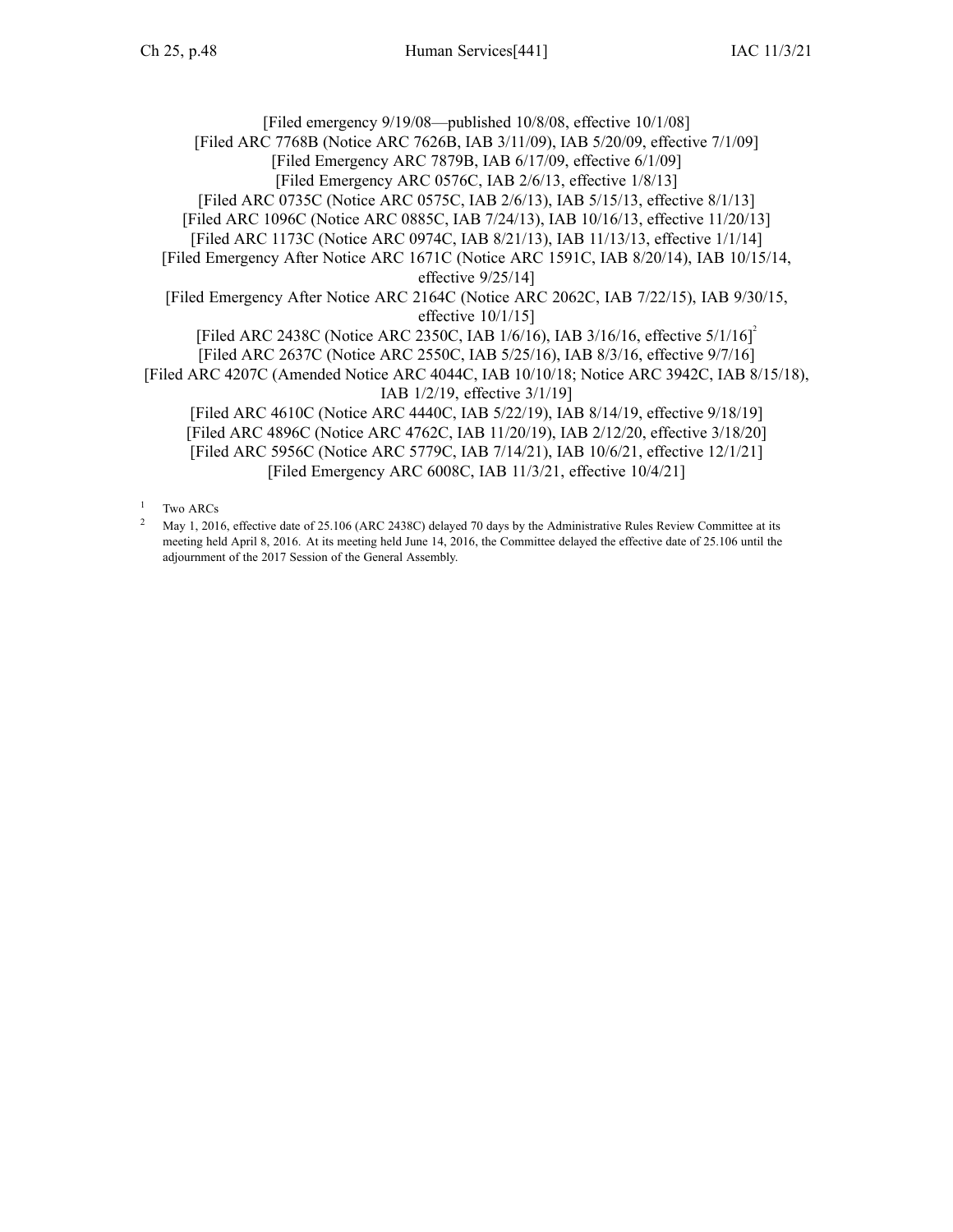[Filed emergency 9/19/08—published 10/8/08, effective 10/1/08]
[Filed ARC 7768B (Notice ARC 7626B, IAB 3/11/09), IAB 5/20/09, effective 7/1/09]
[Filed Emergency ARC 7879B, IAB 6/17/09, effective 6/1/09]
[Filed Emergency ARC 0576C, IAB 2/6/13, effective 1/8/13]
[Filed ARC 0735C (Notice ARC 0575C, IAB 2/6/13), IAB 5/15/13, effective 8/1/13]
[Filed ARC 1096C (Notice ARC 0885C, IAB 7/24/13), IAB 10/16/13, effective 11/20/13]
[Filed ARC 1173C (Notice ARC 0974C, IAB 8/21/13), IAB 11/13/13, effective 1/1/14]
[Filed Emergency After Notice ARC 1671C (Notice ARC 1591C, IAB 8/20/14), IAB 10/15/14, effective 9/25/14]
[Filed Emergency After Notice ARC 2164C (Notice ARC 2062C, IAB 7/22/15), IAB 9/30/15, effective 10/1/15]
[Filed ARC 2438C (Notice ARC 2350C, IAB 1/6/16), IAB 3/16/16, effective 5/1/16][2]
[Filed ARC 2637C (Notice ARC 2550C, IAB 5/25/16), IAB 8/3/16, effective 9/7/16]
[Filed ARC 4207C (Amended Notice ARC 4044C, IAB 10/10/18; Notice ARC 3942C, IAB 8/15/18), IAB 1/2/19, effective 3/1/19]
[Filed ARC 4610C (Notice ARC 4440C, IAB 5/22/19), IAB 8/14/19, effective 9/18/19]
[Filed ARC 4896C (Notice ARC 4762C, IAB 11/20/19), IAB 2/12/20, effective 3/18/20]
[Filed ARC 5956C (Notice ARC 5779C, IAB 7/14/21), IAB 10/6/21, effective 12/1/21]
[Filed Emergency ARC 6008C, IAB 11/3/21, effective 10/4/21]

[1] Two ARCs

[2] May 1, 2016, effective date of 25.106 (ARC 2438C) delayed 70 days by the Administrative Rules Review Committee at its meeting held April 8, 2016. At its meeting held June 14, 2016, the Committee delayed the effective date of 25.106 until the adjournment of the 2017 Session of the General Assembly.